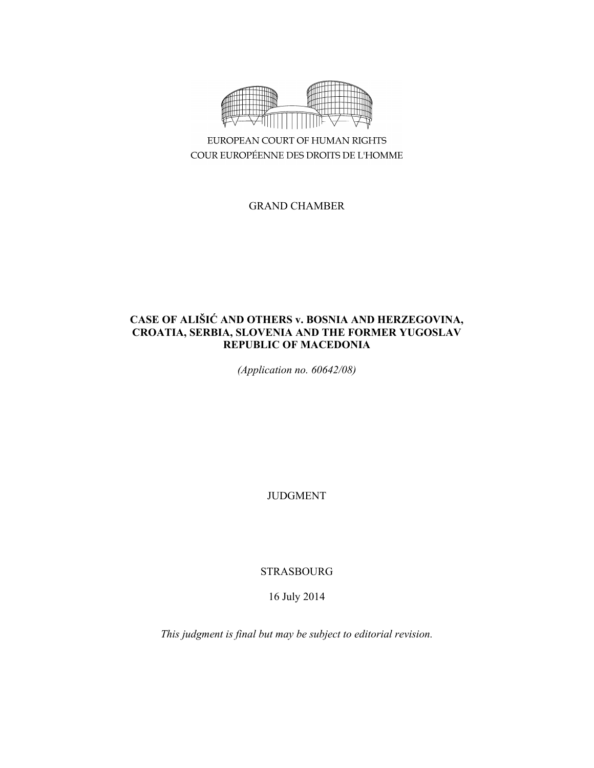EUROPEAN COURT OF HUMAN RIGHTS

COUR EUROPÉENNE DES DROITS DE L'HOMME

GRAND CHAMBER

**CASE OF ALIŠIĆ AND OTHERS v. BOSNIA AND HERZEGOVINA, CROATIA, SERBIA, SLOVENIA AND THE FORMER YUGOSLAV REPUBLIC OF MACEDONIA**

*(Application no. 60642/08)*

JUDGMENT

STRASBOURG

16 July 2014

*This judgment is final but may be subject to editorial revision.*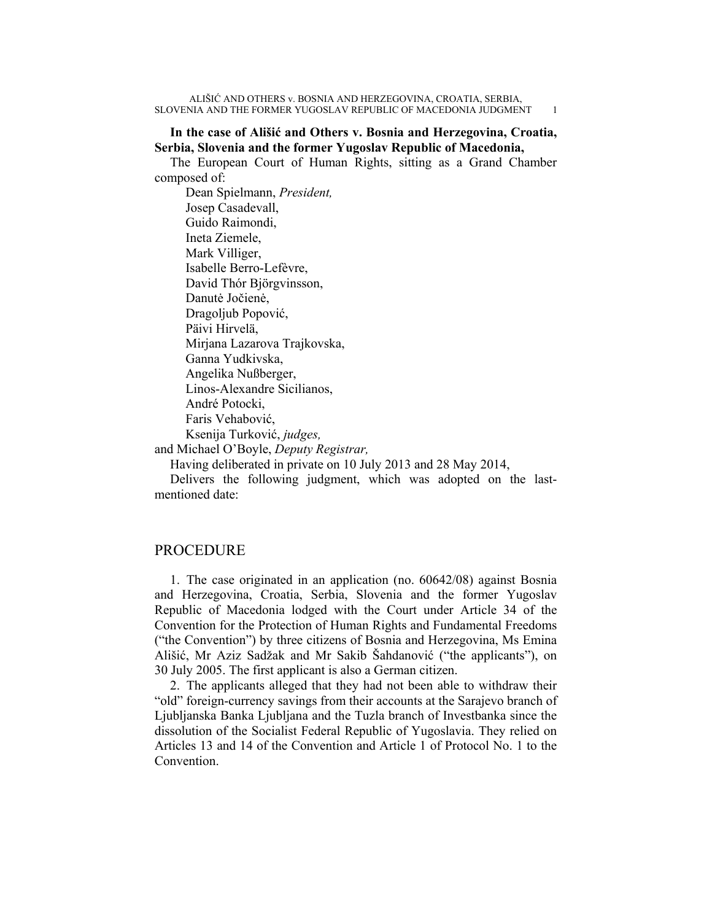**In the case of Córdova Ališić and Others v. Bosnia and Herzegovina, Croatia, Serbia, Slovenia and the former Yugoslav Republic of Macedonia,**

**In the case of Ališić and Others v. Bosnia and Herzegovina, Croatia, Serbia, Slovenia and the former Yugoslav Republic of Macedonia,**

The European Court of Human Rights, sitting as a Grand Chamber composed of:

Dean Spielmann, *President,*
Josep Casadevall,
Guido Raimondi,
Ineta Ziemele,
Mark Villiger,
Isabelle Berro-Lefèvre,
David Thór Björgvinsson,
Danutė Jočienė,
Dragoljub Popović,
Päivi Hirvelä,
Mirjana Lazarova Trajkovska,
Ganna Yudkivska,
Angelika Nußberger,
Linos-Alexandre Sicilianos,
André Potocki,
Faris Vehabović,
Ksenija Turković, *judges,*

and Michael O'Boyle, *Deputy Registrar,*

Having deliberated in private on 10 July 2013 and 28 May 2014,

Delivers the following judgment, which was adopted on the last-mentioned date:

## PROCEDURE

1. The case originated in an application (no. 60642/08) against Bosnia and Herzegovina, Croatia, Serbia, Slovenia and the former Yugoslav Republic of Macedonia lodged with the Court under Article 34 of the Convention for the Protection of Human Rights and Fundamental Freedoms ("the Convention") by three citizens of Bosnia and Herzegovina, Ms Emina Ališić, Mr Aziz Sadžak and Mr Sakib Šahdanović ("the applicants"), on 30 July 2005. The first applicant is also a German citizen.

2. The applicants alleged that they had not been able to withdraw their "old" foreign-currency savings from their accounts at the Sarajevo branch of Ljubljanska Banka Ljubljana and the Tuzla branch of Investbanka since the dissolution of the Socialist Federal Republic of Yugoslavia. They relied on Articles 13 and 14 of the Convention and Article 1 of Protocol No. 1 to the Convention.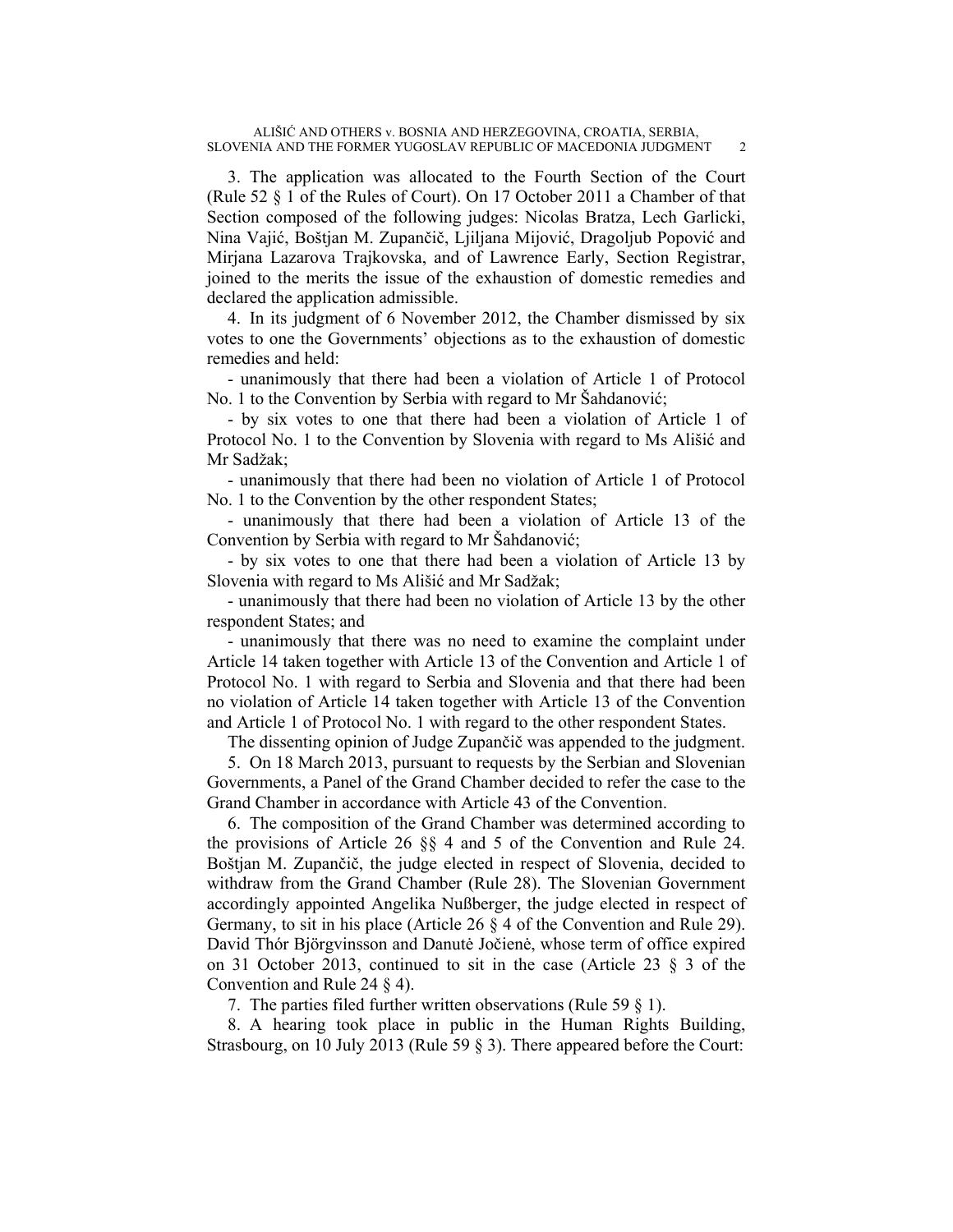3. The application was allocated to the Fourth Section of the Court (Rule 52 § 1 of the Rules of Court). On 17 October 2011 a Chamber of that Section composed of the following judges: Nicolas Bratza, Lech Garlicki, Nina Vajić, Boštjan M. Zupančič, Ljiljana Mijović, Dragoljub Popović and Mirjana Lazarova Trajkovska, and of Lawrence Early, Section Registrar, joined to the merits the issue of the exhaustion of domestic remedies and declared the application admissible.

4. In its judgment of 6 November 2012, the Chamber dismissed by six votes to one the Governments' objections as to the exhaustion of domestic remedies and held:

- unanimously that there had been a violation of Article 1 of Protocol No. 1 to the Convention by Serbia with regard to Mr Šahdanović;

- by six votes to one that there had been a violation of Article 1 of Protocol No. 1 to the Convention by Slovenia with regard to Ms Ališić and Mr Sadžak;

- unanimously that there had been no violation of Article 1 of Protocol No. 1 to the Convention by the other respondent States;

- unanimously that there had been a violation of Article 13 of the Convention by Serbia with regard to Mr Šahdanović;

- by six votes to one that there had been a violation of Article 13 by Slovenia with regard to Ms Ališić and Mr Sadžak;

- unanimously that there had been no violation of Article 13 by the other respondent States; and

- unanimously that there was no need to examine the complaint under Article 14 taken together with Article 13 of the Convention and Article 1 of Protocol No. 1 with regard to Serbia and Slovenia and that there had been no violation of Article 14 taken together with Article 13 of the Convention and Article 1 of Protocol No. 1 with regard to the other respondent States.

The dissenting opinion of Judge Zupančič was appended to the judgment.

5. On 18 March 2013, pursuant to requests by the Serbian and Slovenian Governments, a Panel of the Grand Chamber decided to refer the case to the Grand Chamber in accordance with Article 43 of the Convention.

6. The composition of the Grand Chamber was determined according to the provisions of Article 26 §§ 4 and 5 of the Convention and Rule 24. Boštjan M. Zupančič, the judge elected in respect of Slovenia, decided to withdraw from the Grand Chamber (Rule 28). The Slovenian Government accordingly appointed Angelika Nußberger, the judge elected in respect of Germany, to sit in his place (Article 26 § 4 of the Convention and Rule 29). David Thór Björgvinsson and Danutė Jočienė, whose term of office expired on 31 October 2013, continued to sit in the case (Article 23 § 3 of the Convention and Rule 24 § 4).

7. The parties filed further written observations (Rule 59 § 1).

8. A hearing took place in public in the Human Rights Building, Strasbourg, on 10 July 2013 (Rule 59 § 3). There appeared before the Court: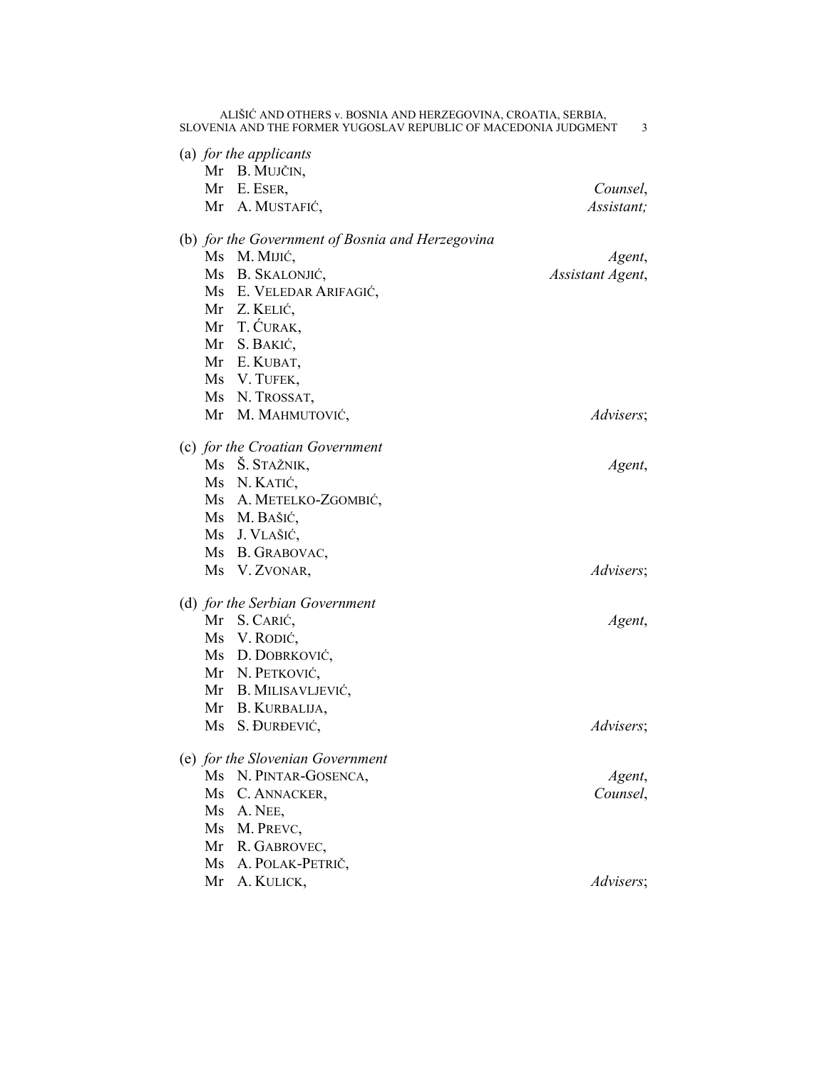(a) *for the applicants*

Mr B. MUJČIN,
Mr E. ESER, *Counsel*,
Mr A. MUSTAFIĆ, *Assistant;*

(b) *for the Government of Bosnia and Herzegovina*

Ms M. MIJIĆ, *Agent*,
Ms B. SKALONJIĆ, *Assistant Agent*,
Ms E. VELEDAR ARIFAGIĆ,
Mr Z. KELIĆ,
Mr T. ĆURAK,
Mr S. BAKIĆ,
Mr E. KUBAT,
Ms V. TUFEK,
Ms N. TROSSAT,
Mr M. MAHMUTOVIĆ, *Advisers*;

(c) *for the Croatian Government*

Ms Š. STAŽNIK, *Agent*,
Ms N. KATIĆ,
Ms A. METELKO-ZGOMBIĆ,
Ms M. BAŠIĆ,
Ms J. VLAŠIĆ,
Ms B. GRABOVAC,
Ms V. ZVONAR, *Advisers*;

(d) *for the Serbian Government*

Mr S. CARIĆ, *Agent*,
Ms V. RODIĆ,
Ms D. DOBRKOVIĆ,
Mr N. PETKOVIĆ,
Mr B. MILISAVLJEVIĆ,
Mr B. KURBALIJA,
Ms S. ĐURĐEVIĆ, *Advisers*;

(e) *for the Slovenian Government*

Ms N. PINTAR-GOSENCA, *Agent*,
Ms C. ANNACKER, *Counsel*,
Ms A. NEE,
Ms M. PREVC,
Mr R. GABROVEC,
Ms A. POLAK-PETRIČ,
Mr A. KULICK, *Advisers*;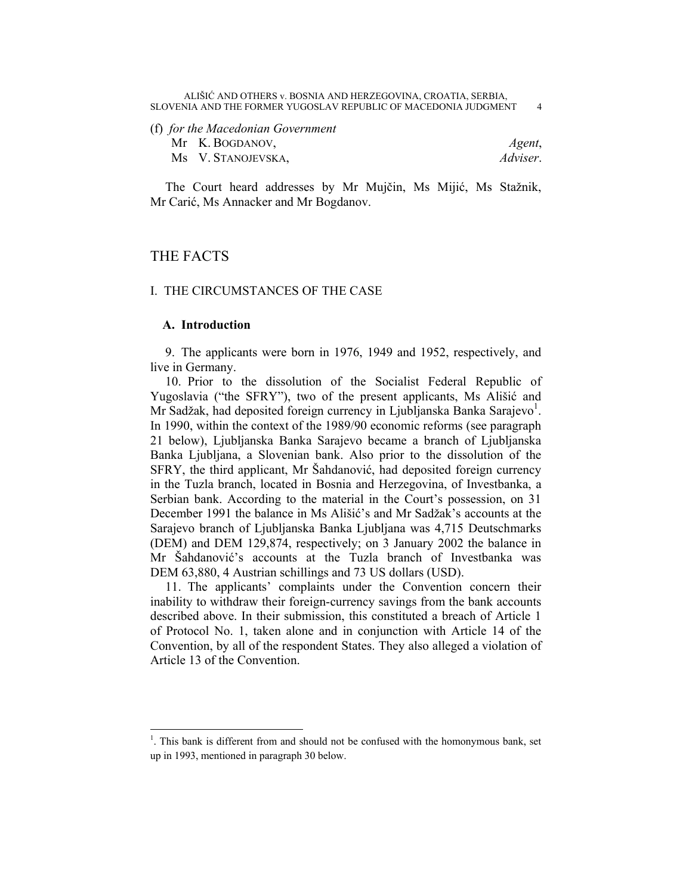(f) *for the Macedonian Government*
Mr K. BOGDANOV, *Agent*,
Ms V. STANOJEVSKA, *Adviser*.

The Court heard addresses by Mr Mujčin, Ms Mijić, Ms Stažnik, Mr Carić, Ms Annacker and Mr Bogdanov.

# THE FACTS

## I. THE CIRCUMSTANCES OF THE CASE

### A. Introduction

9. The applicants were born in 1976, 1949 and 1952, respectively, and live in Germany.

10. Prior to the dissolution of the Socialist Federal Republic of Yugoslavia ("the SFRY"), two of the present applicants, Ms Ališić and Mr Sadžak, had deposited foreign currency in Ljubljanska Banka Sarajevo[1]. In 1990, within the context of the 1989/90 economic reforms (see paragraph 21 below), Ljubljanska Banka Sarajevo became a branch of Ljubljanska Banka Ljubljana, a Slovenian bank. Also prior to the dissolution of the SFRY, the third applicant, Mr Šahdanović, had deposited foreign currency in the Tuzla branch, located in Bosnia and Herzegovina, of Investbanka, a Serbian bank. According to the material in the Court's possession, on 31 December 1991 the balance in Ms Ališić's and Mr Sadžak's accounts at the Sarajevo branch of Ljubljanska Banka Ljubljana was 4,715 Deutschmarks (DEM) and DEM 129,874, respectively; on 3 January 2002 the balance in Mr Šahdanović's accounts at the Tuzla branch of Investbanka was DEM 63,880, 4 Austrian schillings and 73 US dollars (USD).

11. The applicants' complaints under the Convention concern their inability to withdraw their foreign-currency savings from the bank accounts described above. In their submission, this constituted a breach of Article 1 of Protocol No. 1, taken alone and in conjunction with Article 14 of the Convention, by all of the respondent States. They also alleged a violation of Article 13 of the Convention.

---

[1]. This bank is different from and should not be confused with the homonymous bank, set up in 1993, mentioned in paragraph 30 below.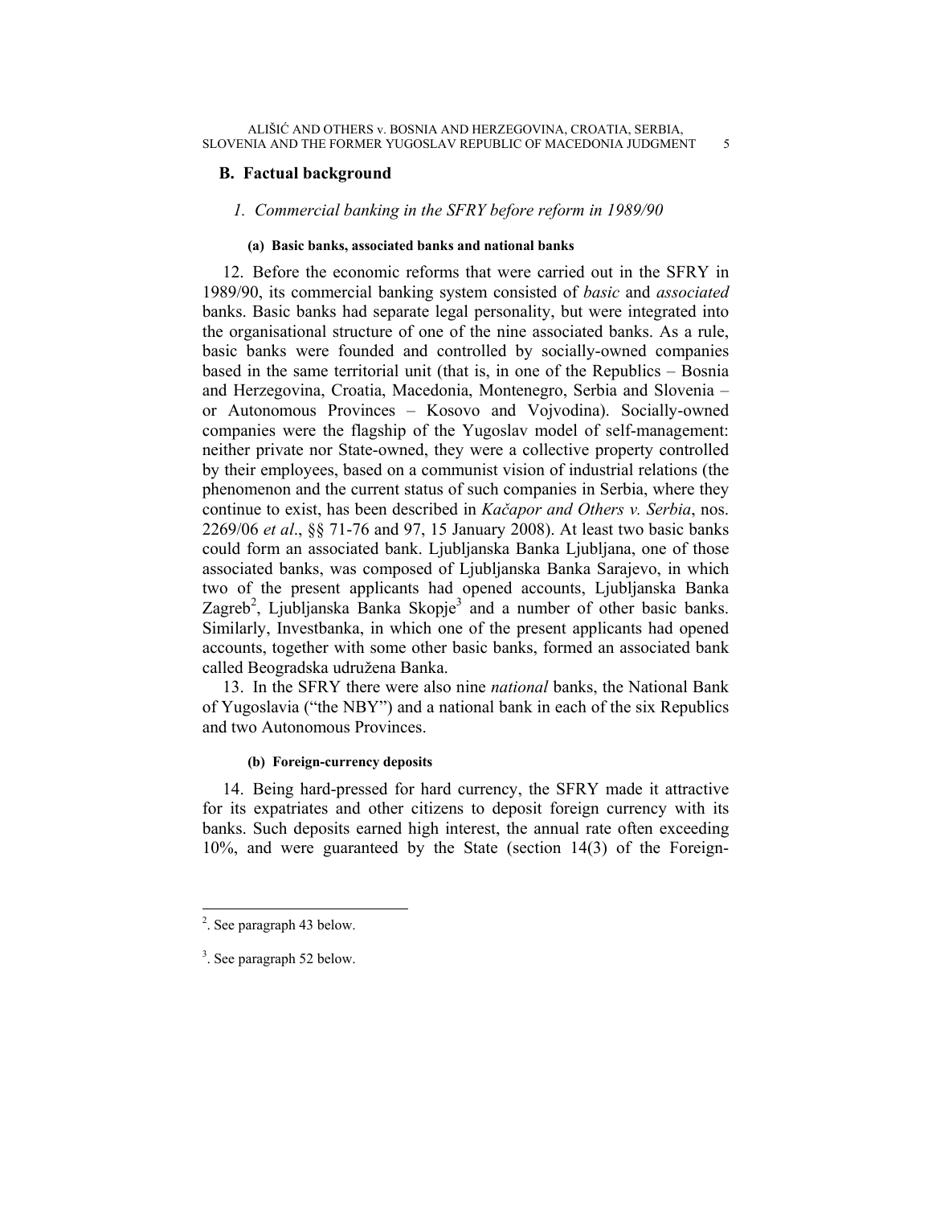## B. Factual background

### 1. *Commercial banking in the SFRY before reform in 1989/90*

#### (a) Basic banks, associated banks and national banks

12. Before the economic reforms that were carried out in the SFRY in 1989/90, its commercial banking system consisted of *basic* and *associated* banks. Basic banks had separate legal personality, but were integrated into the organisational structure of one of the nine associated banks. As a rule, basic banks were founded and controlled by socially-owned companies based in the same territorial unit (that is, in one of the Republics – Bosnia and Herzegovina, Croatia, Macedonia, Montenegro, Serbia and Slovenia – or Autonomous Provinces – Kosovo and Vojvodina). Socially-owned companies were the flagship of the Yugoslav model of self-management: neither private nor State-owned, they were a collective property controlled by their employees, based on a communist vision of industrial relations (the phenomenon and the current status of such companies in Serbia, where they continue to exist, has been described in *Kačapor and Others v. Serbia*, nos. 2269/06 *et al*., §§ 71-76 and 97, 15 January 2008). At least two basic banks could form an associated bank. Ljubljanska Banka Ljubljana, one of those associated banks, was composed of Ljubljanska Banka Sarajevo, in which two of the present applicants had opened accounts, Ljubljanska Banka Zagreb[2], Ljubljanska Banka Skopje[3] and a number of other basic banks. Similarly, Investbanka, in which one of the present applicants had opened accounts, together with some other basic banks, formed an associated bank called Beogradska udružena Banka.

13. In the SFRY there were also nine *national* banks, the National Bank of Yugoslavia ("the NBY") and a national bank in each of the six Republics and two Autonomous Provinces.

#### (b) Foreign-currency deposits

14. Being hard-pressed for hard currency, the SFRY made it attractive for its expatriates and other citizens to deposit foreign currency with its banks. Such deposits earned high interest, the annual rate often exceeding 10%, and were guaranteed by the State (section 14(3) of the Foreign-

---

[2]. See paragraph 43 below.

[3]. See paragraph 52 below.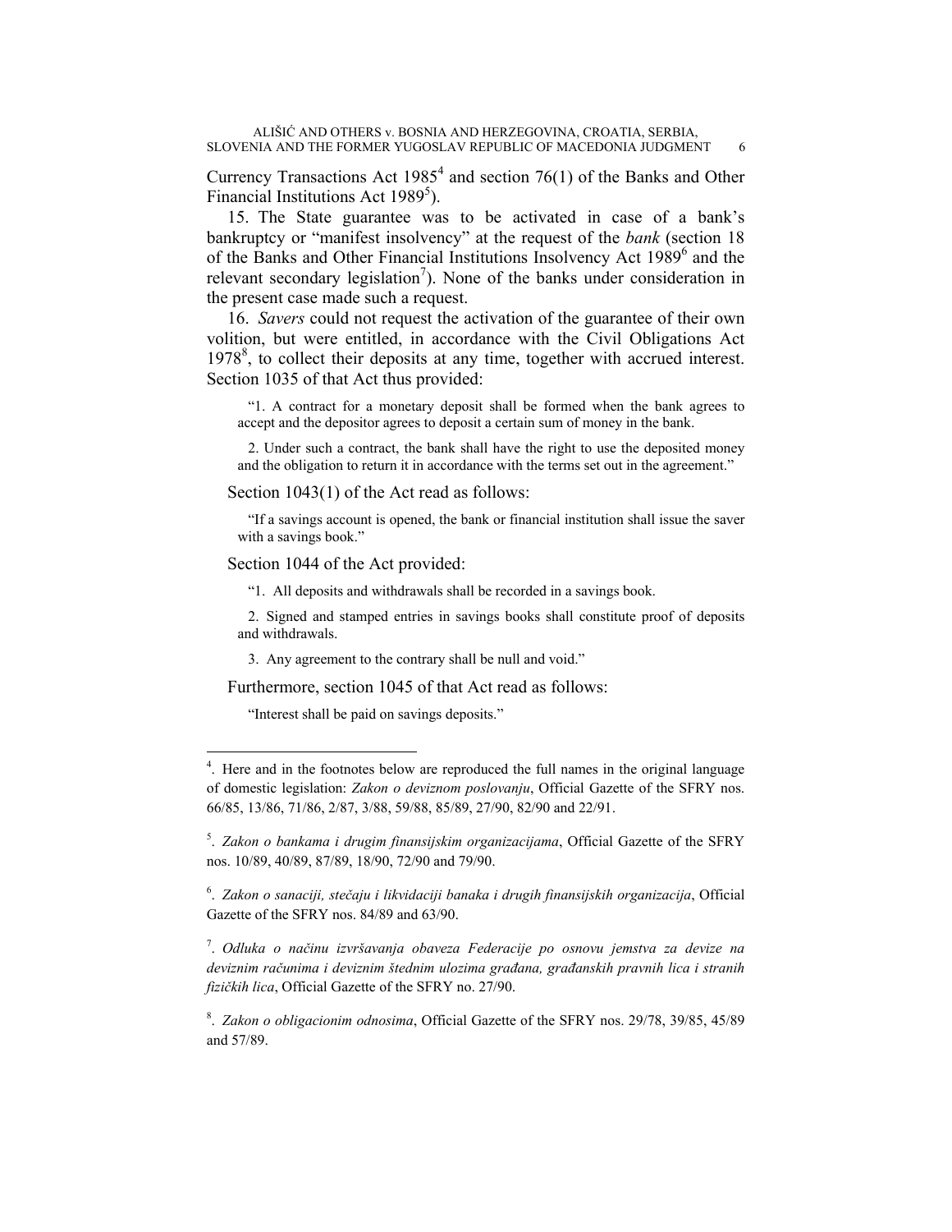Currency Transactions Act 1985[4] and section 76(1) of the Banks and Other Financial Institutions Act 1989[5]).

15. The State guarantee was to be activated in case of a bank's bankruptcy or "manifest insolvency" at the request of the *bank* (section 18 of the Banks and Other Financial Institutions Insolvency Act 1989[6] and the relevant secondary legislation[7]). None of the banks under consideration in the present case made such a request.

16. *Savers* could not request the activation of the guarantee of their own volition, but were entitled, in accordance with the Civil Obligations Act 1978[8], to collect their deposits at any time, together with accrued interest. Section 1035 of that Act thus provided:

> "1. A contract for a monetary deposit shall be formed when the bank agrees to accept and the depositor agrees to deposit a certain sum of money in the bank.
>
> 2. Under such a contract, the bank shall have the right to use the deposited money and the obligation to return it in accordance with the terms set out in the agreement."

Section 1043(1) of the Act read as follows:

> "If a savings account is opened, the bank or financial institution shall issue the saver with a savings book."

Section 1044 of the Act provided:

> "1. All deposits and withdrawals shall be recorded in a savings book.
>
> 2. Signed and stamped entries in savings books shall constitute proof of deposits and withdrawals.
>
> 3. Any agreement to the contrary shall be null and void."

Furthermore, section 1045 of that Act read as follows:

> "Interest shall be paid on savings deposits."

---

[4]. Here and in the footnotes below are reproduced the full names in the original language of domestic legislation: *Zakon o deviznom poslovanju*, Official Gazette of the SFRY nos. 66/85, 13/86, 71/86, 2/87, 3/88, 59/88, 85/89, 27/90, 82/90 and 22/91.

[5]. *Zakon o bankama i drugim finansijskim organizacijama*, Official Gazette of the SFRY nos. 10/89, 40/89, 87/89, 18/90, 72/90 and 79/90.

[6]. *Zakon o sanaciji, stečaju i likvidaciji banaka i drugih finansijskih organizacija*, Official Gazette of the SFRY nos. 84/89 and 63/90.

[7]. *Odluka o načinu izvršavanja obaveza Federacije po osnovu jemstva za devize na deviznim računima i deviznim štednim ulozima građana, građanskih pravnih lica i stranih fizičkih lica*, Official Gazette of the SFRY no. 27/90.

[8]. *Zakon o obligacionim odnosima*, Official Gazette of the SFRY nos. 29/78, 39/85, 45/89 and 57/89.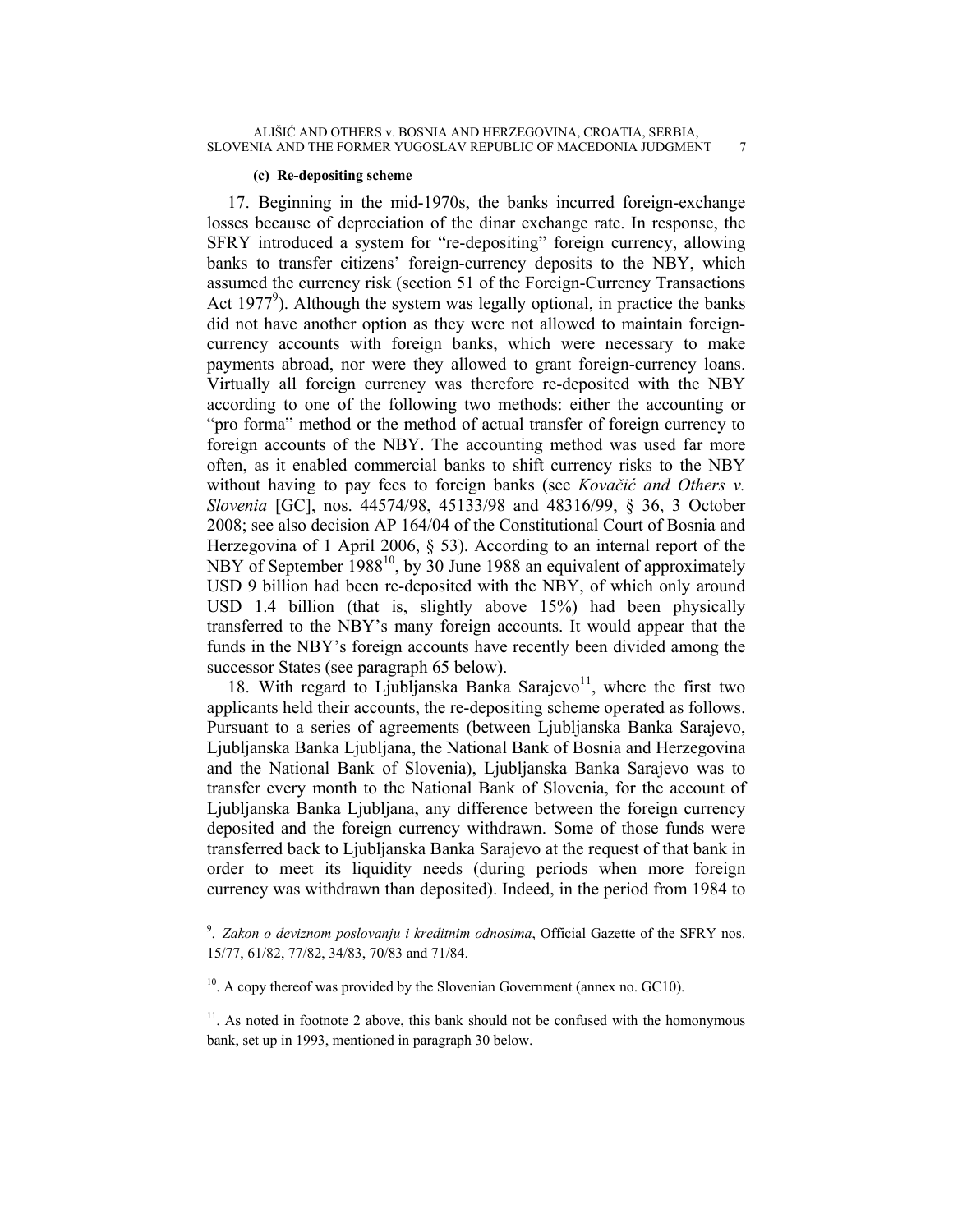#### (c) Re-depositing scheme

17. Beginning in the mid-1970s, the banks incurred foreign-exchange losses because of depreciation of the dinar exchange rate. In response, the SFRY introduced a system for "re-depositing" foreign currency, allowing banks to transfer citizens' foreign-currency deposits to the NBY, which assumed the currency risk (section 51 of the Foreign-Currency Transactions Act 1977[9]). Although the system was legally optional, in practice the banks did not have another option as they were not allowed to maintain foreign-currency accounts with foreign banks, which were necessary to make payments abroad, nor were they allowed to grant foreign-currency loans. Virtually all foreign currency was therefore re-deposited with the NBY according to one of the following two methods: either the accounting or "pro forma" method or the method of actual transfer of foreign currency to foreign accounts of the NBY. The accounting method was used far more often, as it enabled commercial banks to shift currency risks to the NBY without having to pay fees to foreign banks (see *Kovačić and Others v. Slovenia* [GC], nos. 44574/98, 45133/98 and 48316/99, § 36, 3 October 2008; see also decision AP 164/04 of the Constitutional Court of Bosnia and Herzegovina of 1 April 2006, § 53). According to an internal report of the NBY of September 1988[10], by 30 June 1988 an equivalent of approximately USD 9 billion had been re-deposited with the NBY, of which only around USD 1.4 billion (that is, slightly above 15%) had been physically transferred to the NBY's many foreign accounts. It would appear that the funds in the NBY's foreign accounts have recently been divided among the successor States (see paragraph 65 below).

18. With regard to Ljubljanska Banka Sarajevo[11], where the first two applicants held their accounts, the re-depositing scheme operated as follows. Pursuant to a series of agreements (between Ljubljanska Banka Sarajevo, Ljubljanska Banka Ljubljana, the National Bank of Bosnia and Herzegovina and the National Bank of Slovenia), Ljubljanska Banka Sarajevo was to transfer every month to the National Bank of Slovenia, for the account of Ljubljanska Banka Ljubljana, any difference between the foreign currency deposited and the foreign currency withdrawn. Some of those funds were transferred back to Ljubljanska Banka Sarajevo at the request of that bank in order to meet its liquidity needs (during periods when more foreign currency was withdrawn than deposited). Indeed, in the period from 1984 to

---

[9]. *Zakon o deviznom poslovanju i kreditnim odnosima*, Official Gazette of the SFRY nos. 15/77, 61/82, 77/82, 34/83, 70/83 and 71/84.

[10]. A copy thereof was provided by the Slovenian Government (annex no. GC10).

[11]. As noted in footnote 2 above, this bank should not be confused with the homonymous bank, set up in 1993, mentioned in paragraph 30 below.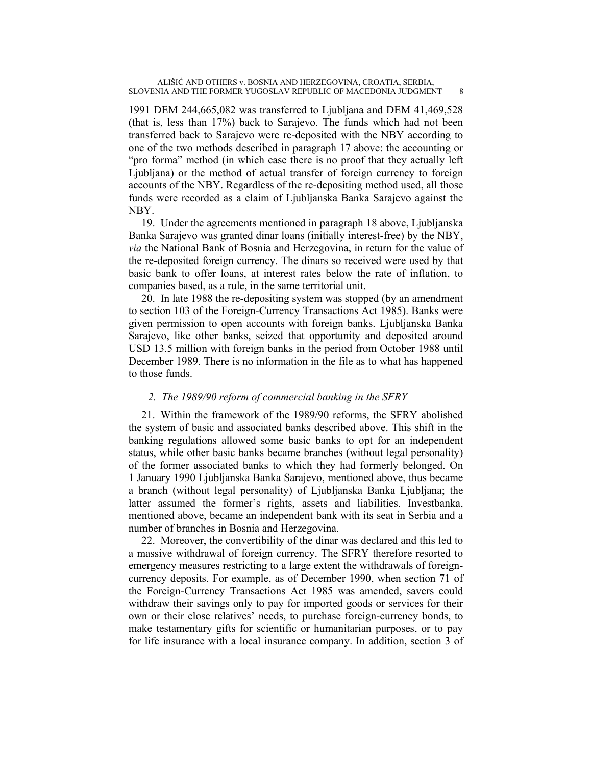1991 DEM 244,665,082 was transferred to Ljubljana and DEM 41,469,528 (that is, less than 17%) back to Sarajevo. The funds which had not been transferred back to Sarajevo were re-deposited with the NBY according to one of the two methods described in paragraph 17 above: the accounting or "pro forma" method (in which case there is no proof that they actually left Ljubljana) or the method of actual transfer of foreign currency to foreign accounts of the NBY. Regardless of the re-depositing method used, all those funds were recorded as a claim of Ljubljanska Banka Sarajevo against the NBY.

19. Under the agreements mentioned in paragraph 18 above, Ljubljanska Banka Sarajevo was granted dinar loans (initially interest-free) by the NBY, *via* the National Bank of Bosnia and Herzegovina, in return for the value of the re-deposited foreign currency. The dinars so received were used by that basic bank to offer loans, at interest rates below the rate of inflation, to companies based, as a rule, in the same territorial unit.

20. In late 1988 the re-depositing system was stopped (by an amendment to section 103 of the Foreign-Currency Transactions Act 1985). Banks were given permission to open accounts with foreign banks. Ljubljanska Banka Sarajevo, like other banks, seized that opportunity and deposited around USD 13.5 million with foreign banks in the period from October 1988 until December 1989. There is no information in the file as to what has happened to those funds.

### *2. The 1989/90 reform of commercial banking in the SFRY*

21. Within the framework of the 1989/90 reforms, the SFRY abolished the system of basic and associated banks described above. This shift in the banking regulations allowed some basic banks to opt for an independent status, while other basic banks became branches (without legal personality) of the former associated banks to which they had formerly belonged. On 1 January 1990 Ljubljanska Banka Sarajevo, mentioned above, thus became a branch (without legal personality) of Ljubljanska Banka Ljubljana; the latter assumed the former's rights, assets and liabilities. Investbanka, mentioned above, became an independent bank with its seat in Serbia and a number of branches in Bosnia and Herzegovina.

22. Moreover, the convertibility of the dinar was declared and this led to a massive withdrawal of foreign currency. The SFRY therefore resorted to emergency measures restricting to a large extent the withdrawals of foreign-currency deposits. For example, as of December 1990, when section 71 of the Foreign-Currency Transactions Act 1985 was amended, savers could withdraw their savings only to pay for imported goods or services for their own or their close relatives' needs, to purchase foreign-currency bonds, to make testamentary gifts for scientific or humanitarian purposes, or to pay for life insurance with a local insurance company. In addition, section 3 of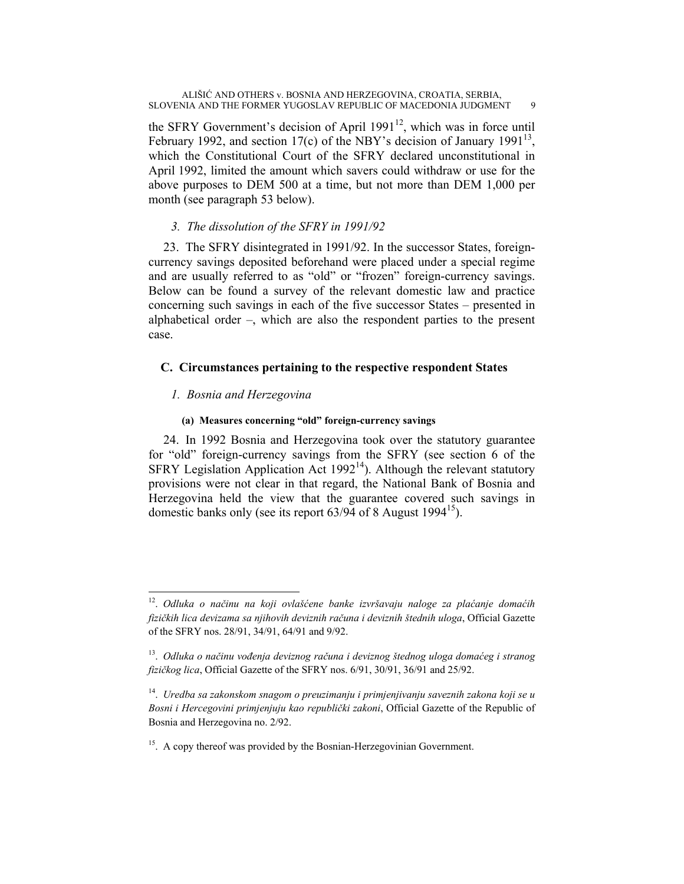the SFRY Government's decision of April 1991[12], which was in force until February 1992, and section 17(c) of the NBY's decision of January 1991[13], which the Constitutional Court of the SFRY declared unconstitutional in April 1992, limited the amount which savers could withdraw or use for the above purposes to DEM 500 at a time, but not more than DEM 1,000 per month (see paragraph 53 below).

### *3. The dissolution of the SFRY in 1991/92*

23. The SFRY disintegrated in 1991/92. In the successor States, foreign-currency savings deposited beforehand were placed under a special regime and are usually referred to as "old" or "frozen" foreign-currency savings. Below can be found a survey of the relevant domestic law and practice concerning such savings in each of the five successor States – presented in alphabetical order –, which are also the respondent parties to the present case.

## C. Circumstances pertaining to the respective respondent States

### *1. Bosnia and Herzegovina*

#### (a) Measures concerning "old" foreign-currency savings

24. In 1992 Bosnia and Herzegovina took over the statutory guarantee for "old" foreign-currency savings from the SFRY (see section 6 of the SFRY Legislation Application Act 1992[14]). Although the relevant statutory provisions were not clear in that regard, the National Bank of Bosnia and Herzegovina held the view that the guarantee covered such savings in domestic banks only (see its report 63/94 of 8 August 1994[15]).

---

[12]. *Odluka o načinu na koji ovlašćene banke izvršavaju naloge za plaćanje domaćih fizičkih lica devizama sa njihovih deviznih računa i deviznih štednih uloga*, Official Gazette of the SFRY nos. 28/91, 34/91, 64/91 and 9/92.

[13]. *Odluka o načinu vođenja deviznog računa i deviznog štednog uloga domaćeg i stranog fizičkog lica*, Official Gazette of the SFRY nos. 6/91, 30/91, 36/91 and 25/92.

[14]. *Uredba sa zakonskom snagom o preuzimanju i primjenjivanju saveznih zakona koji se u Bosni i Hercegovini primjenjuju kao republički zakoni*, Official Gazette of the Republic of Bosnia and Herzegovina no. 2/92.

[15]. A copy thereof was provided by the Bosnian-Herzegovinian Government.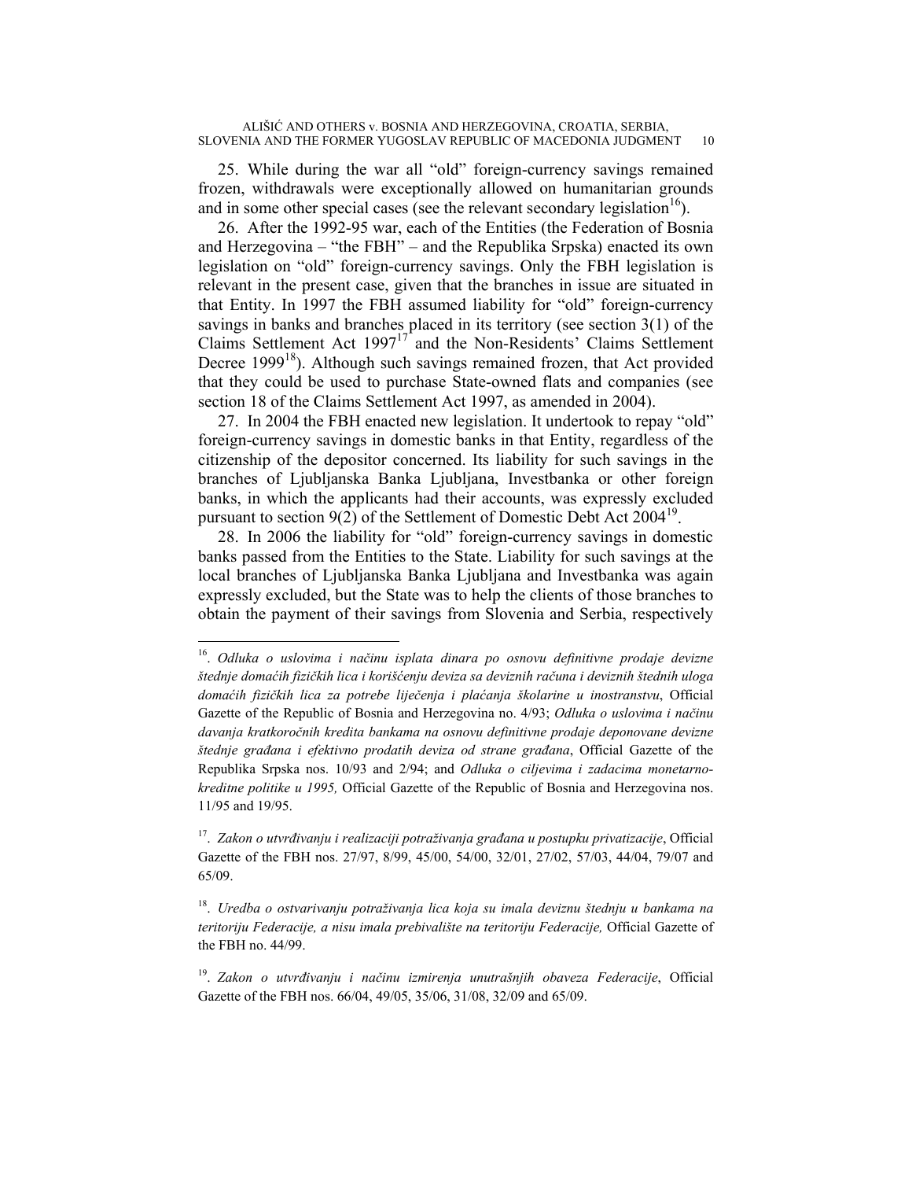25. While during the war all "old" foreign-currency savings remained frozen, withdrawals were exceptionally allowed on humanitarian grounds and in some other special cases (see the relevant secondary legislation[16]).

26. After the 1992-95 war, each of the Entities (the Federation of Bosnia and Herzegovina – "the FBH" – and the Republika Srpska) enacted its own legislation on "old" foreign-currency savings. Only the FBH legislation is relevant in the present case, given that the branches in issue are situated in that Entity. In 1997 the FBH assumed liability for "old" foreign-currency savings in banks and branches placed in its territory (see section 3(1) of the Claims Settlement Act 1997[17] and the Non-Residents' Claims Settlement Decree 1999[18]). Although such savings remained frozen, that Act provided that they could be used to purchase State-owned flats and companies (see section 18 of the Claims Settlement Act 1997, as amended in 2004).

27. In 2004 the FBH enacted new legislation. It undertook to repay "old" foreign-currency savings in domestic banks in that Entity, regardless of the citizenship of the depositor concerned. Its liability for such savings in the branches of Ljubljanska Banka Ljubljana, Investbanka or other foreign banks, in which the applicants had their accounts, was expressly excluded pursuant to section 9(2) of the Settlement of Domestic Debt Act 2004[19].

28. In 2006 the liability for "old" foreign-currency savings in domestic banks passed from the Entities to the State. Liability for such savings at the local branches of Ljubljanska Banka Ljubljana and Investbanka was again expressly excluded, but the State was to help the clients of those branches to obtain the payment of their savings from Slovenia and Serbia, respectively

---

[16]. *Odluka o uslovima i načinu isplata dinara po osnovu definitivne prodaje devizne štednje domaćih fizičkih lica i korišćenju deviza sa deviznih računa i deviznih štednih uloga domaćih fizičkih lica za potrebe liječenja i plaćanja školarine u inostranstvu*, Official Gazette of the Republic of Bosnia and Herzegovina no. 4/93; *Odluka o uslovima i načinu davanja kratkoročnih kredita bankama na osnovu definitivne prodaje deponovane devizne štednje građana i efektivno prodatih deviza od strane građana*, Official Gazette of the Republika Srpska nos. 10/93 and 2/94; and *Odluka o ciljevima i zadacima monetarno-kreditne politike u 1995,* Official Gazette of the Republic of Bosnia and Herzegovina nos. 11/95 and 19/95.

[17]. *Zakon o utvrđivanju i realizaciji potraživanja građana u postupku privatizacije*, Official Gazette of the FBH nos. 27/97, 8/99, 45/00, 54/00, 32/01, 27/02, 57/03, 44/04, 79/07 and 65/09.

[18]. *Uredba o ostvarivanju potraživanja lica koja su imala deviznu štednju u bankama na teritoriju Federacije, a nisu imala prebivalište na teritoriju Federacije,* Official Gazette of the FBH no. 44/99.

[19]. *Zakon o utvrđivanju i načinu izmirenja unutrašnjih obaveza Federacije*, Official Gazette of the FBH nos. 66/04, 49/05, 35/06, 31/08, 32/09 and 65/09.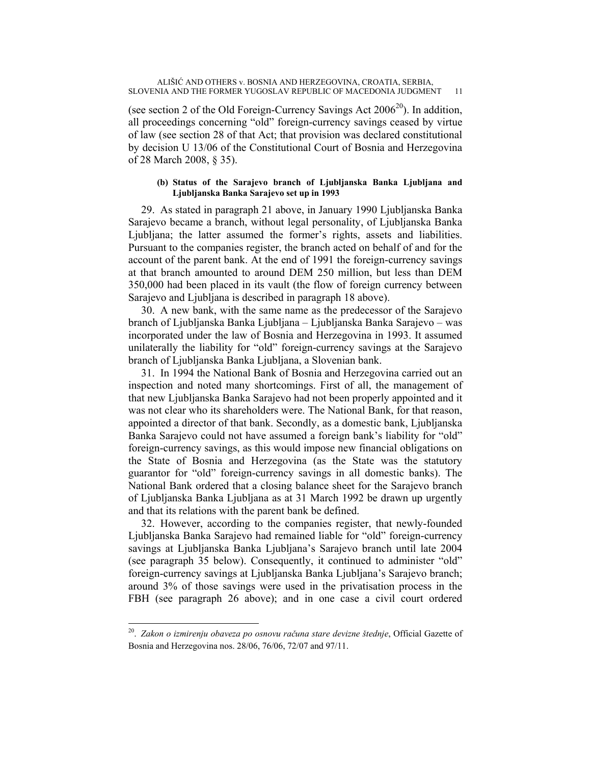(see section 2 of the Old Foreign-Currency Savings Act 2006[20]). In addition, all proceedings concerning "old" foreign-currency savings ceased by virtue of law (see section 28 of that Act; that provision was declared constitutional by decision U 13/06 of the Constitutional Court of Bosnia and Herzegovina of 28 March 2008, § 35).

#### (b) Status of the Sarajevo branch of Ljubljanska Banka Ljubljana and Ljubljanska Banka Sarajevo set up in 1993

29. As stated in paragraph 21 above, in January 1990 Ljubljanska Banka Sarajevo became a branch, without legal personality, of Ljubljanska Banka Ljubljana; the latter assumed the former's rights, assets and liabilities. Pursuant to the companies register, the branch acted on behalf of and for the account of the parent bank. At the end of 1991 the foreign-currency savings at that branch amounted to around DEM 250 million, but less than DEM 350,000 had been placed in its vault (the flow of foreign currency between Sarajevo and Ljubljana is described in paragraph 18 above).

30. A new bank, with the same name as the predecessor of the Sarajevo branch of Ljubljanska Banka Ljubljana – Ljubljanska Banka Sarajevo – was incorporated under the law of Bosnia and Herzegovina in 1993. It assumed unilaterally the liability for "old" foreign-currency savings at the Sarajevo branch of Ljubljanska Banka Ljubljana, a Slovenian bank.

31. In 1994 the National Bank of Bosnia and Herzegovina carried out an inspection and noted many shortcomings. First of all, the management of that new Ljubljanska Banka Sarajevo had not been properly appointed and it was not clear who its shareholders were. The National Bank, for that reason, appointed a director of that bank. Secondly, as a domestic bank, Ljubljanska Banka Sarajevo could not have assumed a foreign bank's liability for "old" foreign-currency savings, as this would impose new financial obligations on the State of Bosnia and Herzegovina (as the State was the statutory guarantor for "old" foreign-currency savings in all domestic banks). The National Bank ordered that a closing balance sheet for the Sarajevo branch of Ljubljanska Banka Ljubljana as at 31 March 1992 be drawn up urgently and that its relations with the parent bank be defined.

32. However, according to the companies register, that newly-founded Ljubljanska Banka Sarajevo had remained liable for "old" foreign-currency savings at Ljubljanska Banka Ljubljana's Sarajevo branch until late 2004 (see paragraph 35 below). Consequently, it continued to administer "old" foreign-currency savings at Ljubljanska Banka Ljubljana's Sarajevo branch; around 3% of those savings were used in the privatisation process in the FBH (see paragraph 26 above); and in one case a civil court ordered

---

[20]. *Zakon o izmirenju obaveza po osnovu računa stare devizne štednje*, Official Gazette of Bosnia and Herzegovina nos. 28/06, 76/06, 72/07 and 97/11.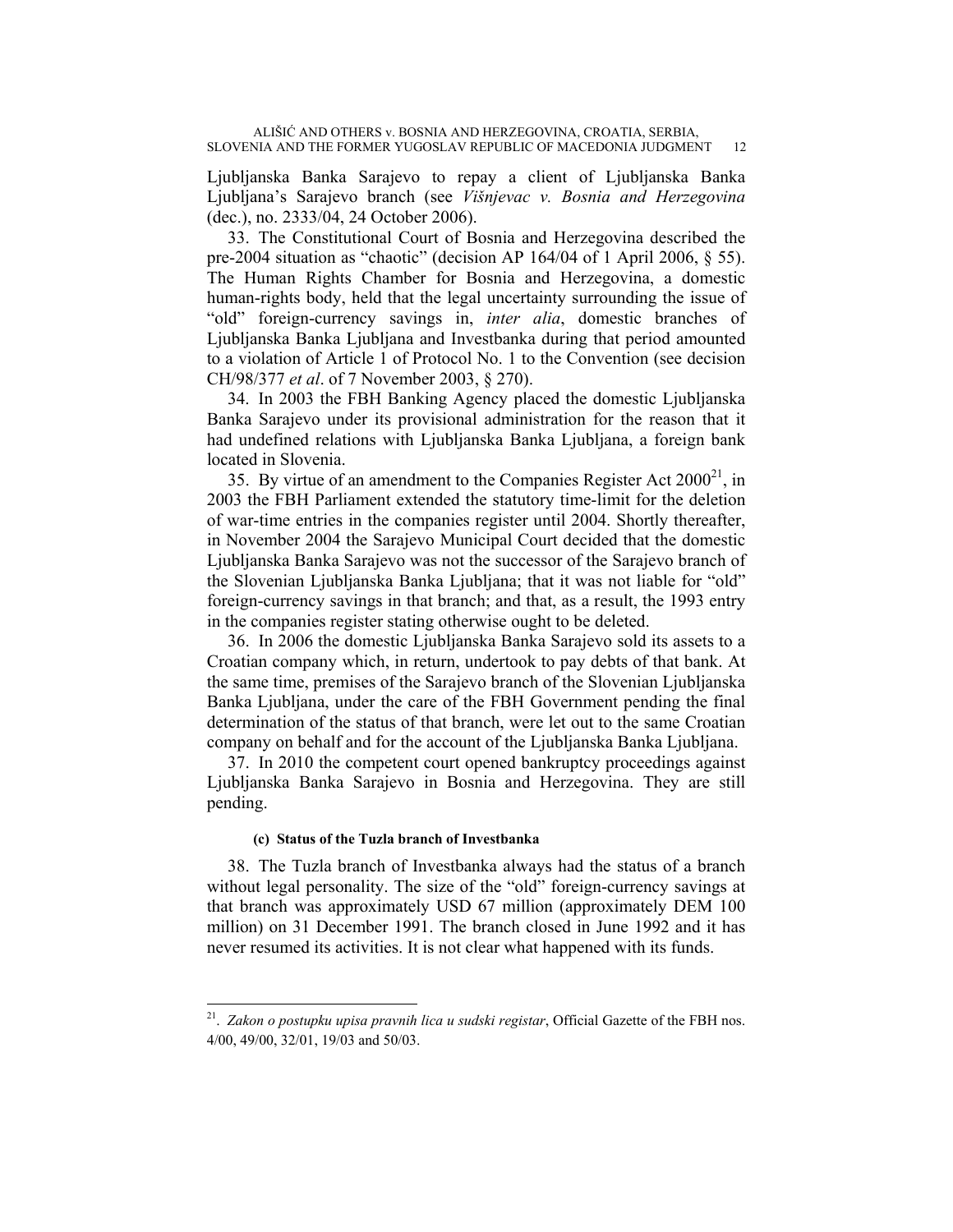Ljubljanska Banka Sarajevo to repay a client of Ljubljanska Banka Ljubljana's Sarajevo branch (see *Višnjevac v. Bosnia and Herzegovina* (dec.), no. 2333/04, 24 October 2006).

33. The Constitutional Court of Bosnia and Herzegovina described the pre-2004 situation as "chaotic" (decision AP 164/04 of 1 April 2006, § 55). The Human Rights Chamber for Bosnia and Herzegovina, a domestic human-rights body, held that the legal uncertainty surrounding the issue of "old" foreign-currency savings in, *inter alia*, domestic branches of Ljubljanska Banka Ljubljana and Investbanka during that period amounted to a violation of Article 1 of Protocol No. 1 to the Convention (see decision CH/98/377 *et al*. of 7 November 2003, § 270).

34. In 2003 the FBH Banking Agency placed the domestic Ljubljanska Banka Sarajevo under its provisional administration for the reason that it had undefined relations with Ljubljanska Banka Ljubljana, a foreign bank located in Slovenia.

35. By virtue of an amendment to the Companies Register Act 2000[21], in 2003 the FBH Parliament extended the statutory time-limit for the deletion of war-time entries in the companies register until 2004. Shortly thereafter, in November 2004 the Sarajevo Municipal Court decided that the domestic Ljubljanska Banka Sarajevo was not the successor of the Sarajevo branch of the Slovenian Ljubljanska Banka Ljubljana; that it was not liable for "old" foreign-currency savings in that branch; and that, as a result, the 1993 entry in the companies register stating otherwise ought to be deleted.

36. In 2006 the domestic Ljubljanska Banka Sarajevo sold its assets to a Croatian company which, in return, undertook to pay debts of that bank. At the same time, premises of the Sarajevo branch of the Slovenian Ljubljanska Banka Ljubljana, under the care of the FBH Government pending the final determination of the status of that branch, were let out to the same Croatian company on behalf and for the account of the Ljubljanska Banka Ljubljana.

37. In 2010 the competent court opened bankruptcy proceedings against Ljubljanska Banka Sarajevo in Bosnia and Herzegovina. They are still pending.

#### (c) Status of the Tuzla branch of Investbanka

38. The Tuzla branch of Investbanka always had the status of a branch without legal personality. The size of the "old" foreign-currency savings at that branch was approximately USD 67 million (approximately DEM 100 million) on 31 December 1991. The branch closed in June 1992 and it has never resumed its activities. It is not clear what happened with its funds.

---

[21]. *Zakon o postupku upisa pravnih lica u sudski registar*, Official Gazette of the FBH nos. 4/00, 49/00, 32/01, 19/03 and 50/03.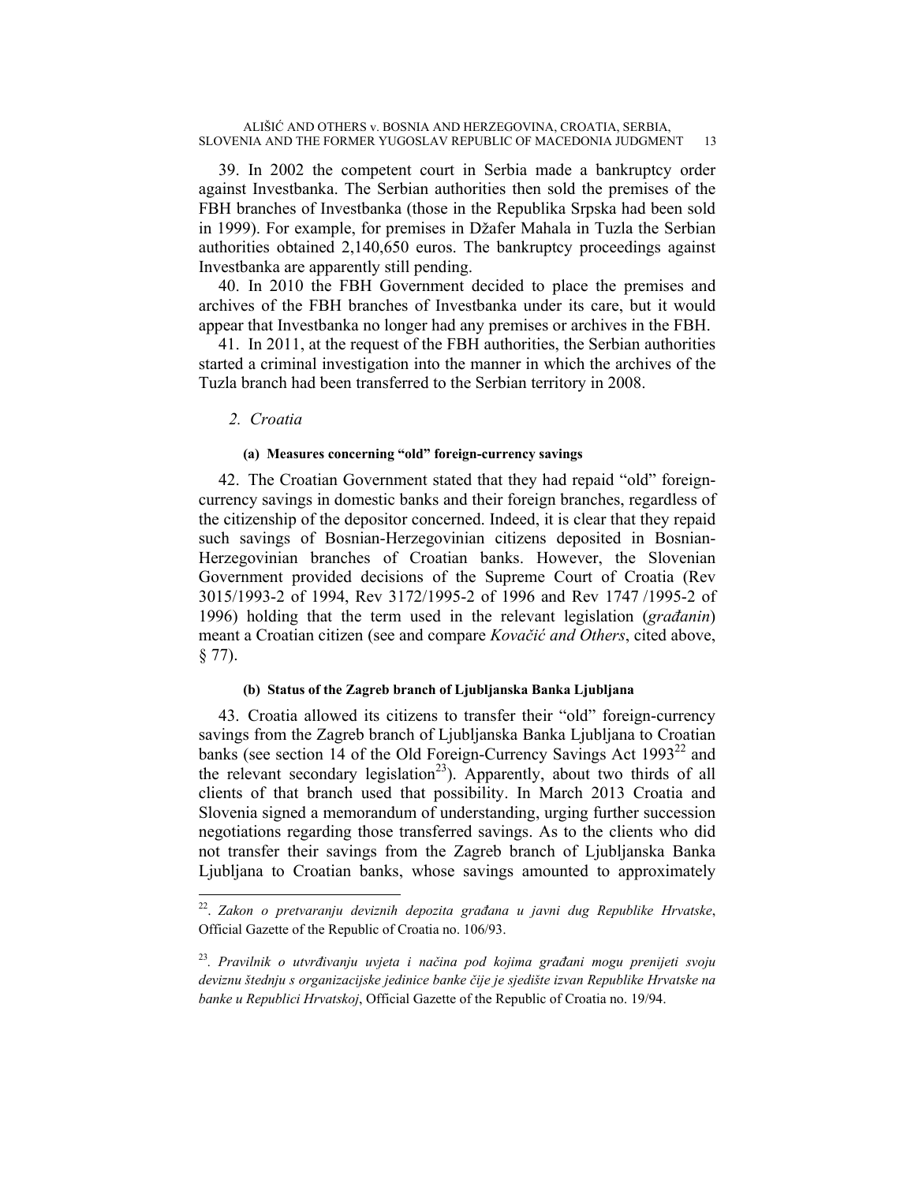39. In 2002 the competent court in Serbia made a bankruptcy order against Investbanka. The Serbian authorities then sold the premises of the FBH branches of Investbanka (those in the Republika Srpska had been sold in 1999). For example, for premises in Džafer Mahala in Tuzla the Serbian authorities obtained 2,140,650 euros. The bankruptcy proceedings against Investbanka are apparently still pending.

40. In 2010 the FBH Government decided to place the premises and archives of the FBH branches of Investbanka under its care, but it would appear that Investbanka no longer had any premises or archives in the FBH.

41. In 2011, at the request of the FBH authorities, the Serbian authorities started a criminal investigation into the manner in which the archives of the Tuzla branch had been transferred to the Serbian territory in 2008.

### 2. *Croatia*

#### (a) Measures concerning "old" foreign-currency savings

42. The Croatian Government stated that they had repaid "old" foreign-currency savings in domestic banks and their foreign branches, regardless of the citizenship of the depositor concerned. Indeed, it is clear that they repaid such savings of Bosnian-Herzegovinian citizens deposited in Bosnian-Herzegovinian branches of Croatian banks. However, the Slovenian Government provided decisions of the Supreme Court of Croatia (Rev 3015/1993-2 of 1994, Rev 3172/1995-2 of 1996 and Rev 1747 /1995-2 of 1996) holding that the term used in the relevant legislation (*građanin*) meant a Croatian citizen (see and compare *Kovačić and Others*, cited above, § 77).

#### (b) Status of the Zagreb branch of Ljubljanska Banka Ljubljana

43. Croatia allowed its citizens to transfer their "old" foreign-currency savings from the Zagreb branch of Ljubljanska Banka Ljubljana to Croatian banks (see section 14 of the Old Foreign-Currency Savings Act 1993[22] and the relevant secondary legislation[23]). Apparently, about two thirds of all clients of that branch used that possibility. In March 2013 Croatia and Slovenia signed a memorandum of understanding, urging further succession negotiations regarding those transferred savings. As to the clients who did not transfer their savings from the Zagreb branch of Ljubljanska Banka Ljubljana to Croatian banks, whose savings amounted to approximately

---

[22]. *Zakon o pretvaranju deviznih depozita građana u javni dug Republike Hrvatske*, Official Gazette of the Republic of Croatia no. 106/93.

[23]. *Pravilnik o utvrđivanju uvjeta i načina pod kojima građani mogu prenijeti svoju deviznu štednju s organizacijske jedinice banke čije je sjedište izvan Republike Hrvatske na banke u Republici Hrvatskoj*, Official Gazette of the Republic of Croatia no. 19/94.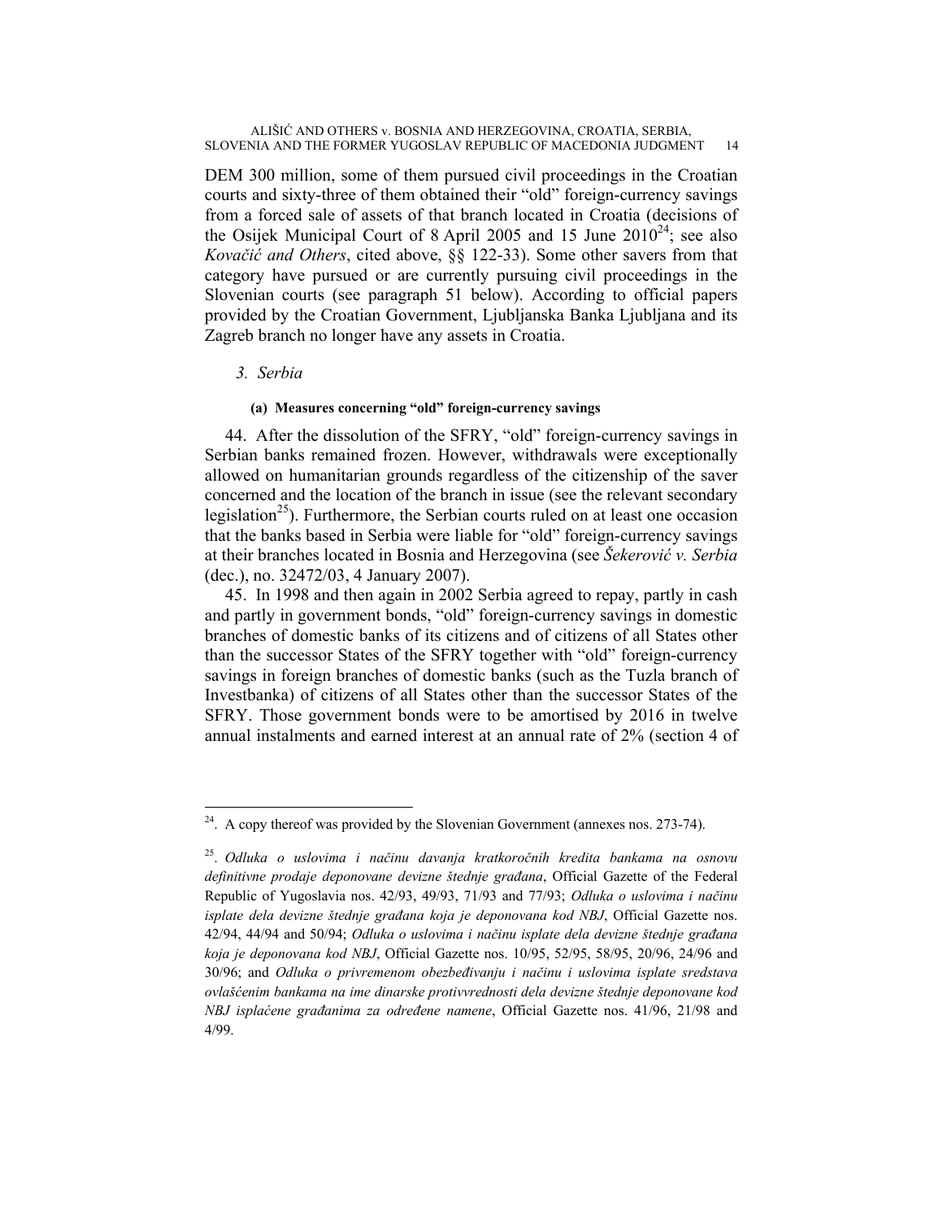DEM 300 million, some of them pursued civil proceedings in the Croatian courts and sixty-three of them obtained their "old" foreign-currency savings from a forced sale of assets of that branch located in Croatia (decisions of the Osijek Municipal Court of 8 April 2005 and 15 June 2010[24]; see also *Kovačić and Others*, cited above, §§ 122-33). Some other savers from that category have pursued or are currently pursuing civil proceedings in the Slovenian courts (see paragraph 51 below). According to official papers provided by the Croatian Government, Ljubljanska Banka Ljubljana and its Zagreb branch no longer have any assets in Croatia.

### *3. Serbia*

#### (a) Measures concerning "old" foreign-currency savings

44. After the dissolution of the SFRY, "old" foreign-currency savings in Serbian banks remained frozen. However, withdrawals were exceptionally allowed on humanitarian grounds regardless of the citizenship of the saver concerned and the location of the branch in issue (see the relevant secondary legislation[25]). Furthermore, the Serbian courts ruled on at least one occasion that the banks based in Serbia were liable for "old" foreign-currency savings at their branches located in Bosnia and Herzegovina (see *Šekerović v. Serbia* (dec.), no. 32472/03, 4 January 2007).

45. In 1998 and then again in 2002 Serbia agreed to repay, partly in cash and partly in government bonds, "old" foreign-currency savings in domestic branches of domestic banks of its citizens and of citizens of all States other than the successor States of the SFRY together with "old" foreign-currency savings in foreign branches of domestic banks (such as the Tuzla branch of Investbanka) of citizens of all States other than the successor States of the SFRY. Those government bonds were to be amortised by 2016 in twelve annual instalments and earned interest at an annual rate of 2% (section 4 of

---

[24]. A copy thereof was provided by the Slovenian Government (annexes nos. 273-74).

[25]. *Odluka o uslovima i načinu davanja kratkoročnih kredita bankama na osnovu definitivne prodaje deponovane devizne štednje građana*, Official Gazette of the Federal Republic of Yugoslavia nos. 42/93, 49/93, 71/93 and 77/93; *Odluka o uslovima i načinu isplate dela devizne štednje građana koja je deponovana kod NBJ*, Official Gazette nos. 42/94, 44/94 and 50/94; *Odluka o uslovima i načinu isplate dela devizne štednje građana koja je deponovana kod NBJ*, Official Gazette nos. 10/95, 52/95, 58/95, 20/96, 24/96 and 30/96; and *Odluka o privremenom obezbeđivanju i načinu i uslovima isplate sredstava ovlašćenim bankama na ime dinarske protivvrednosti dela devizne štednje deponovane kod NBJ isplaćene građanima za određene namene*, Official Gazette nos. 41/96, 21/98 and 4/99.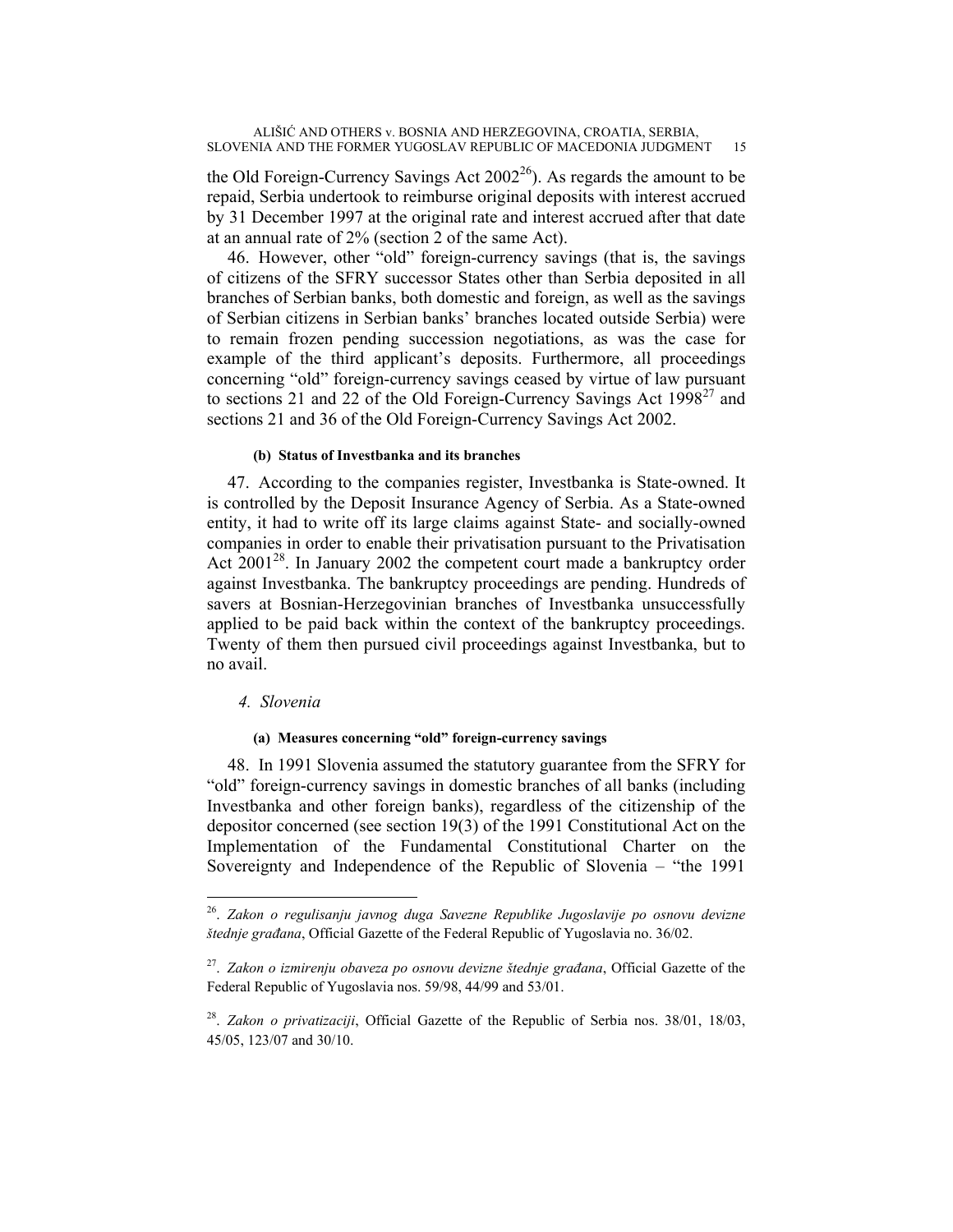the Old Foreign-Currency Savings Act 2002[26]). As regards the amount to be repaid, Serbia undertook to reimburse original deposits with interest accrued by 31 December 1997 at the original rate and interest accrued after that date at an annual rate of 2% (section 2 of the same Act).

46. However, other "old" foreign-currency savings (that is, the savings of citizens of the SFRY successor States other than Serbia deposited in all branches of Serbian banks, both domestic and foreign, as well as the savings of Serbian citizens in Serbian banks' branches located outside Serbia) were to remain frozen pending succession negotiations, as was the case for example of the third applicant's deposits. Furthermore, all proceedings concerning "old" foreign-currency savings ceased by virtue of law pursuant to sections 21 and 22 of the Old Foreign-Currency Savings Act 1998[27] and sections 21 and 36 of the Old Foreign-Currency Savings Act 2002.

##### (b) Status of Investbanka and its branches

47. According to the companies register, Investbanka is State-owned. It is controlled by the Deposit Insurance Agency of Serbia. As a State-owned entity, it had to write off its large claims against State- and socially-owned companies in order to enable their privatisation pursuant to the Privatisation Act 2001[28]. In January 2002 the competent court made a bankruptcy order against Investbanka. The bankruptcy proceedings are pending. Hundreds of savers at Bosnian-Herzegovinian branches of Investbanka unsuccessfully applied to be paid back within the context of the bankruptcy proceedings. Twenty of them then pursued civil proceedings against Investbanka, but to no avail.

#### *4. Slovenia*

##### (a) Measures concerning "old" foreign-currency savings

48. In 1991 Slovenia assumed the statutory guarantee from the SFRY for "old" foreign-currency savings in domestic branches of all banks (including Investbanka and other foreign banks), regardless of the citizenship of the depositor concerned (see section 19(3) of the 1991 Constitutional Act on the Implementation of the Fundamental Constitutional Charter on the Sovereignty and Independence of the Republic of Slovenia – "the 1991

---

[26]. *Zakon o regulisanju javnog duga Savezne Republike Jugoslavije po osnovu devizne štednje građana*, Official Gazette of the Federal Republic of Yugoslavia no. 36/02.

[27]. *Zakon o izmirenju obaveza po osnovu devizne štednje građana*, Official Gazette of the Federal Republic of Yugoslavia nos. 59/98, 44/99 and 53/01.

[28]. *Zakon o privatizaciji*, Official Gazette of the Republic of Serbia nos. 38/01, 18/03, 45/05, 123/07 and 30/10.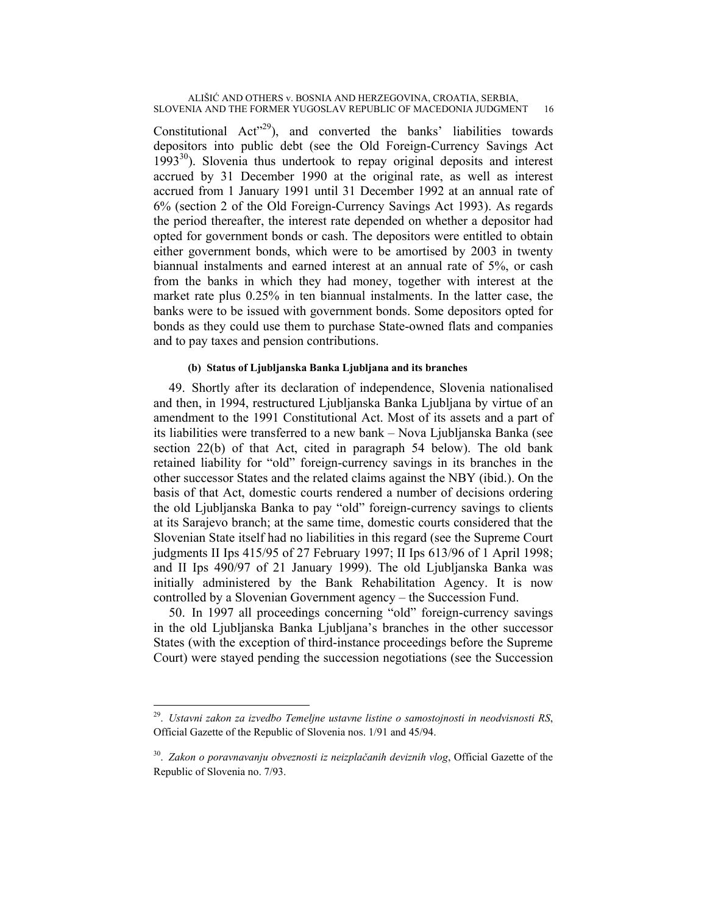Constitutional Act"[29]), and converted the banks' liabilities towards depositors into public debt (see the Old Foreign-Currency Savings Act 1993[30]). Slovenia thus undertook to repay original deposits and interest accrued by 31 December 1990 at the original rate, as well as interest accrued from 1 January 1991 until 31 December 1992 at an annual rate of 6% (section 2 of the Old Foreign-Currency Savings Act 1993). As regards the period thereafter, the interest rate depended on whether a depositor had opted for government bonds or cash. The depositors were entitled to obtain either government bonds, which were to be amortised by 2003 in twenty biannual instalments and earned interest at an annual rate of 5%, or cash from the banks in which they had money, together with interest at the market rate plus 0.25% in ten biannual instalments. In the latter case, the banks were to be issued with government bonds. Some depositors opted for bonds as they could use them to purchase State-owned flats and companies and to pay taxes and pension contributions.

#### (b) Status of Ljubljanska Banka Ljubljana and its branches

49. Shortly after its declaration of independence, Slovenia nationalised and then, in 1994, restructured Ljubljanska Banka Ljubljana by virtue of an amendment to the 1991 Constitutional Act. Most of its assets and a part of its liabilities were transferred to a new bank – Nova Ljubljanska Banka (see section 22(b) of that Act, cited in paragraph 54 below). The old bank retained liability for "old" foreign-currency savings in its branches in the other successor States and the related claims against the NBY (ibid.). On the basis of that Act, domestic courts rendered a number of decisions ordering the old Ljubljanska Banka to pay "old" foreign-currency savings to clients at its Sarajevo branch; at the same time, domestic courts considered that the Slovenian State itself had no liabilities in this regard (see the Supreme Court judgments II Ips 415/95 of 27 February 1997; II Ips 613/96 of 1 April 1998; and II Ips 490/97 of 21 January 1999). The old Ljubljanska Banka was initially administered by the Bank Rehabilitation Agency. It is now controlled by a Slovenian Government agency – the Succession Fund.

50. In 1997 all proceedings concerning "old" foreign-currency savings in the old Ljubljanska Banka Ljubljana's branches in the other successor States (with the exception of third-instance proceedings before the Supreme Court) were stayed pending the succession negotiations (see the Succession

---

[29]. *Ustavni zakon za izvedbo Temeljne ustavne listine o samostojnosti in neodvisnosti RS*, Official Gazette of the Republic of Slovenia nos. 1/91 and 45/94.

[30]. *Zakon o poravnavanju obveznosti iz neizplačanih deviznih vlog*, Official Gazette of the Republic of Slovenia no. 7/93.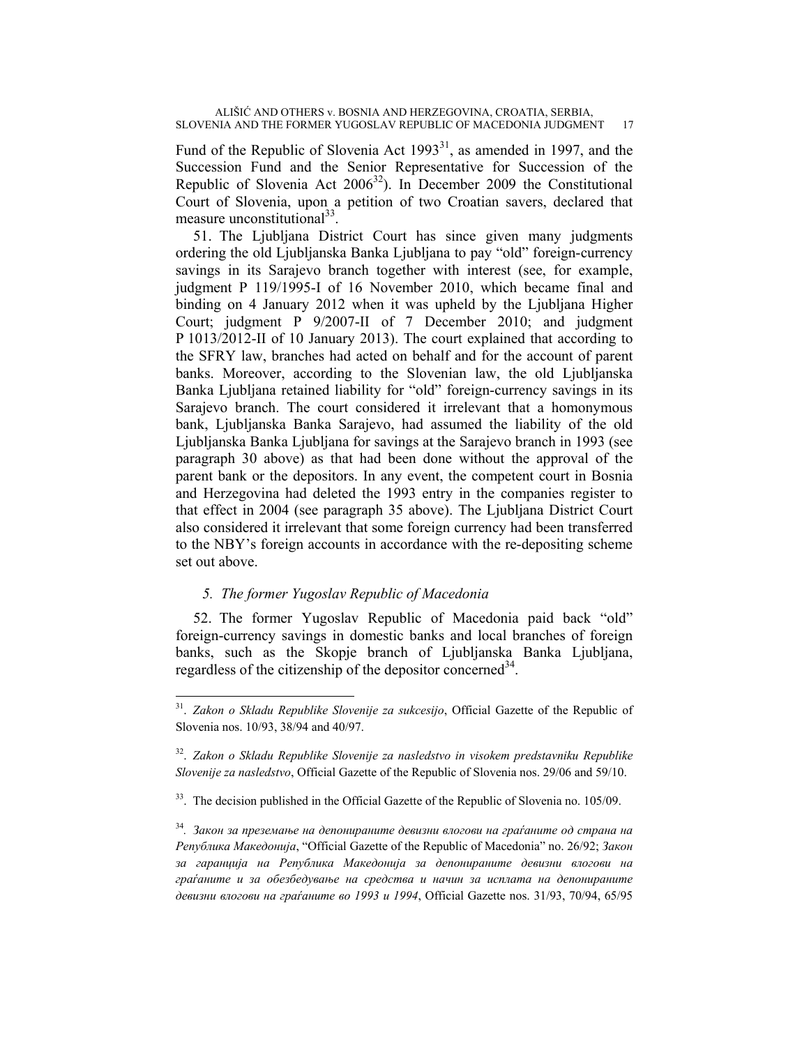Fund of the Republic of Slovenia Act 1993[31], as amended in 1997, and the Succession Fund and the Senior Representative for Succession of the Republic of Slovenia Act 2006[32]). In December 2009 the Constitutional Court of Slovenia, upon a petition of two Croatian savers, declared that measure unconstitutional[33].

51. The Ljubljana District Court has since given many judgments ordering the old Ljubljanska Banka Ljubljana to pay "old" foreign-currency savings in its Sarajevo branch together with interest (see, for example, judgment P 119/1995-I of 16 November 2010, which became final and binding on 4 January 2012 when it was upheld by the Ljubljana Higher Court; judgment P 9/2007-II of 7 December 2010; and judgment P 1013/2012-II of 10 January 2013). The court explained that according to the SFRY law, branches had acted on behalf and for the account of parent banks. Moreover, according to the Slovenian law, the old Ljubljanska Banka Ljubljana retained liability for "old" foreign-currency savings in its Sarajevo branch. The court considered it irrelevant that a homonymous bank, Ljubljanska Banka Sarajevo, had assumed the liability of the old Ljubljanska Banka Ljubljana for savings at the Sarajevo branch in 1993 (see paragraph 30 above) as that had been done without the approval of the parent bank or the depositors. In any event, the competent court in Bosnia and Herzegovina had deleted the 1993 entry in the companies register to that effect in 2004 (see paragraph 35 above). The Ljubljana District Court also considered it irrelevant that some foreign currency had been transferred to the NBY's foreign accounts in accordance with the re-depositing scheme set out above.

### *5. The former Yugoslav Republic of Macedonia*

52. The former Yugoslav Republic of Macedonia paid back "old" foreign-currency savings in domestic banks and local branches of foreign banks, such as the Skopje branch of Ljubljanska Banka Ljubljana, regardless of the citizenship of the depositor concerned[34].

---

[31]. *Zakon o Skladu Republike Slovenije za sukcesijo*, Official Gazette of the Republic of Slovenia nos. 10/93, 38/94 and 40/97.

[32]. *Zakon o Skladu Republike Slovenije za nasledstvo in visokem predstavniku Republike Slovenije za nasledstvo*, Official Gazette of the Republic of Slovenia nos. 29/06 and 59/10.

[33]. The decision published in the Official Gazette of the Republic of Slovenia no. 105/09.

[34]. *Закон за преземање на депонираните девизни влогови на граѓаните од страна на Република Македонија*, "Official Gazette of the Republic of Macedonia" no. 26/92; *Закон за гаранција на Република Македонија за депонираните девизни влогови на граѓаните и за обезбедување на средства и начин за исплата на депонираните девизни влогови на граѓаните во 1993 и 1994*, Official Gazette nos. 31/93, 70/94, 65/95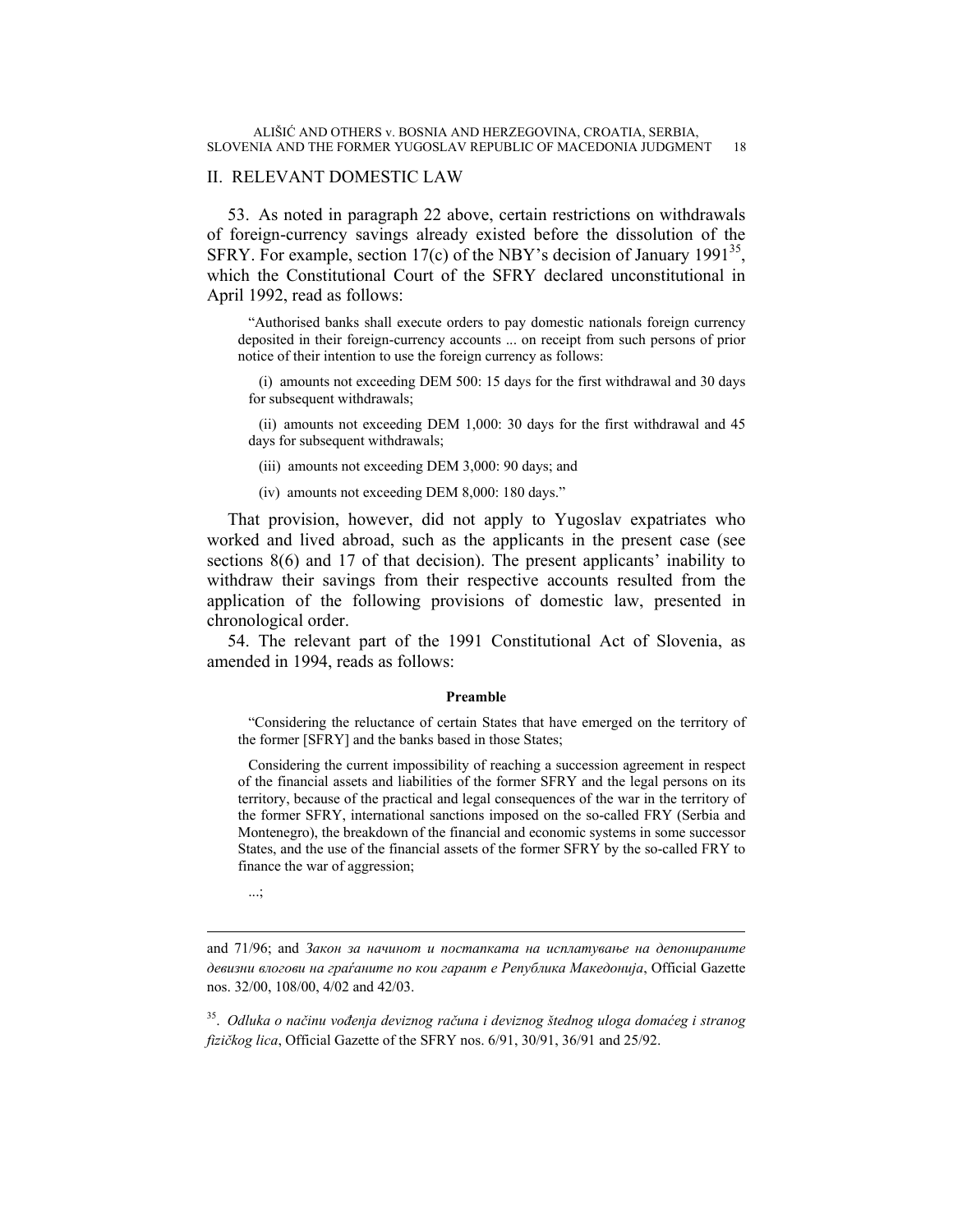## II. RELEVANT DOMESTIC LAW

53. As noted in paragraph 22 above, certain restrictions on withdrawals of foreign-currency savings already existed before the dissolution of the SFRY. For example, section 17(c) of the NBY's decision of January 1991[35], which the Constitutional Court of the SFRY declared unconstitutional in April 1992, read as follows:

> "Authorised banks shall execute orders to pay domestic nationals foreign currency deposited in their foreign-currency accounts ... on receipt from such persons of prior notice of their intention to use the foreign currency as follows:
>
> (i) amounts not exceeding DEM 500: 15 days for the first withdrawal and 30 days for subsequent withdrawals;
>
> (ii) amounts not exceeding DEM 1,000: 30 days for the first withdrawal and 45 days for subsequent withdrawals;
>
> (iii) amounts not exceeding DEM 3,000: 90 days; and
>
> (iv) amounts not exceeding DEM 8,000: 180 days."

That provision, however, did not apply to Yugoslav expatriates who worked and lived abroad, such as the applicants in the present case (see sections 8(6) and 17 of that decision). The present applicants' inability to withdraw their savings from their respective accounts resulted from the application of the following provisions of domestic law, presented in chronological order.

54. The relevant part of the 1991 Constitutional Act of Slovenia, as amended in 1994, reads as follows:

> **Preamble**
>
> "Considering the reluctance of certain States that have emerged on the territory of the former [SFRY] and the banks based in those States;
>
> Considering the current impossibility of reaching a succession agreement in respect of the financial assets and liabilities of the former SFRY and the legal persons on its territory, because of the practical and legal consequences of the war in the territory of the former SFRY, international sanctions imposed on the so-called FRY (Serbia and Montenegro), the breakdown of the financial and economic systems in some successor States, and the use of the financial assets of the former SFRY by the so-called FRY to finance the war of aggression;
>
> ...;

---

and 71/96; and *Закон за начинот и постапката на испллатување на депонираните девизни влогови на граѓаните по кои гарант е Република Македонија*, Official Gazette nos. 32/00, 108/00, 4/02 and 42/03.

[35]. *Odluka o načinu vođenja deviznog računa i deviznog štednog uloga domaćeg i stranog fizičkog lica*, Official Gazette of the SFRY nos. 6/91, 30/91, 36/91 and 25/92.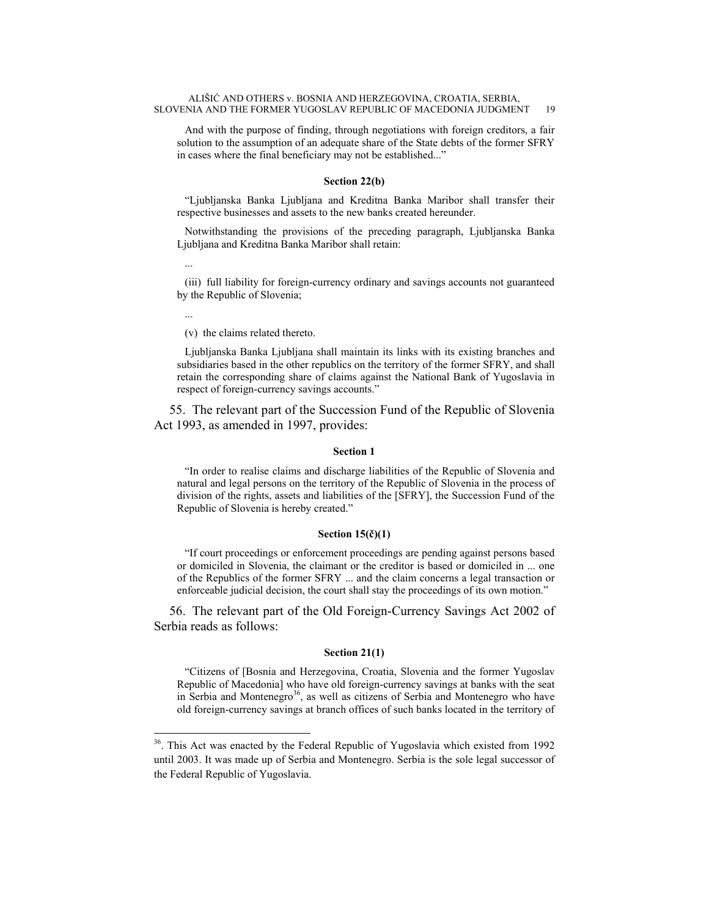And with the purpose of finding, through negotiations with foreign creditors, a fair solution to the assumption of an adequate share of the State debts of the former SFRY in cases where the final beneficiary may not be established..."

**Section 22(b)**

"Ljubljanska Banka Ljubljana and Kreditna Banka Maribor shall transfer their respective businesses and assets to the new banks created hereunder.

Notwithstanding the provisions of the preceding paragraph, Ljubljanska Banka Ljubljana and Kreditna Banka Maribor shall retain:

...

(iii) full liability for foreign-currency ordinary and savings accounts not guaranteed by the Republic of Slovenia;

...

(v) the claims related thereto.

Ljubljanska Banka Ljubljana shall maintain its links with its existing branches and subsidiaries based in the other republics on the territory of the former SFRY, and shall retain the corresponding share of claims against the National Bank of Yugoslavia in respect of foreign-currency savings accounts."

55. The relevant part of the Succession Fund of the Republic of Slovenia Act 1993, as amended in 1997, provides:

**Section 1**

"In order to realise claims and discharge liabilities of the Republic of Slovenia and natural and legal persons on the territory of the Republic of Slovenia in the process of division of the rights, assets and liabilities of the [SFRY], the Succession Fund of the Republic of Slovenia is hereby created."

**Section 15(č)(1)**

"If court proceedings or enforcement proceedings are pending against persons based or domiciled in Slovenia, the claimant or the creditor is based or domiciled in ... one of the Republics of the former SFRY ... and the claim concerns a legal transaction or enforceable judicial decision, the court shall stay the proceedings of its own motion."

56. The relevant part of the Old Foreign-Currency Savings Act 2002 of Serbia reads as follows:

**Section 21(1)**

"Citizens of [Bosnia and Herzegovina, Croatia, Slovenia and the former Yugoslav Republic of Macedonia] who have old foreign-currency savings at banks with the seat in Serbia and Montenegro[36], as well as citizens of Serbia and Montenegro who have old foreign-currency savings at branch offices of such banks located in the territory of

[36]. This Act was enacted by the Federal Republic of Yugoslavia which existed from 1992 until 2003. It was made up of Serbia and Montenegro. Serbia is the sole legal successor of the Federal Republic of Yugoslavia.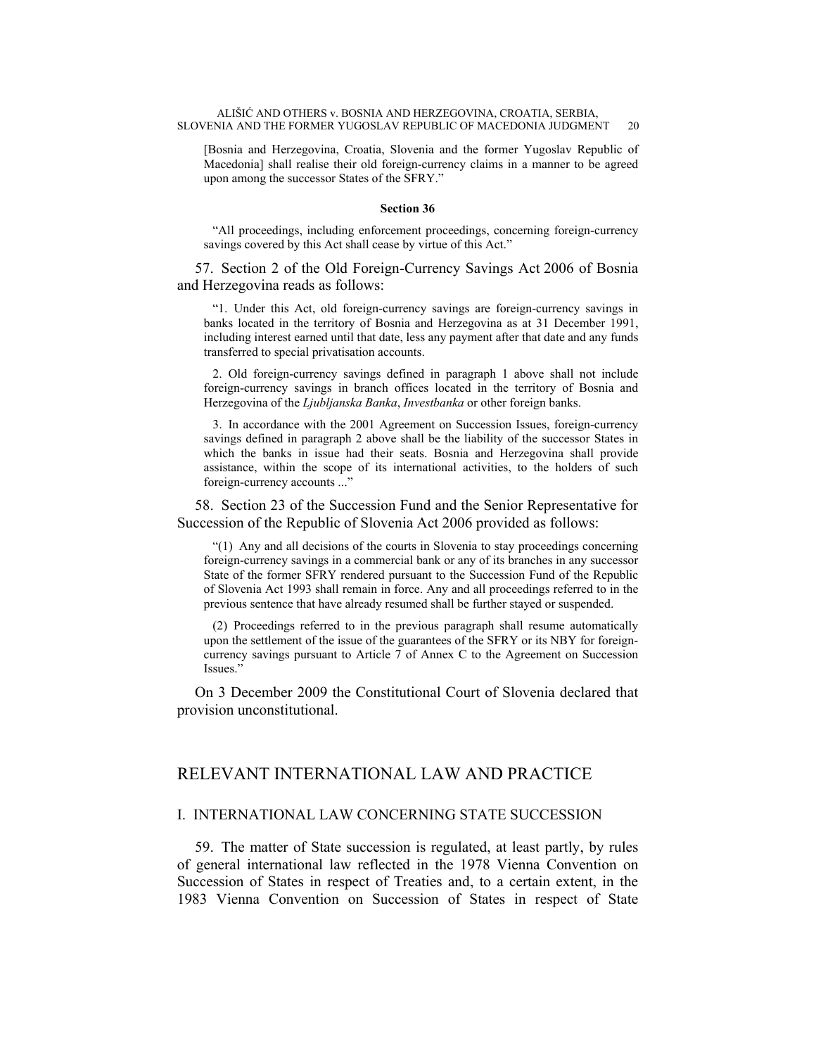[Bosnia and Herzegovina, Croatia, Slovenia and the former Yugoslav Republic of Macedonia] shall realise their old foreign-currency claims in a manner to be agreed upon among the successor States of the SFRY."

**Section 36**

"All proceedings, including enforcement proceedings, concerning foreign-currency savings covered by this Act shall cease by virtue of this Act."

57. Section 2 of the Old Foreign-Currency Savings Act 2006 of Bosnia and Herzegovina reads as follows:

"1. Under this Act, old foreign-currency savings are foreign-currency savings in banks located in the territory of Bosnia and Herzegovina as at 31 December 1991, including interest earned until that date, less any payment after that date and any funds transferred to special privatisation accounts.

2. Old foreign-currency savings defined in paragraph 1 above shall not include foreign-currency savings in branch offices located in the territory of Bosnia and Herzegovina of the *Ljubljanska Banka*, *Investbanka* or other foreign banks.

3. In accordance with the 2001 Agreement on Succession Issues, foreign-currency savings defined in paragraph 2 above shall be the liability of the successor States in which the banks in issue had their seats. Bosnia and Herzegovina shall provide assistance, within the scope of its international activities, to the holders of such foreign-currency accounts ..."

58. Section 23 of the Succession Fund and the Senior Representative for Succession of the Republic of Slovenia Act 2006 provided as follows:

"(1) Any and all decisions of the courts in Slovenia to stay proceedings concerning foreign-currency savings in a commercial bank or any of its branches in any successor State of the former SFRY rendered pursuant to the Succession Fund of the Republic of Slovenia Act 1993 shall remain in force. Any and all proceedings referred to in the previous sentence that have already resumed shall be further stayed or suspended.

(2) Proceedings referred to in the previous paragraph shall resume automatically upon the settlement of the issue of the guarantees of the SFRY or its NBY for foreign-currency savings pursuant to Article 7 of Annex C to the Agreement on Succession Issues."

On 3 December 2009 the Constitutional Court of Slovenia declared that provision unconstitutional.

## RELEVANT INTERNATIONAL LAW AND PRACTICE

### I. INTERNATIONAL LAW CONCERNING STATE SUCCESSION

59. The matter of State succession is regulated, at least partly, by rules of general international law reflected in the 1978 Vienna Convention on Succession of States in respect of Treaties and, to a certain extent, in the 1983 Vienna Convention on Succession of States in respect of State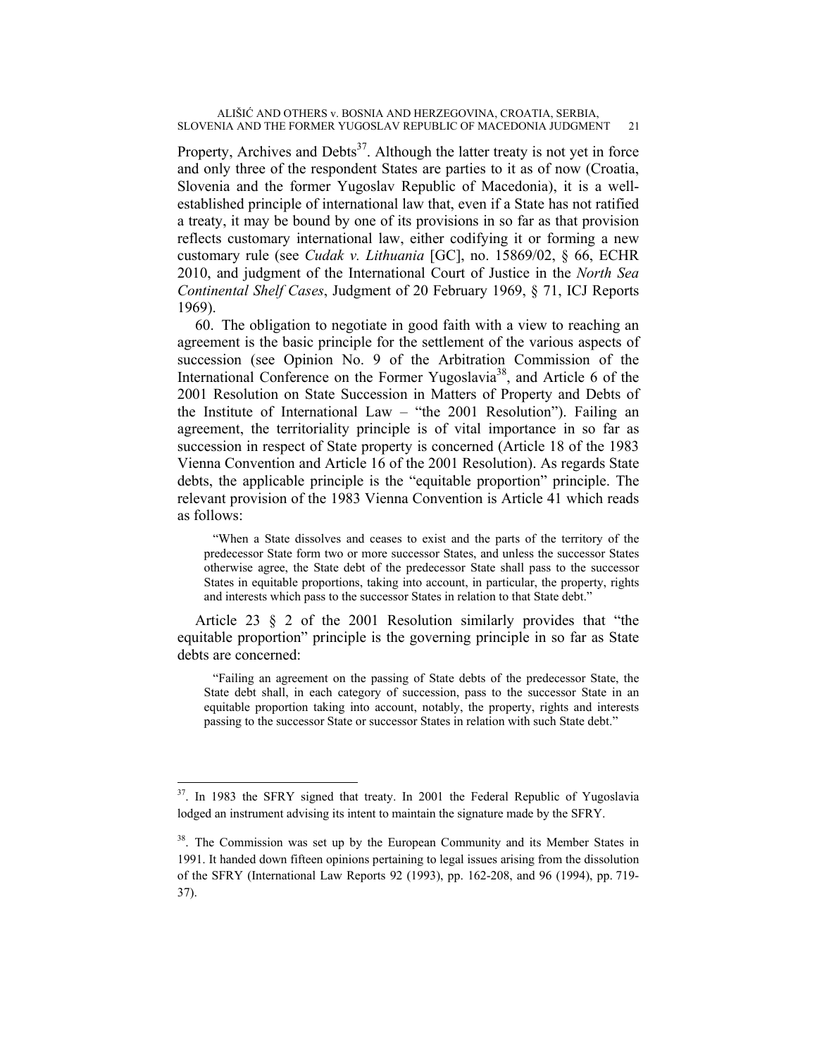Property, Archives and Debts[37]. Although the latter treaty is not yet in force and only three of the respondent States are parties to it as of now (Croatia, Slovenia and the former Yugoslav Republic of Macedonia), it is a well-established principle of international law that, even if a State has not ratified a treaty, it may be bound by one of its provisions in so far as that provision reflects customary international law, either codifying it or forming a new customary rule (see *Cudak v. Lithuania* [GC], no. 15869/02, § 66, ECHR 2010, and judgment of the International Court of Justice in the *North Sea Continental Shelf Cases*, Judgment of 20 February 1969, § 71, ICJ Reports 1969).

60. The obligation to negotiate in good faith with a view to reaching an agreement is the basic principle for the settlement of the various aspects of succession (see Opinion No. 9 of the Arbitration Commission of the International Conference on the Former Yugoslavia[38], and Article 6 of the 2001 Resolution on State Succession in Matters of Property and Debts of the Institute of International Law – "the 2001 Resolution"). Failing an agreement, the territoriality principle is of vital importance in so far as succession in respect of State property is concerned (Article 18 of the 1983 Vienna Convention and Article 16 of the 2001 Resolution). As regards State debts, the applicable principle is the "equitable proportion" principle. The relevant provision of the 1983 Vienna Convention is Article 41 which reads as follows:

> "When a State dissolves and ceases to exist and the parts of the territory of the predecessor State form two or more successor States, and unless the successor States otherwise agree, the State debt of the predecessor State shall pass to the successor States in equitable proportions, taking into account, in particular, the property, rights and interests which pass to the successor States in relation to that State debt."

Article 23 § 2 of the 2001 Resolution similarly provides that "the equitable proportion" principle is the governing principle in so far as State debts are concerned:

> "Failing an agreement on the passing of State debts of the predecessor State, the State debt shall, in each category of succession, pass to the successor State in an equitable proportion taking into account, notably, the property, rights and interests passing to the successor State or successor States in relation with such State debt."

---

[37]. In 1983 the SFRY signed that treaty. In 2001 the Federal Republic of Yugoslavia lodged an instrument advising its intent to maintain the signature made by the SFRY.

[38]. The Commission was set up by the European Community and its Member States in 1991. It handed down fifteen opinions pertaining to legal issues arising from the dissolution of the SFRY (International Law Reports 92 (1993), pp. 162-208, and 96 (1994), pp. 719-37).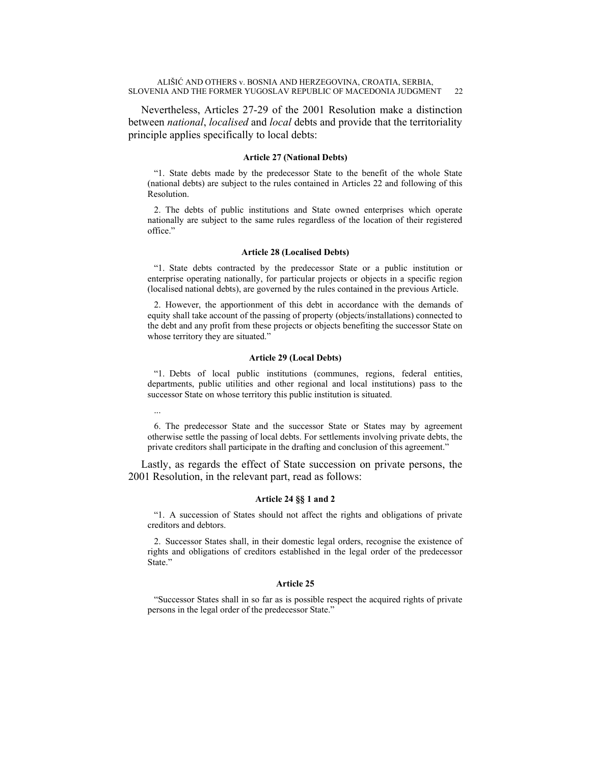Nevertheless, Articles 27-29 of the 2001 Resolution make a distinction between *national*, *localised* and *local* debts and provide that the territoriality principle applies specifically to local debts:

**Article 27 (National Debts)**

> “1. State debts made by the predecessor State to the benefit of the whole State (national debts) are subject to the rules contained in Articles 22 and following of this Resolution.
>
> 2. The debts of public institutions and State owned enterprises which operate nationally are subject to the same rules regardless of the location of their registered office.”

**Article 28 (Localised Debts)**

> “1. State debts contracted by the predecessor State or a public institution or enterprise operating nationally, for particular projects or objects in a specific region (localised national debts), are governed by the rules contained in the previous Article.
>
> 2. However, the apportionment of this debt in accordance with the demands of equity shall take account of the passing of property (objects/installations) connected to the debt and any profit from these projects or objects benefiting the successor State on whose territory they are situated.”

**Article 29 (Local Debts)**

> “1. Debts of local public institutions (communes, regions, federal entities, departments, public utilities and other regional and local institutions) pass to the successor State on whose territory this public institution is situated.
>
> ...
>
> 6. The predecessor State and the successor State or States may by agreement otherwise settle the passing of local debts. For settlements involving private debts, the private creditors shall participate in the drafting and conclusion of this agreement.”

Lastly, as regards the effect of State succession on private persons, the 2001 Resolution, in the relevant part, read as follows:

**Article 24 §§ 1 and 2**

> “1. A succession of States should not affect the rights and obligations of private creditors and debtors.
>
> 2. Successor States shall, in their domestic legal orders, recognise the existence of rights and obligations of creditors established in the legal order of the predecessor State.”

**Article 25**

> “Successor States shall in so far as is possible respect the acquired rights of private persons in the legal order of the predecessor State.”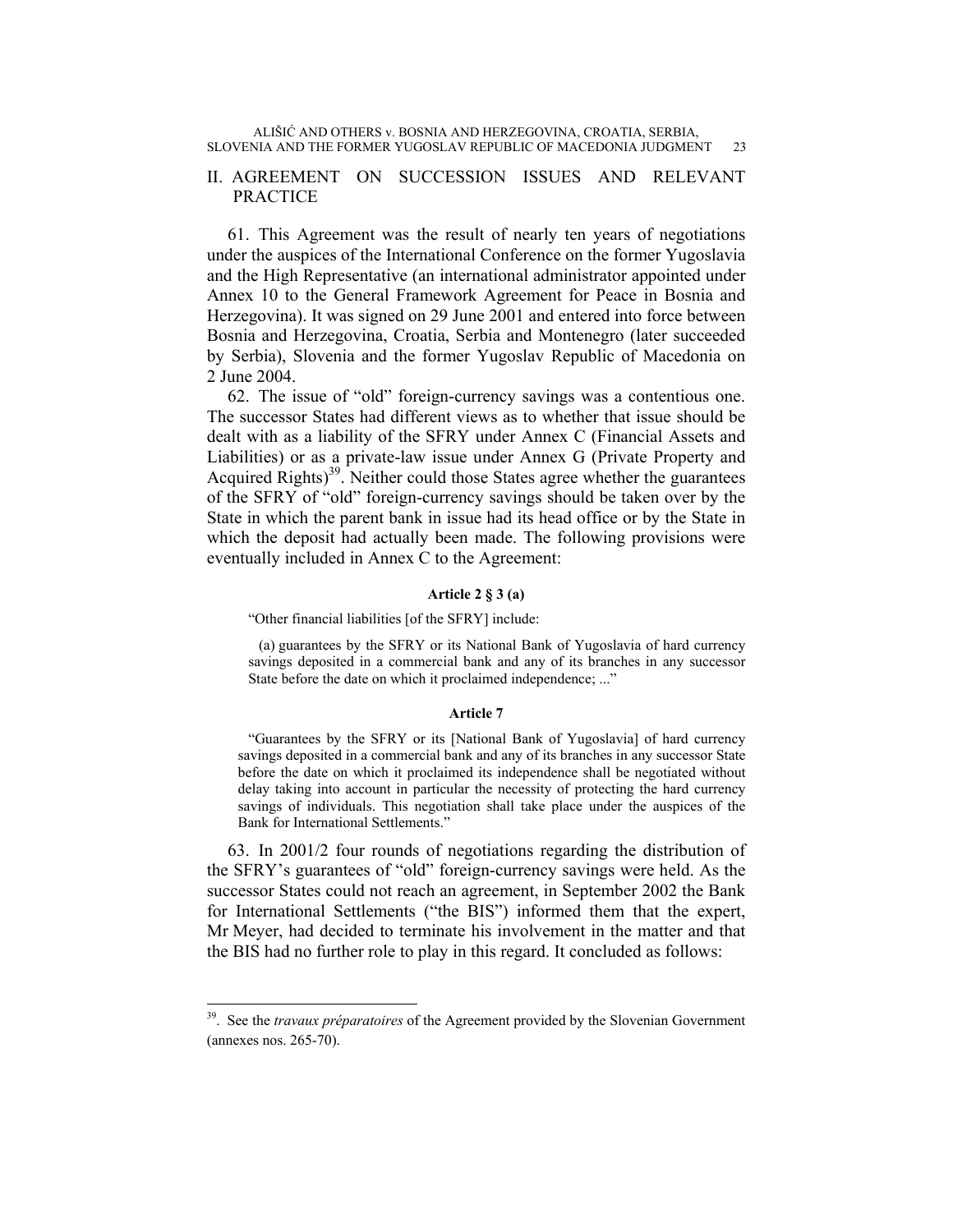## II. AGREEMENT ON SUCCESSION ISSUES AND RELEVANT PRACTICE

61. This Agreement was the result of nearly ten years of negotiations under the auspices of the International Conference on the former Yugoslavia and the High Representative (an international administrator appointed under Annex 10 to the General Framework Agreement for Peace in Bosnia and Herzegovina). It was signed on 29 June 2001 and entered into force between Bosnia and Herzegovina, Croatia, Serbia and Montenegro (later succeeded by Serbia), Slovenia and the former Yugoslav Republic of Macedonia on 2 June 2004.

62. The issue of "old" foreign-currency savings was a contentious one. The successor States had different views as to whether that issue should be dealt with as a liability of the SFRY under Annex C (Financial Assets and Liabilities) or as a private-law issue under Annex G (Private Property and Acquired Rights)[39]. Neither could those States agree whether the guarantees of the SFRY of "old" foreign-currency savings should be taken over by the State in which the parent bank in issue had its head office or by the State in which the deposit had actually been made. The following provisions were eventually included in Annex C to the Agreement:

**Article 2 § 3 (a)**

> "Other financial liabilities [of the SFRY] include:
>
> (a) guarantees by the SFRY or its National Bank of Yugoslavia of hard currency savings deposited in a commercial bank and any of its branches in any successor State before the date on which it proclaimed independence; ..."

**Article 7**

> "Guarantees by the SFRY or its [National Bank of Yugoslavia] of hard currency savings deposited in a commercial bank and any of its branches in any successor State before the date on which it proclaimed its independence shall be negotiated without delay taking into account in particular the necessity of protecting the hard currency savings of individuals. This negotiation shall take place under the auspices of the Bank for International Settlements."

63. In 2001/2 four rounds of negotiations regarding the distribution of the SFRY's guarantees of "old" foreign-currency savings were held. As the successor States could not reach an agreement, in September 2002 the Bank for International Settlements ("the BIS") informed them that the expert, Mr Meyer, had decided to terminate his involvement in the matter and that the BIS had no further role to play in this regard. It concluded as follows:

---

[39]. See the *travaux préparatoires* of the Agreement provided by the Slovenian Government (annexes nos. 265-70).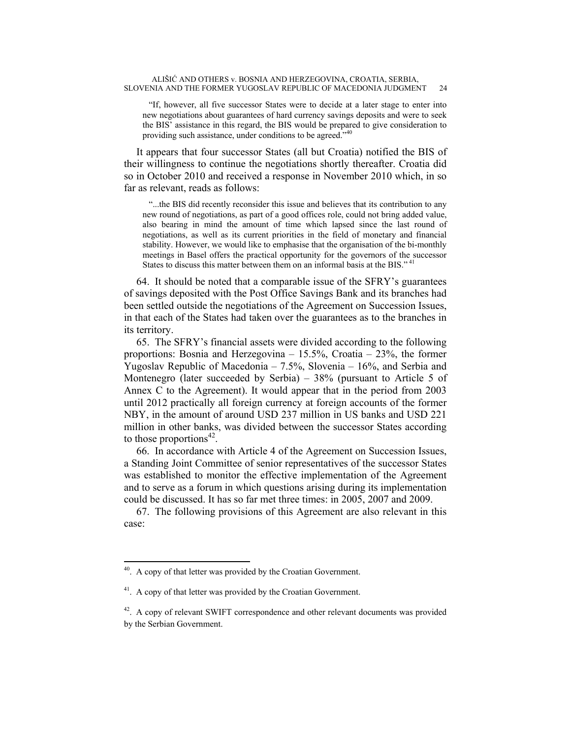> "If, however, all five successor States were to decide at a later stage to enter into new negotiations about guarantees of hard currency savings deposits and were to seek the BIS' assistance in this regard, the BIS would be prepared to give consideration to providing such assistance, under conditions to be agreed."[40]

It appears that four successor States (all but Croatia) notified the BIS of their willingness to continue the negotiations shortly thereafter. Croatia did so in October 2010 and received a response in November 2010 which, in so far as relevant, reads as follows:

> "...the BIS did recently reconsider this issue and believes that its contribution to any new round of negotiations, as part of a good offices role, could not bring added value, also bearing in mind the amount of time which lapsed since the last round of negotiations, as well as its current priorities in the field of monetary and financial stability. However, we would like to emphasise that the organisation of the bi-monthly meetings in Basel offers the practical opportunity for the governors of the successor States to discuss this matter between them on an informal basis at the BIS."[41]

64. It should be noted that a comparable issue of the SFRY's guarantees of savings deposited with the Post Office Savings Bank and its branches had been settled outside the negotiations of the Agreement on Succession Issues, in that each of the States had taken over the guarantees as to the branches in its territory.

65. The SFRY's financial assets were divided according to the following proportions: Bosnia and Herzegovina – 15.5%, Croatia – 23%, the former Yugoslav Republic of Macedonia – 7.5%, Slovenia – 16%, and Serbia and Montenegro (later succeeded by Serbia) – 38% (pursuant to Article 5 of Annex C to the Agreement). It would appear that in the period from 2003 until 2012 practically all foreign currency at foreign accounts of the former NBY, in the amount of around USD 237 million in US banks and USD 221 million in other banks, was divided between the successor States according to those proportions[42].

66. In accordance with Article 4 of the Agreement on Succession Issues, a Standing Joint Committee of senior representatives of the successor States was established to monitor the effective implementation of the Agreement and to serve as a forum in which questions arising during its implementation could be discussed. It has so far met three times: in 2005, 2007 and 2009.

67. The following provisions of this Agreement are also relevant in this case:

---

[40]. A copy of that letter was provided by the Croatian Government.

[41]. A copy of that letter was provided by the Croatian Government.

[42]. A copy of relevant SWIFT correspondence and other relevant documents was provided by the Serbian Government.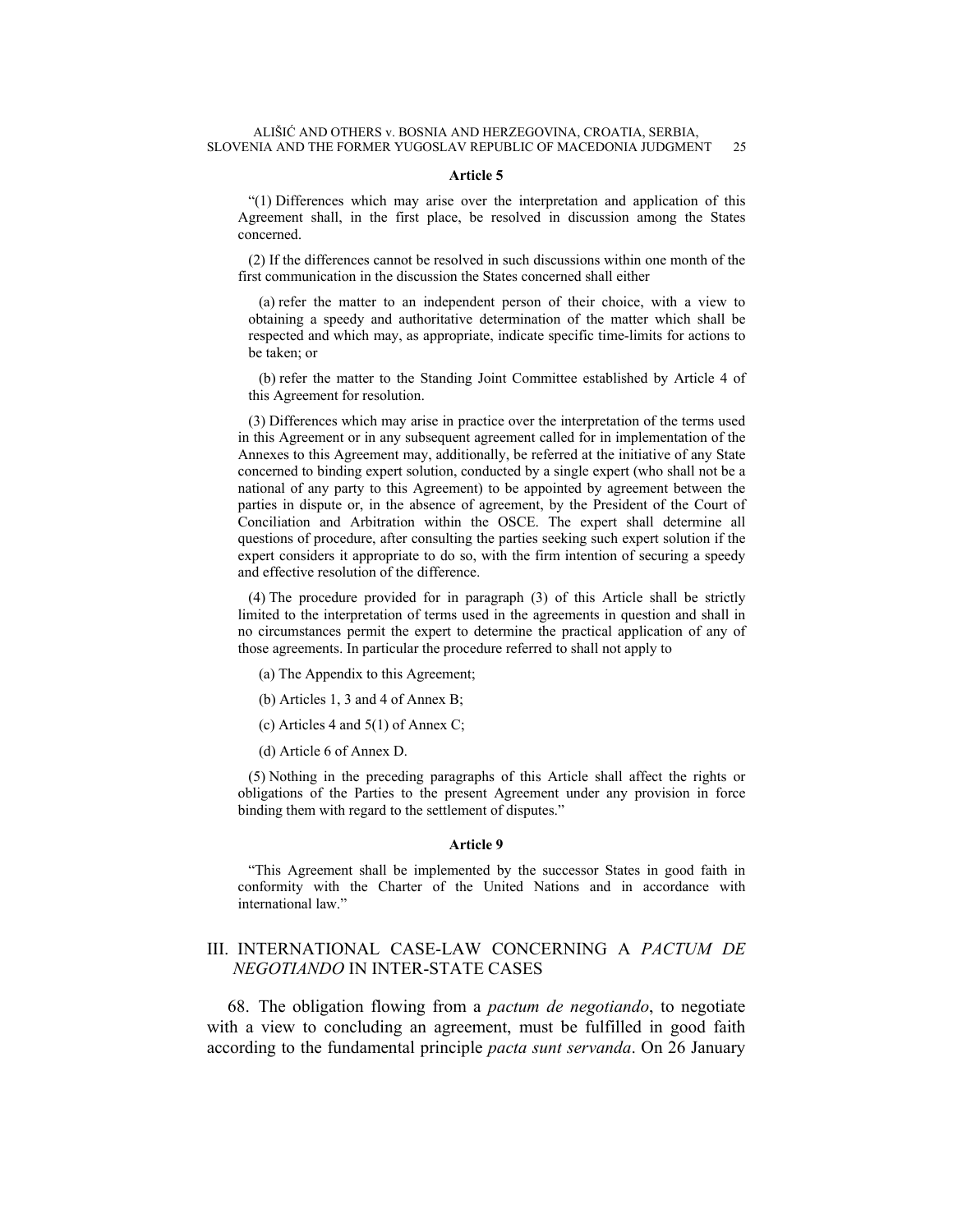**Article 5**

“(1) Differences which may arise over the interpretation and application of this Agreement shall, in the first place, be resolved in discussion among the States concerned.

(2) If the differences cannot be resolved in such discussions within one month of the first communication in the discussion the States concerned shall either

(a) refer the matter to an independent person of their choice, with a view to obtaining a speedy and authoritative determination of the matter which shall be respected and which may, as appropriate, indicate specific time-limits for actions to be taken; or

(b) refer the matter to the Standing Joint Committee established by Article 4 of this Agreement for resolution.

(3) Differences which may arise in practice over the interpretation of the terms used in this Agreement or in any subsequent agreement called for in implementation of the Annexes to this Agreement may, additionally, be referred at the initiative of any State concerned to binding expert solution, conducted by a single expert (who shall not be a national of any party to this Agreement) to be appointed by agreement between the parties in dispute or, in the absence of agreement, by the President of the Court of Conciliation and Arbitration within the OSCE. The expert shall determine all questions of procedure, after consulting the parties seeking such expert solution if the expert considers it appropriate to do so, with the firm intention of securing a speedy and effective resolution of the difference.

(4) The procedure provided for in paragraph (3) of this Article shall be strictly limited to the interpretation of terms used in the agreements in question and shall in no circumstances permit the expert to determine the practical application of any of those agreements. In particular the procedure referred to shall not apply to

(a) The Appendix to this Agreement;

(b) Articles 1, 3 and 4 of Annex B;

(c) Articles 4 and 5(1) of Annex C;

(d) Article 6 of Annex D.

(5) Nothing in the preceding paragraphs of this Article shall affect the rights or obligations of the Parties to the present Agreement under any provision in force binding them with regard to the settlement of disputes.”

**Article 9**

“This Agreement shall be implemented by the successor States in good faith in conformity with the Charter of the United Nations and in accordance with international law.”

## III. INTERNATIONAL CASE-LAW CONCERNING A *PACTUM DE NEGOTIANDO* IN INTER-STATE CASES

68. The obligation flowing from a *pactum de negotiando*, to negotiate with a view to concluding an agreement, must be fulfilled in good faith according to the fundamental principle *pacta sunt servanda*. On 26 January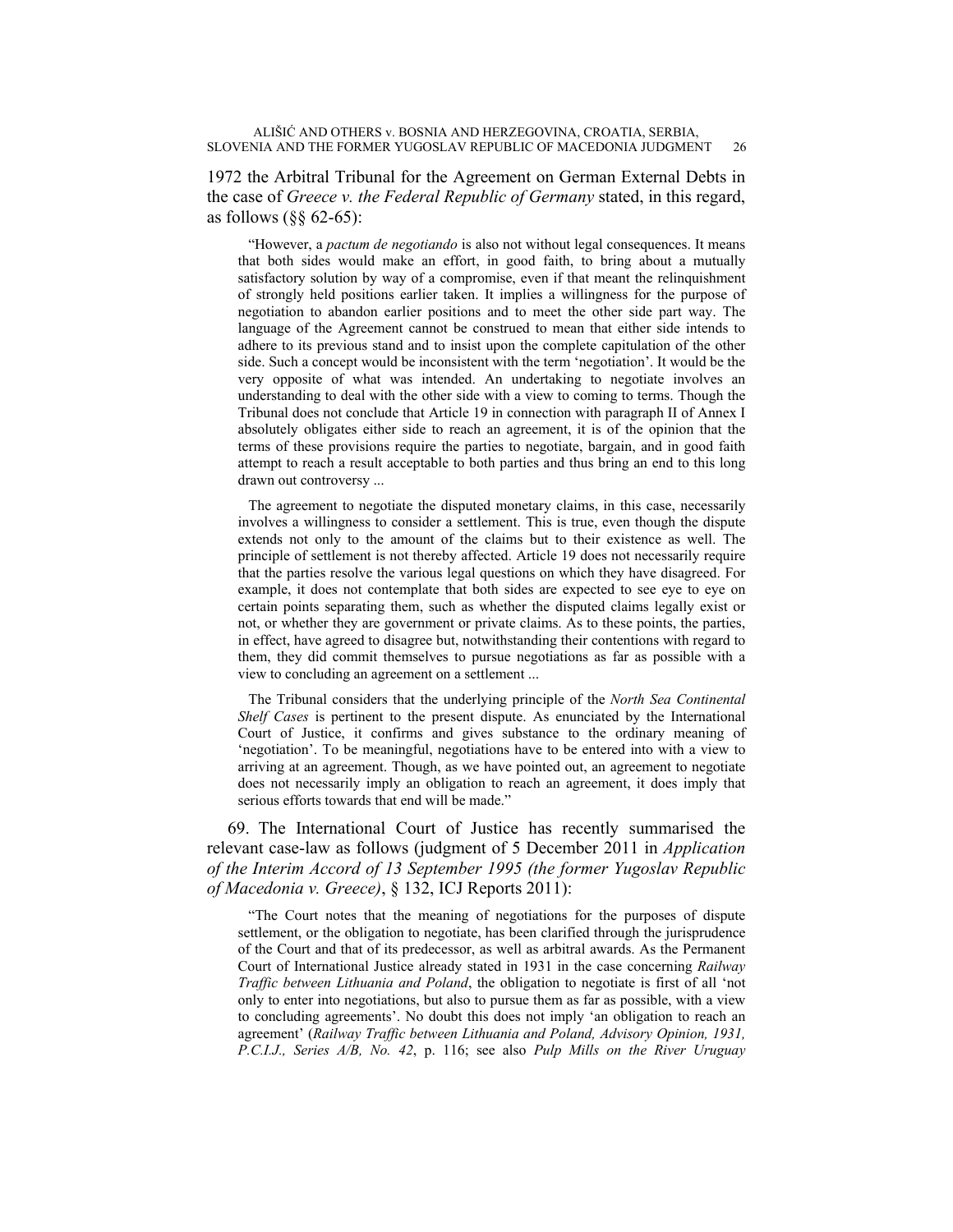1972 the Arbitral Tribunal for the Agreement on German External Debts in the case of *Greece v. the Federal Republic of Germany* stated, in this regard, as follows (§§ 62-65):

> "However, a *pactum de negotiando* is also not without legal consequences. It means that both sides would make an effort, in good faith, to bring about a mutually satisfactory solution by way of a compromise, even if that meant the relinquishment of strongly held positions earlier taken. It implies a willingness for the purpose of negotiation to abandon earlier positions and to meet the other side part way. The language of the Agreement cannot be construed to mean that either side intends to adhere to its previous stand and to insist upon the complete capitulation of the other side. Such a concept would be inconsistent with the term 'negotiation'. It would be the very opposite of what was intended. An undertaking to negotiate involves an understanding to deal with the other side with a view to coming to terms. Though the Tribunal does not conclude that Article 19 in connection with paragraph II of Annex I absolutely obligates either side to reach an agreement, it is of the opinion that the terms of these provisions require the parties to negotiate, bargain, and in good faith attempt to reach a result acceptable to both parties and thus bring an end to this long drawn out controversy ...
>
> The agreement to negotiate the disputed monetary claims, in this case, necessarily involves a willingness to consider a settlement. This is true, even though the dispute extends not only to the amount of the claims but to their existence as well. The principle of settlement is not thereby affected. Article 19 does not necessarily require that the parties resolve the various legal questions on which they have disagreed. For example, it does not contemplate that both sides are expected to see eye to eye on certain points separating them, such as whether the disputed claims legally exist or not, or whether they are government or private claims. As to these points, the parties, in effect, have agreed to disagree but, notwithstanding their contentions with regard to them, they did commit themselves to pursue negotiations as far as possible with a view to concluding an agreement on a settlement ...
>
> The Tribunal considers that the underlying principle of the *North Sea Continental Shelf Cases* is pertinent to the present dispute. As enunciated by the International Court of Justice, it confirms and gives substance to the ordinary meaning of 'negotiation'. To be meaningful, negotiations have to be entered into with a view to arriving at an agreement. Though, as we have pointed out, an agreement to negotiate does not necessarily imply an obligation to reach an agreement, it does imply that serious efforts towards that end will be made."

69. The International Court of Justice has recently summarised the relevant case-law as follows (judgment of 5 December 2011 in *Application of the Interim Accord of 13 September 1995 (the former Yugoslav Republic of Macedonia v. Greece)*, § 132, ICJ Reports 2011):

> "The Court notes that the meaning of negotiations for the purposes of dispute settlement, or the obligation to negotiate, has been clarified through the jurisprudence of the Court and that of its predecessor, as well as arbitral awards. As the Permanent Court of International Justice already stated in 1931 in the case concerning *Railway Traffic between Lithuania and Poland*, the obligation to negotiate is first of all 'not only to enter into negotiations, but also to pursue them as far as possible, with a view to concluding agreements'. No doubt this does not imply 'an obligation to reach an agreement' (*Railway Traffic between Lithuania and Poland, Advisory Opinion, 1931, P.C.I.J., Series A/B, No. 42*, p. 116; see also *Pulp Mills on the River Uruguay*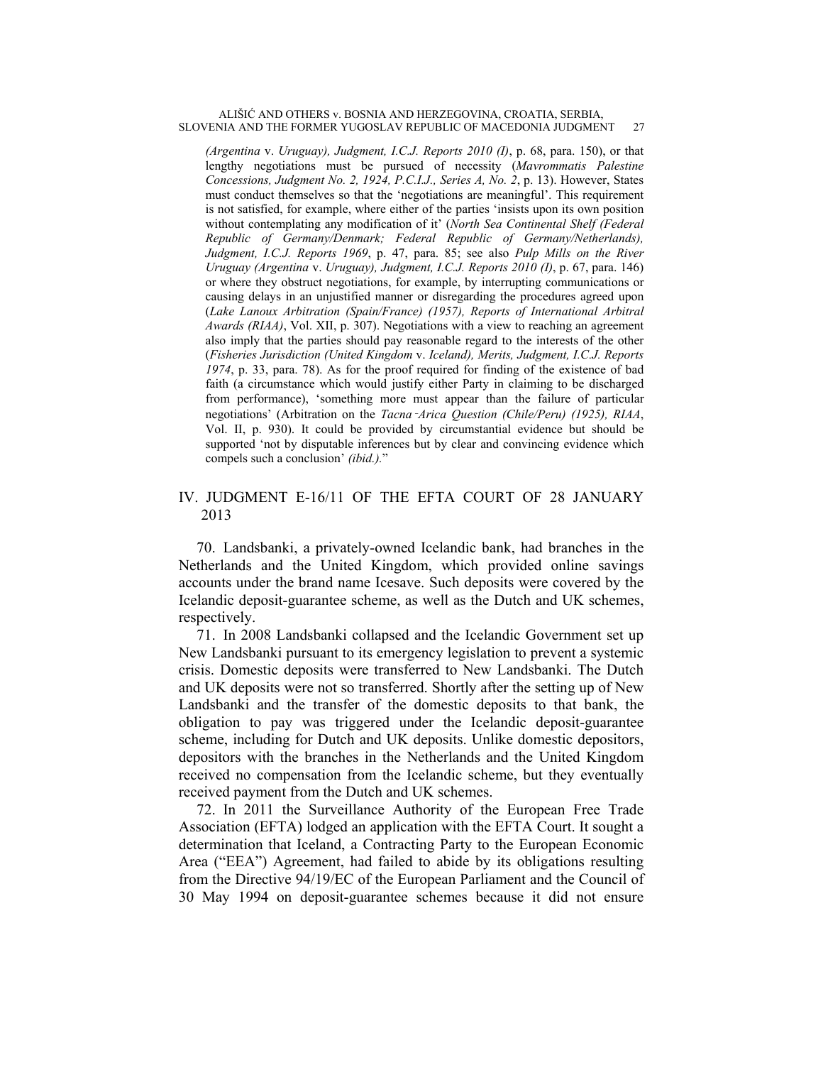*(Argentina* v. *Uruguay), Judgment, I.C.J. Reports 2010 (I)*, p. 68, para. 150), or that lengthy negotiations must be pursued of necessity (*Mavrommatis Palestine Concessions, Judgment No. 2, 1924, P.C.I.J., Series A, No. 2*, p. 13). However, States must conduct themselves so that the 'negotiations are meaningful'. This requirement is not satisfied, for example, where either of the parties 'insists upon its own position without contemplating any modification of it' (*North Sea Continental Shelf (Federal Republic of Germany/Denmark; Federal Republic of Germany/Netherlands), Judgment, I.C.J. Reports 1969*, p. 47, para. 85; see also *Pulp Mills on the River Uruguay (Argentina* v. *Uruguay), Judgment, I.C.J. Reports 2010 (I)*, p. 67, para. 146) or where they obstruct negotiations, for example, by interrupting communications or causing delays in an unjustified manner or disregarding the procedures agreed upon (*Lake Lanoux Arbitration (Spain/France) (1957), Reports of International Arbitral Awards (RIAA)*, Vol. XII, p. 307). Negotiations with a view to reaching an agreement also imply that the parties should pay reasonable regard to the interests of the other (*Fisheries Jurisdiction (United Kingdom* v. *Iceland), Merits, Judgment, I.C.J. Reports 1974*, p. 33, para. 78). As for the proof required for finding of the existence of bad faith (a circumstance which would justify either Party in claiming to be discharged from performance), 'something more must appear than the failure of particular negotiations' (Arbitration on the *Tacna-Arica Question (Chile/Peru) (1925), RIAA*, Vol. II, p. 930). It could be provided by circumstantial evidence but should be supported 'not by disputable inferences but by clear and convincing evidence which compels such a conclusion' *(ibid.)*."

## IV. JUDGMENT E-16/11 OF THE EFTA COURT OF 28 JANUARY 2013

70. Landsbanki, a privately-owned Icelandic bank, had branches in the Netherlands and the United Kingdom, which provided online savings accounts under the brand name Icesave. Such deposits were covered by the Icelandic deposit-guarantee scheme, as well as the Dutch and UK schemes, respectively.

71. In 2008 Landsbanki collapsed and the Icelandic Government set up New Landsbanki pursuant to its emergency legislation to prevent a systemic crisis. Domestic deposits were transferred to New Landsbanki. The Dutch and UK deposits were not so transferred. Shortly after the setting up of New Landsbanki and the transfer of the domestic deposits to that bank, the obligation to pay was triggered under the Icelandic deposit-guarantee scheme, including for Dutch and UK deposits. Unlike domestic depositors, depositors with the branches in the Netherlands and the United Kingdom received no compensation from the Icelandic scheme, but they eventually received payment from the Dutch and UK schemes.

72. In 2011 the Surveillance Authority of the European Free Trade Association (EFTA) lodged an application with the EFTA Court. It sought a determination that Iceland, a Contracting Party to the European Economic Area ("EEA") Agreement, had failed to abide by its obligations resulting from the Directive 94/19/EC of the European Parliament and the Council of 30 May 1994 on deposit-guarantee schemes because it did not ensure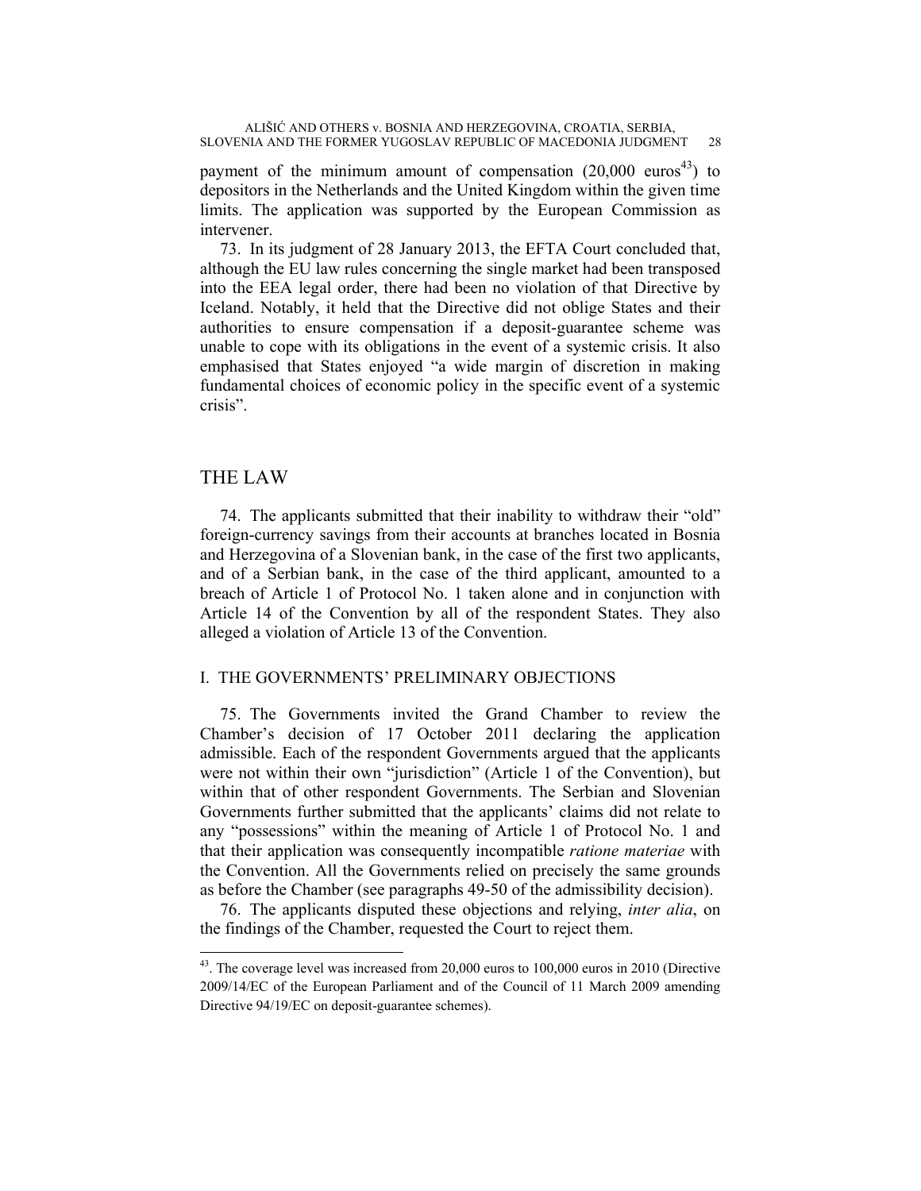payment of the minimum amount of compensation (20,000 euros[43]) to depositors in the Netherlands and the United Kingdom within the given time limits. The application was supported by the European Commission as intervener.

73. In its judgment of 28 January 2013, the EFTA Court concluded that, although the EU law rules concerning the single market had been transposed into the EEA legal order, there had been no violation of that Directive by Iceland. Notably, it held that the Directive did not oblige States and their authorities to ensure compensation if a deposit-guarantee scheme was unable to cope with its obligations in the event of a systemic crisis. It also emphasised that States enjoyed "a wide margin of discretion in making fundamental choices of economic policy in the specific event of a systemic crisis".

# THE LAW

74. The applicants submitted that their inability to withdraw their "old" foreign-currency savings from their accounts at branches located in Bosnia and Herzegovina of a Slovenian bank, in the case of the first two applicants, and of a Serbian bank, in the case of the third applicant, amounted to a breach of Article 1 of Protocol No. 1 taken alone and in conjunction with Article 14 of the Convention by all of the respondent States. They also alleged a violation of Article 13 of the Convention.

## I. THE GOVERNMENTS' PRELIMINARY OBJECTIONS

75. The Governments invited the Grand Chamber to review the Chamber's decision of 17 October 2011 declaring the application admissible. Each of the respondent Governments argued that the applicants were not within their own "jurisdiction" (Article 1 of the Convention), but within that of other respondent Governments. The Serbian and Slovenian Governments further submitted that the applicants' claims did not relate to any "possessions" within the meaning of Article 1 of Protocol No. 1 and that their application was consequently incompatible *ratione materiae* with the Convention. All the Governments relied on precisely the same grounds as before the Chamber (see paragraphs 49-50 of the admissibility decision).

76. The applicants disputed these objections and relying, *inter alia*, on the findings of the Chamber, requested the Court to reject them.

[43]. The coverage level was increased from 20,000 euros to 100,000 euros in 2010 (Directive 2009/14/EC of the European Parliament and of the Council of 11 March 2009 amending Directive 94/19/EC on deposit-guarantee schemes).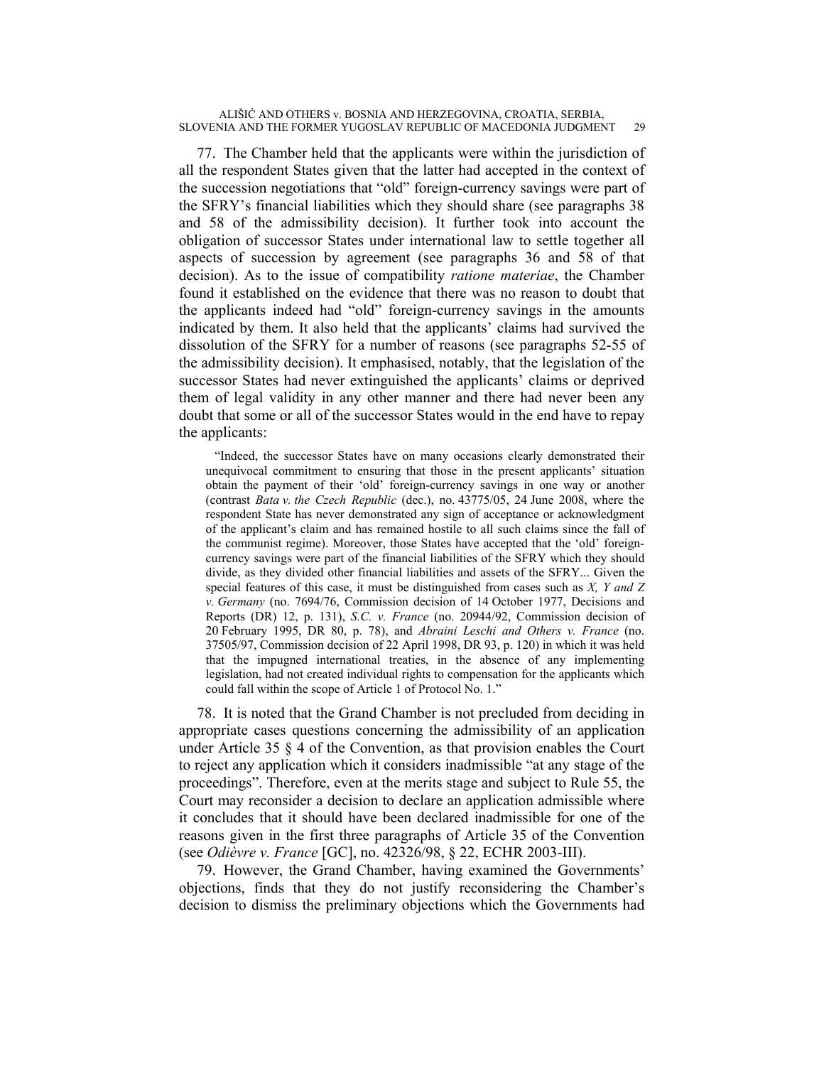77. The Chamber held that the applicants were within the jurisdiction of all the respondent States given that the latter had accepted in the context of the succession negotiations that "old" foreign-currency savings were part of the SFRY's financial liabilities which they should share (see paragraphs 38 and 58 of the admissibility decision). It further took into account the obligation of successor States under international law to settle together all aspects of succession by agreement (see paragraphs 36 and 58 of that decision). As to the issue of compatibility *ratione materiae*, the Chamber found it established on the evidence that there was no reason to doubt that the applicants indeed had "old" foreign-currency savings in the amounts indicated by them. It also held that the applicants' claims had survived the dissolution of the SFRY for a number of reasons (see paragraphs 52-55 of the admissibility decision). It emphasised, notably, that the legislation of the successor States had never extinguished the applicants' claims or deprived them of legal validity in any other manner and there had never been any doubt that some or all of the successor States would in the end have to repay the applicants:

> "Indeed, the successor States have on many occasions clearly demonstrated their unequivocal commitment to ensuring that those in the present applicants' situation obtain the payment of their 'old' foreign-currency savings in one way or another (contrast *Bata v. the Czech Republic* (dec.), no. 43775/05, 24 June 2008, where the respondent State has never demonstrated any sign of acceptance or acknowledgment of the applicant's claim and has remained hostile to all such claims since the fall of the communist regime). Moreover, those States have accepted that the 'old' foreign-currency savings were part of the financial liabilities of the SFRY which they should divide, as they divided other financial liabilities and assets of the SFRY... Given the special features of this case, it must be distinguished from cases such as *X, Y and Z v. Germany* (no. 7694/76, Commission decision of 14 October 1977, Decisions and Reports (DR) 12, p. 131), *S.C. v. France* (no. 20944/92, Commission decision of 20 February 1995, DR 80, p. 78), and *Abraini Leschi and Others v. France* (no. 37505/97, Commission decision of 22 April 1998, DR 93, p. 120) in which it was held that the impugned international treaties, in the absence of any implementing legislation, had not created individual rights to compensation for the applicants which could fall within the scope of Article 1 of Protocol No. 1."

78. It is noted that the Grand Chamber is not precluded from deciding in appropriate cases questions concerning the admissibility of an application under Article 35 § 4 of the Convention, as that provision enables the Court to reject any application which it considers inadmissible "at any stage of the proceedings". Therefore, even at the merits stage and subject to Rule 55, the Court may reconsider a decision to declare an application admissible where it concludes that it should have been declared inadmissible for one of the reasons given in the first three paragraphs of Article 35 of the Convention (see *Odièvre v. France* [GC], no. 42326/98, § 22, ECHR 2003-III).

79. However, the Grand Chamber, having examined the Governments' objections, finds that they do not justify reconsidering the Chamber's decision to dismiss the preliminary objections which the Governments had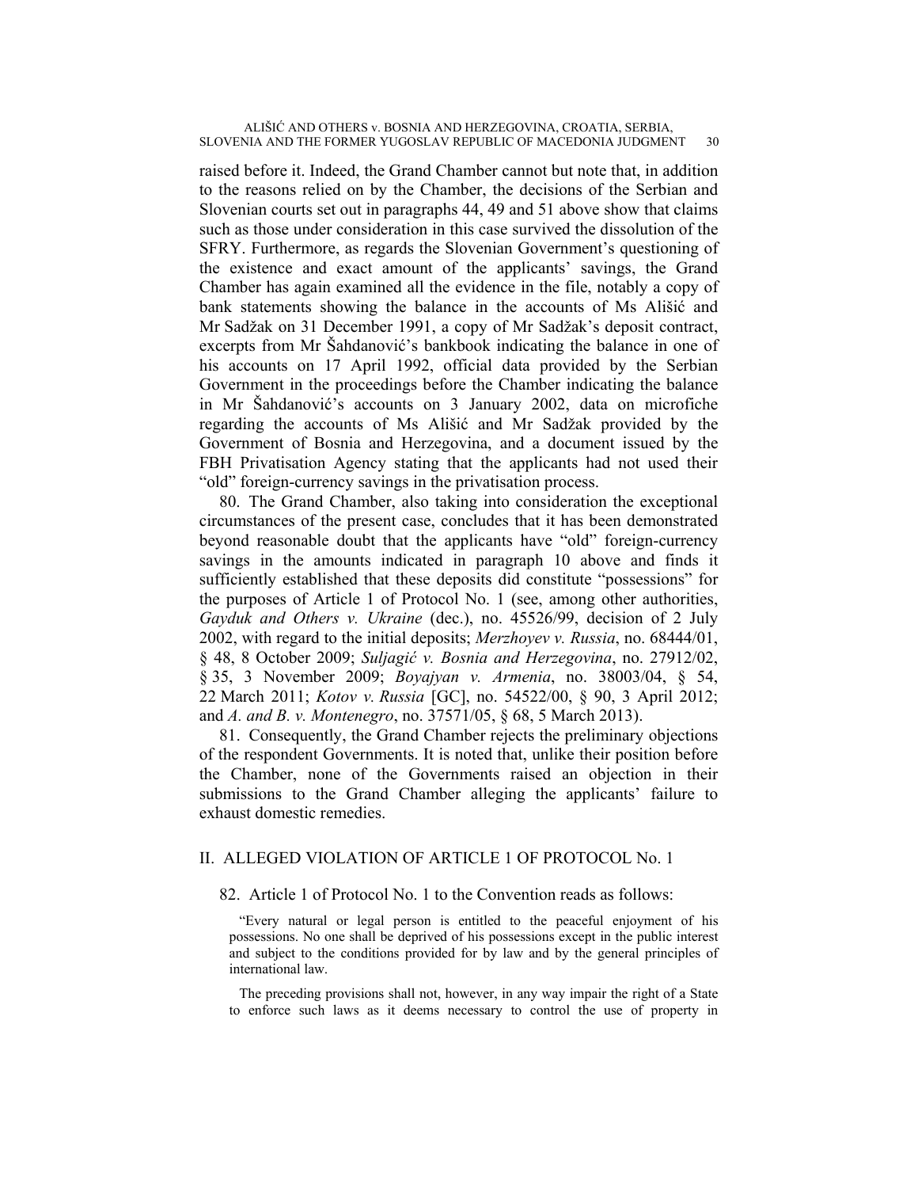raised before it. Indeed, the Grand Chamber cannot but note that, in addition to the reasons relied on by the Chamber, the decisions of the Serbian and Slovenian courts set out in paragraphs 44, 49 and 51 above show that claims such as those under consideration in this case survived the dissolution of the SFRY. Furthermore, as regards the Slovenian Government's questioning of the existence and exact amount of the applicants' savings, the Grand Chamber has again examined all the evidence in the file, notably a copy of bank statements showing the balance in the accounts of Ms All Sadžak on 31 December 1991, a copy of Mr Sadžak's deposit contract, excerpts from Mr Šahdanović's bankbook indicating the balance in one of his accounts on 17 April 1992, official data provided by the Serbian Government in the proceedings before the Chamber indicating the balance in Mr Šahdanović's accounts on 3 January 2002, data on microfiche regarding the accounts of Ms Ališić and Mr Sadžak provided by the Government of Bosnia and Herzegovina, and a document issued by the FBH Privatisation Agency stating that the applicants had not used their "old" foreign-currency savings in the privatisation process.

80. The Grand Chamber, also taking into consideration the exceptional circumstances of the present case, concludes that it has been demonstrated beyond reasonable doubt that the applicants have "old" foreign-currency savings in the amounts indicated in paragraph 10 above and finds it sufficiently established that these deposits did constitute "possessions" for the purposes of Article 1 of Protocol No. 1 (see, among other authorities, *Gayduk and Others v. Ukraine* (dec.), no. 45526/99, decision of 2 July 2002, with regard to the initial deposits; *Merzhoyev v. Russia*, no. 68444/01, § 48, 8 October 2009; *Suljagić v. Bosnia and Herzegovina*, no. 27912/02, § 35, 3 November 2009; *Boyajyan v. Armenia*, no. 38003/04, § 54, 22 March 2011; *Kotov v. Russia* [GC], no. 54522/00, § 90, 3 April 2012; and *A. and B. v. Montenegro*, no. 37571/05, § 68, 5 March 2013).

81. Consequently, the Grand Chamber rejects the preliminary objections of the respondent Governments. It is noted that, unlike their position before the Chamber, none of the Governments raised an objection in their submissions to the Grand Chamber alleging the applicants' failure to exhaust domestic remedies.

## II. ALLEGED VIOLATION OF ARTICLE 1 OF PROTOCOL No. 1

82. Article 1 of Protocol No. 1 to the Convention reads as follows:

> "Every natural or legal person is entitled to the peaceful enjoyment of his possessions. No one shall be deprived of his possessions except in the public interest and subject to the conditions provided for by law and by the general principles of international law.
>
> The preceding provisions shall not, however, in any way impair the right of a State to enforce such laws as it deems necessary to control the use of property in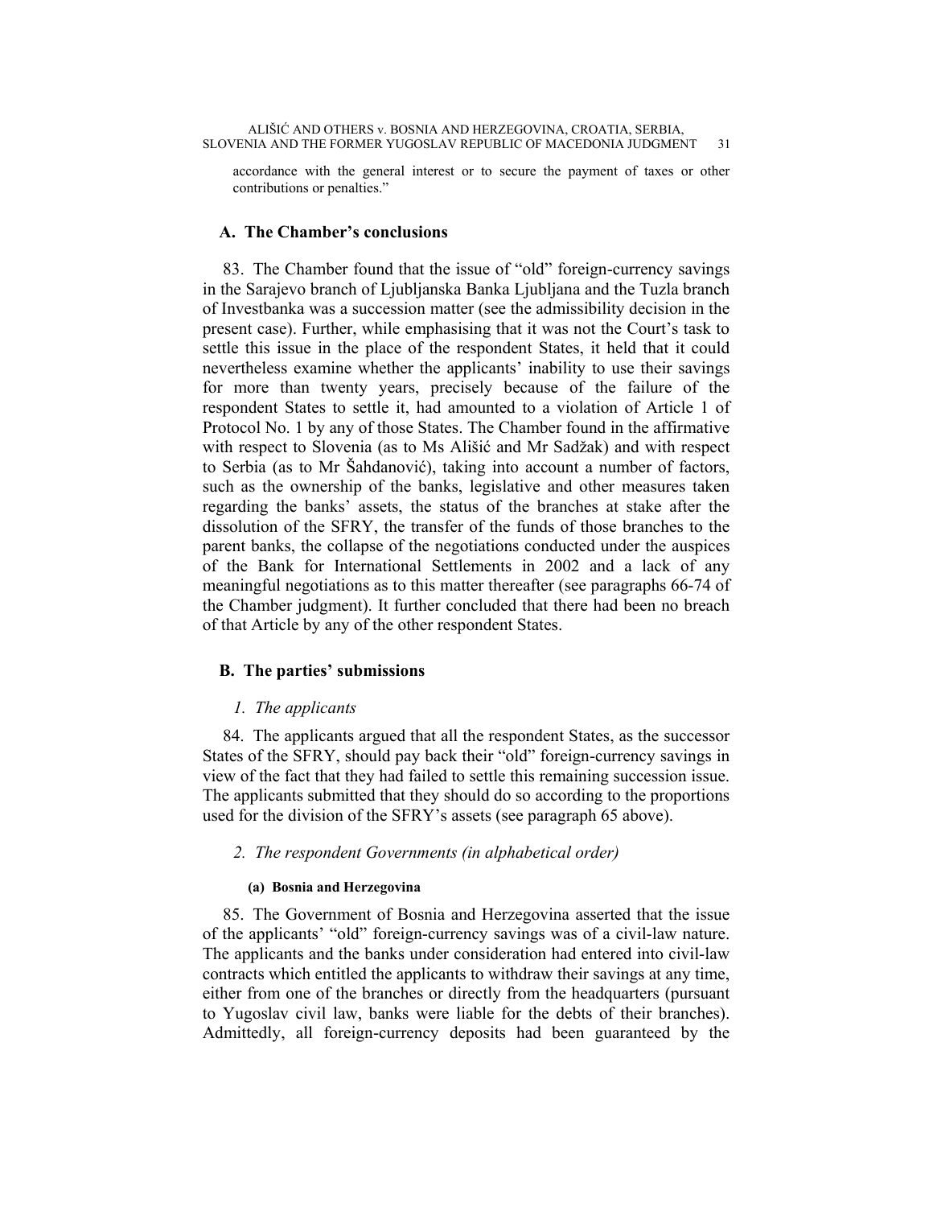accordance with the general interest or to secure the payment of taxes or other contributions or penalties."

## A. The Chamber's conclusions

83. The Chamber found that the issue of "old" foreign-currency savings in the Sarajevo branch of Ljubljanska Banka Ljubljana and the Tuzla branch of Investbanka was a succession matter (see the admissibility decision in the present case). Further, while emphasising that it was not the Court's task to settle this issue in the place of the respondent States, it held that it could nevertheless examine whether the applicants' inability to use their savings for more than twenty years, precisely because of the failure of the respondent States to settle it, had amounted to a violation of Article 1 of Protocol No. 1 by any of those States. The Chamber found in the affirmative with respect to Slovenia (as to Ms Ališić and Mr Sadžak) and with respect to Serbia (as to Mr Šahdanović), taking into account a number of factors, such as the ownership of the banks, legislative and other measures taken regarding the banks' assets, the status of the branches at stake after the dissolution of the SFRY, the transfer of the funds of those branches to the parent banks, the collapse of the negotiations conducted under the auspices of the Bank for International Settlements in 2002 and a lack of any meaningful negotiations as to this matter thereafter (see paragraphs 66-74 of the Chamber judgment). It further concluded that there had been no breach of that Article by any of the other respondent States.

## B. The parties' submissions

### *1. The applicants*

84. The applicants argued that all the respondent States, as the successor States of the SFRY, should pay back their "old" foreign-currency savings in view of the fact that they had failed to settle this remaining succession issue. The applicants submitted that they should do so according to the proportions used for the division of the SFRY's assets (see paragraph 65 above).

### *2. The respondent Governments (in alphabetical order)*

#### (a) Bosnia and Herzegovina

85. The Government of Bosnia and Herzegovina asserted that the issue of the applicants' "old" foreign-currency savings was of a civil-law nature. The applicants and the banks under consideration had entered into civil-law contracts which entitled the applicants to withdraw their savings at any time, either from one of the branches or directly from the headquarters (pursuant to Yugoslav civil law, banks were liable for the debts of their branches). Admittedly, all foreign-currency deposits had been guaranteed by the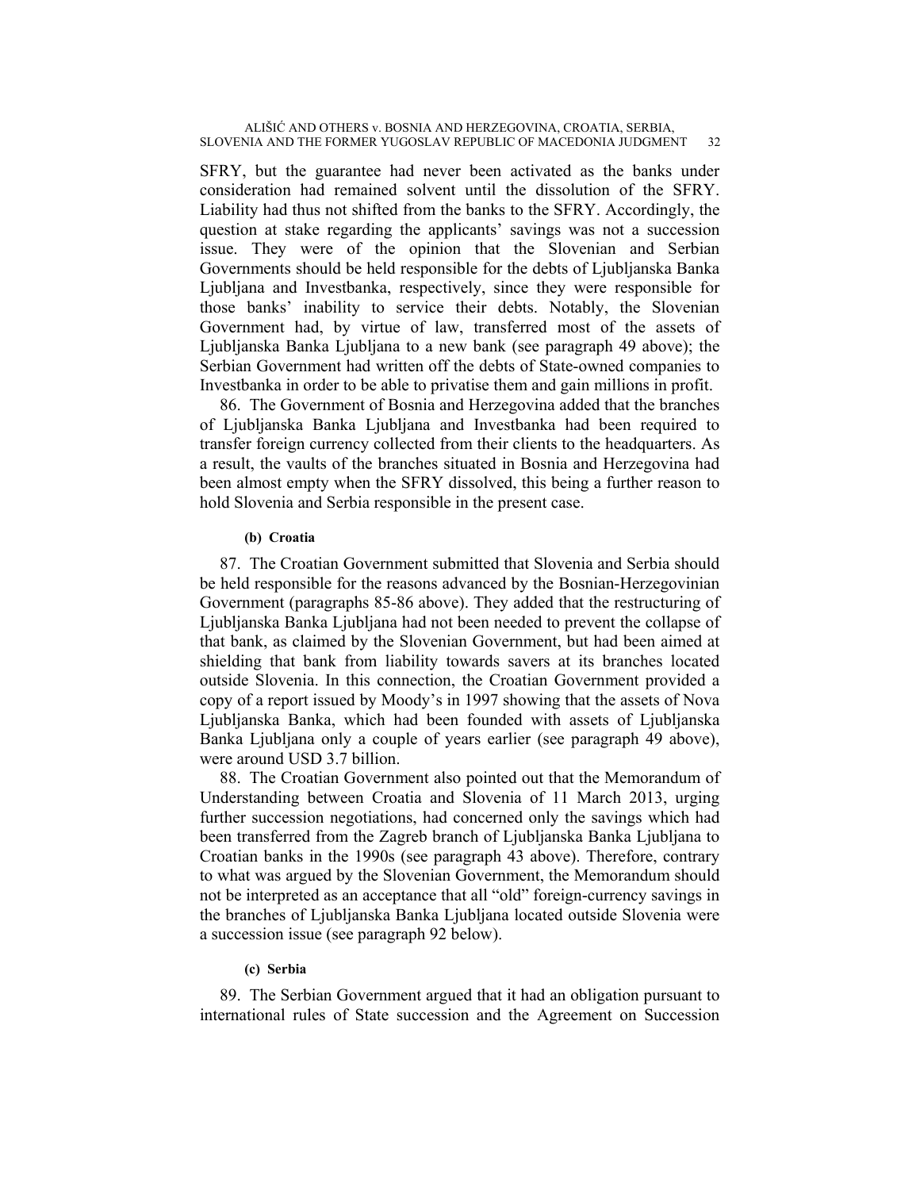SFRY, but the guarantee had never been activated as the banks under consideration had remained solvent until the dissolution of the SFRY. Liability had thus not shifted from the banks to the SFRY. Accordingly, the question at stake regarding the applicants' savings was not a succession issue. They were of the opinion that the Slovenian and Serbian Governments should be held responsible for the debts of Ljubljanska Banka Ljubljana and Investbanka, respectively, since they were responsible for those banks' inability to service their debts. Notably, the Slovenian Government had, by virtue of law, transferred most of the assets of Ljubljanska Banka Ljubljana to a new bank (see paragraph 49 above); the Serbian Government had written off the debts of State-owned companies to Investbanka in order to be able to privatise them and gain millions in profit.

86. The Government of Bosnia and Herzegovina added that the branches of Ljubljanska Banka Ljubljana and Investbanka had been required to transfer foreign currency collected from their clients to the headquarters. As a result, the vaults of the branches situated in Bosnia and Herzegovina had been almost empty when the SFRY dissolved, this being a further reason to hold Slovenia and Serbia responsible in the present case.

#### (b) Croatia

87. The Croatian Government submitted that Slovenia and Serbia should be held responsible for the reasons advanced by the Bosnian-Herzegovinian Government (paragraphs 85-86 above). They added that the restructuring of Ljubljanska Banka Ljubljana had not been needed to prevent the collapse of that bank, as claimed by the Slovenian Government, but had been aimed at shielding that bank from liability towards savers at its branches located outside Slovenia. In this connection, the Croatian Government provided a copy of a report issued by Moody's in 1997 showing that the assets of Nova Ljubljanska Banka, which had been founded with assets of Ljubljanska Banka Ljubljana only a couple of years earlier (see paragraph 49 above), were around USD 3.7 billion.

88. The Croatian Government also pointed out that the Memorandum of Understanding between Croatia and Slovenia of 11 March 2013, urging further succession negotiations, had concerned only the savings which had been transferred from the Zagreb branch of Ljubljanska Banka Ljubljana to Croatian banks in the 1990s (see paragraph 43 above). Therefore, contrary to what was argued by the Slovenian Government, the Memorandum should not be interpreted as an acceptance that all "old" foreign-currency savings in the branches of Ljubljanska Banka Ljubljana located outside Slovenia were a succession issue (see paragraph 92 below).

#### (c) Serbia

89. The Serbian Government argued that it had an obligation pursuant to international rules of State succession and the Agreement on Succession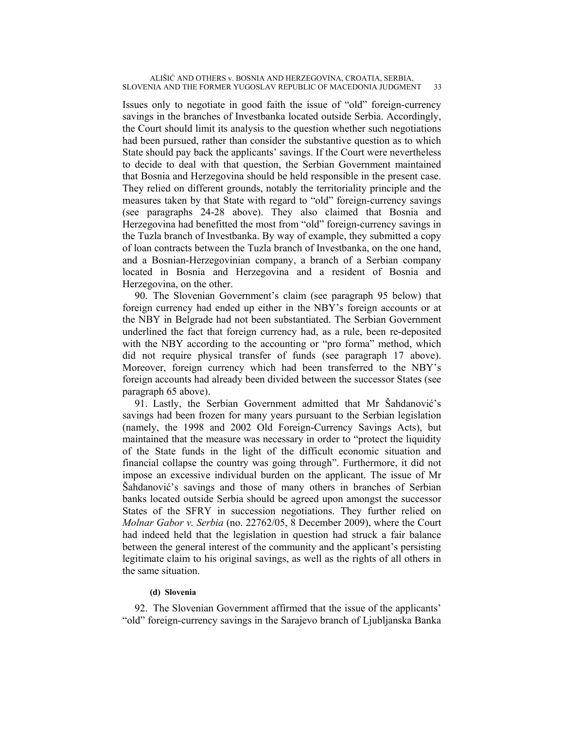Issues only to negotiate in good faith the issue of "old" foreign-currency savings in the branches of Investbanka located outside Serbia. Accordingly, the Court should limit its analysis to the question whether such negotiations had been pursued, rather than consider the substantive question as to which State should pay back the applicants' savings. If the Court were nevertheless to decide to deal with that question, the Serbian Government maintained that Bosnia and Herzegovina should be held responsible in the present case. They relied on different grounds, notably the territoriality principle and the measures taken by that State with regard to "old" foreign-currency savings (see paragraphs 24-28 above). They also claimed that Bosnia and Herzegovina had benefitted the most from "old" foreign-currency savings in the Tuzla branch of Investbanka. By way of example, they submitted a copy of loan contracts between the Tuzla branch of Investbanka, on the one hand, and a Bosnian-Herzegovinian company, a branch of a Serbian company located in Bosnia and Herzegovina and a resident of Bosnia and Herzegovina, on the other.

90. The Slovenian Government's claim (see paragraph 95 below) that foreign currency had ended up either in the NBY's foreign accounts or at the NBY in Belgrade had not been substantiated. The Serbian Government underlined the fact that foreign currency had, as a rule, been re-deposited with the NBY according to the accounting or "pro forma" method, which did not require physical transfer of funds (see paragraph 17 above). Moreover, foreign currency which had been transferred to the NBY's foreign accounts had already been divided between the successor States (see paragraph 65 above).

91. Lastly, the Serbian Government admitted that Mr Šahdanović's savings had been frozen for many years pursuant to the Serbian legislation (namely, the 1998 and 2002 Old Foreign-Currency Savings Acts), but maintained that the measure was necessary in order to "protect the liquidity of the State funds in the light of the difficult economic situation and financial collapse the country was going through". Furthermore, it did not impose an excessive individual burden on the applicant. The issue of Mr Šahdanović's savings and those of many others in branches of Serbian banks located outside Serbia should be agreed upon amongst the successor States of the SFRY in succession negotiations. They further relied on *Molnar Gabor v. Serbia* (no. 22762/05, 8 December 2009), where the Court had indeed held that the legislation in question had struck a fair balance between the general interest of the community and the applicant's persisting legitimate claim to his original savings, as well as the rights of all others in the same situation.

#### (d) Slovenia

92. The Slovenian Government affirmed that the issue of the applicants' "old" foreign-currency savings in the Sarajevo branch of Ljubljanska Banka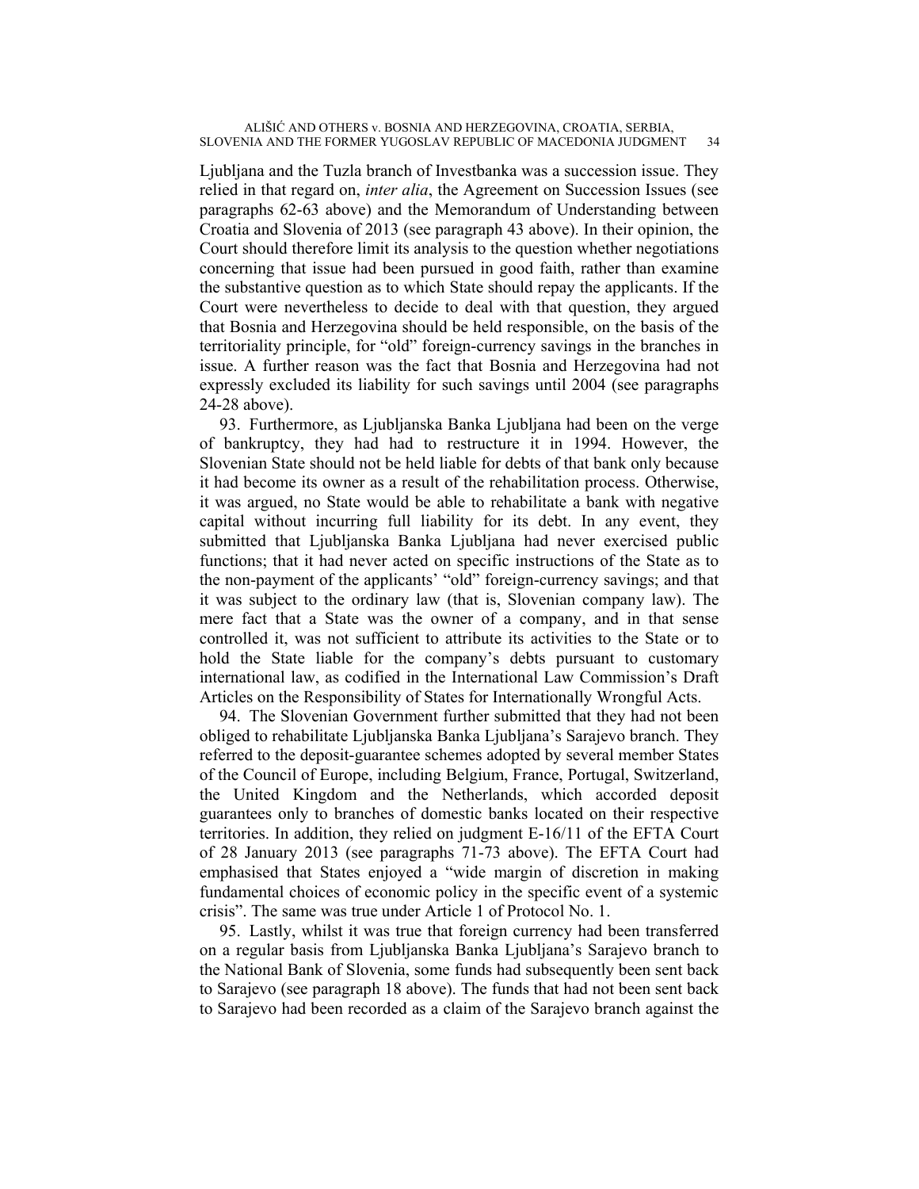Ljubljana and the Tuzla branch of Investbanka was a succession issue. They relied in that regard on, *inter alia*, the Agreement on Succession Issues (see paragraphs 62-63 above) and the Memorandum of Understanding between Croatia and Slovenia of 2013 (see paragraph 43 above). In their opinion, the Court should therefore limit its analysis to the question whether negotiations concerning that issue had been pursued in good faith, rather than examine the substantive question as to which State should repay the applicants. If the Court were nevertheless to decide to deal with that question, they argued that Bosnia and Herzegovina should be held responsible, on the basis of the territoriality principle, for "old" foreign-currency savings in the branches in issue. A further reason was the fact that Bosnia and Herzegovina had not expressly excluded its liability for such savings until 2004 (see paragraphs 24-28 above).

93. Furthermore, as Ljubljanska Banka Ljubljana had been on the verge of bankruptcy, they had had to restructure it in 1994. However, the Slovenian State should not be held liable for debts of that bank only because it had become its owner as a result of the rehabilitation process. Otherwise, it was argued, no State would be able to rehabilitate a bank with negative capital without incurring full liability for its debt. In any event, they submitted that Ljubljanska Banka Ljubljana had never exercised public functions; that it had never acted on specific instructions of the State as to the non-payment of the applicants' "old" foreign-currency savings; and that it was subject to the ordinary law (that is, Slovenian company law). The mere fact that a State was the owner of a company, and in that sense controlled it, was not sufficient to attribute its activities to the State or to hold the State liable for the company's debts pursuant to customary international law, as codified in the International Law Commission's Draft Articles on the Responsibility of States for Internationally Wrongful Acts.

94. The Slovenian Government further submitted that they had not been obliged to rehabilitate Ljubljanska Banka Ljubljana's Sarajevo branch. They referred to the deposit-guarantee schemes adopted by several member States of the Council of Europe, including Belgium, France, Portugal, Switzerland, the United Kingdom and the Netherlands, which accorded deposit guarantees only to branches of domestic banks located on their respective territories. In addition, they relied on judgment E-16/11 of the EFTA Court of 28 January 2013 (see paragraphs 71-73 above). The EFTA Court had emphasised that States enjoyed a "wide margin of discretion in making fundamental choices of economic policy in the specific event of a systemic crisis". The same was true under Article 1 of Protocol No. 1.

95. Lastly, whilst it was true that foreign currency had been transferred on a regular basis from Ljubljanska Banka Ljubljana's Sarajevo branch to the National Bank of Slovenia, some funds had subsequently been sent back to Sarajevo (see paragraph 18 above). The funds that had not been sent back to Sarajevo had been recorded as a claim of the Sarajevo branch against the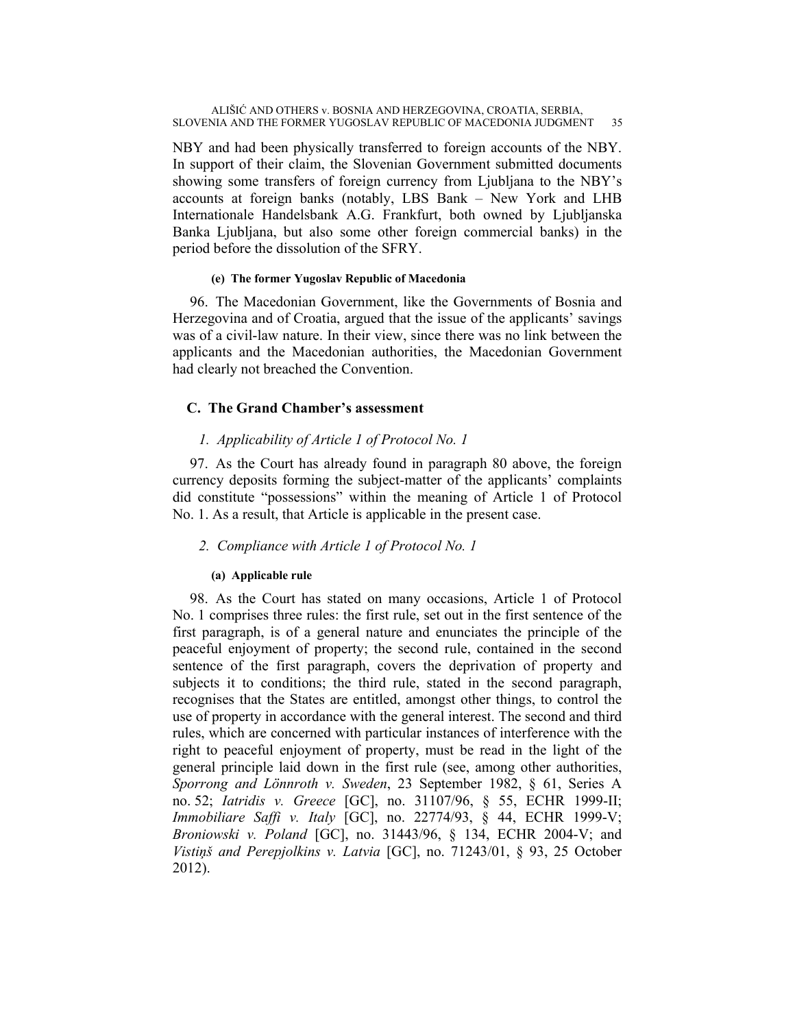NBY and had been physically transferred to foreign accounts of the NBY. In support of their claim, the Slovenian Government submitted documents showing some transfers of foreign currency from Ljubljana to the NBY's accounts at foreign banks (notably, LBS Bank – New York and LHB Internationale Handelsbank A.G. Frankfurt, both owned by Ljubljanska Banka Ljubljana, but also some other foreign commercial banks) in the period before the dissolution of the SFRY.

##### (e) The former Yugoslav Republic of Macedonia

96. The Macedonian Government, like the Governments of Bosnia and Herzegovina and of Croatia, argued that the issue of the applicants' savings was of a civil-law nature. In their view, since there was no link between the applicants and the Macedonian authorities, the Macedonian Government had clearly not breached the Convention.

### C. The Grand Chamber's assessment

#### *1. Applicability of Article 1 of Protocol No. 1*

97. As the Court has already found in paragraph 80 above, the foreign currency deposits forming the subject-matter of the applicants' complaints did constitute "possessions" within the meaning of Article 1 of Protocol No. 1. As a result, that Article is applicable in the present case.

#### *2. Compliance with Article 1 of Protocol No. 1*

##### (a) Applicable rule

98. As the Court has stated on many occasions, Article 1 of Protocol No. 1 comprises three rules: the first rule, set out in the first sentence of the first paragraph, is of a general nature and enunciates the principle of the peaceful enjoyment of property; the second rule, contained in the second sentence of the first paragraph, covers the deprivation of property and subjects it to conditions; the third rule, stated in the second paragraph, recognises that the States are entitled, amongst other things, to control the use of property in accordance with the general interest. The second and third rules, which are concerned with particular instances of interference with the right to peaceful enjoyment of property, must be read in the light of the general principle laid down in the first rule (see, among other authorities, *Sporrong and Lönnroth v. Sweden*, 23 September 1982, § 61, Series A no. 52; *Iatridis v. Greece* [GC], no. 31107/96, § 55, ECHR 1999-II; *Immobiliare Saffi v. Italy* [GC], no. 22774/93, § 44, ECHR 1999-V; *Broniowski v. Poland* [GC], no. 31443/96, § 134, ECHR 2004-V; and *Vistiņš and Perepjolkins v. Latvia* [GC], no. 71243/01, § 93, 25 October 2012).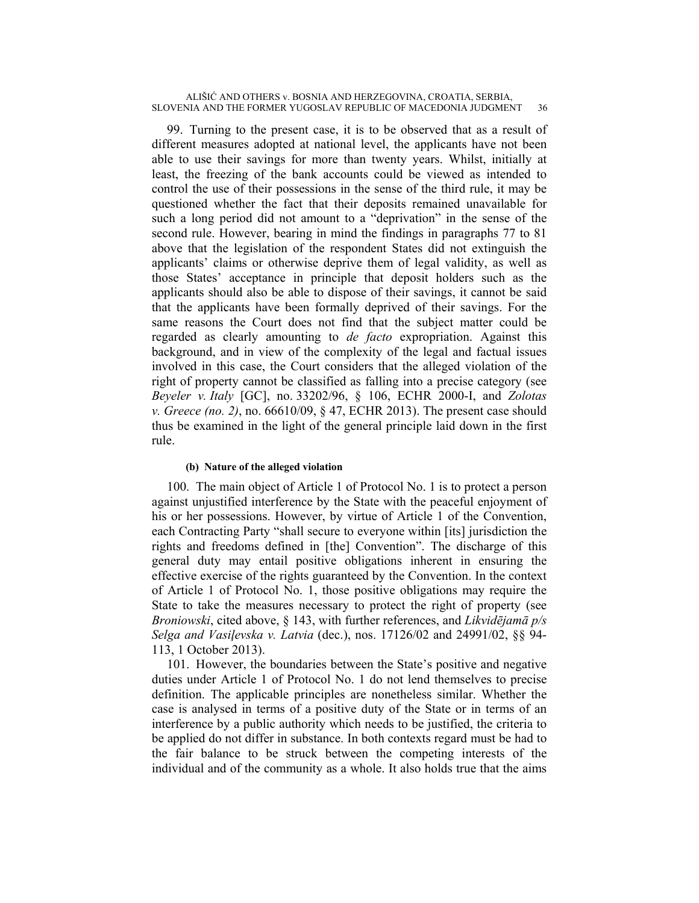99. Turning to the present case, it is to be observed that as a result of different measures adopted at national level, the applicants have not been able to use their savings for more than twenty years. Whilst, initially at least, the freezing of the bank accounts could be viewed as intended to control the use of their possessions in the sense of the third rule, it may be questioned whether the fact that their deposits remained unavailable for such a long period did not amount to a "deprivation" in the sense of the second rule. However, bearing in mind the findings in paragraphs 77 to 81 above that the legislation of the respondent States did not extinguish the applicants' claims or otherwise deprive them of legal validity, as well as those States' acceptance in principle that deposit holders such as the applicants should also be able to dispose of their savings, it cannot be said that the applicants have been formally deprived of their savings. For the same reasons the Court does not find that the subject matter could be regarded as clearly amounting to *de facto* expropriation. Against this background, and in view of the complexity of the legal and factual issues involved in this case, the Court considers that the alleged violation of the right of property cannot be classified as falling into a precise category (see *Beyeler v. Italy* [GC], no. 33202/96, § 106, ECHR 2000-I, and *Zolotas v. Greece (no. 2)*, no. 66610/09, § 47, ECHR 2013). The present case should thus be examined in the light of the general principle laid down in the first rule.

##### (b) Nature of the alleged violation

100. The main object of Article 1 of Protocol No. 1 is to protect a person against unjustified interference by the State with the peaceful enjoyment of his or her possessions. However, by virtue of Article 1 of the Convention, each Contracting Party "shall secure to everyone within [its] jurisdiction the rights and freedoms defined in [the] Convention". The discharge of this general duty may entail positive obligations inherent in ensuring the effective exercise of the rights guaranteed by the Convention. In the context of Article 1 of Protocol No. 1, those positive obligations may require the State to take the measures necessary to protect the right of property (see *Broniowski*, cited above, § 143, with further references, and *Likvidējamā p/s Selga and Vasiļevska v. Latvia* (dec.), nos. 17126/02 and 24991/02, §§ 94-113, 1 October 2013).

101. However, the boundaries between the State's positive and negative duties under Article 1 of Protocol No. 1 do not lend themselves to precise definition. The applicable principles are nonetheless similar. Whether the case is analysed in terms of a positive duty of the State or in terms of an interference by a public authority which needs to be justified, the criteria to be applied do not differ in substance. In both contexts regard must be had to the fair balance to be struck between the competing interests of the individual and of the community as a whole. It also holds true that the aims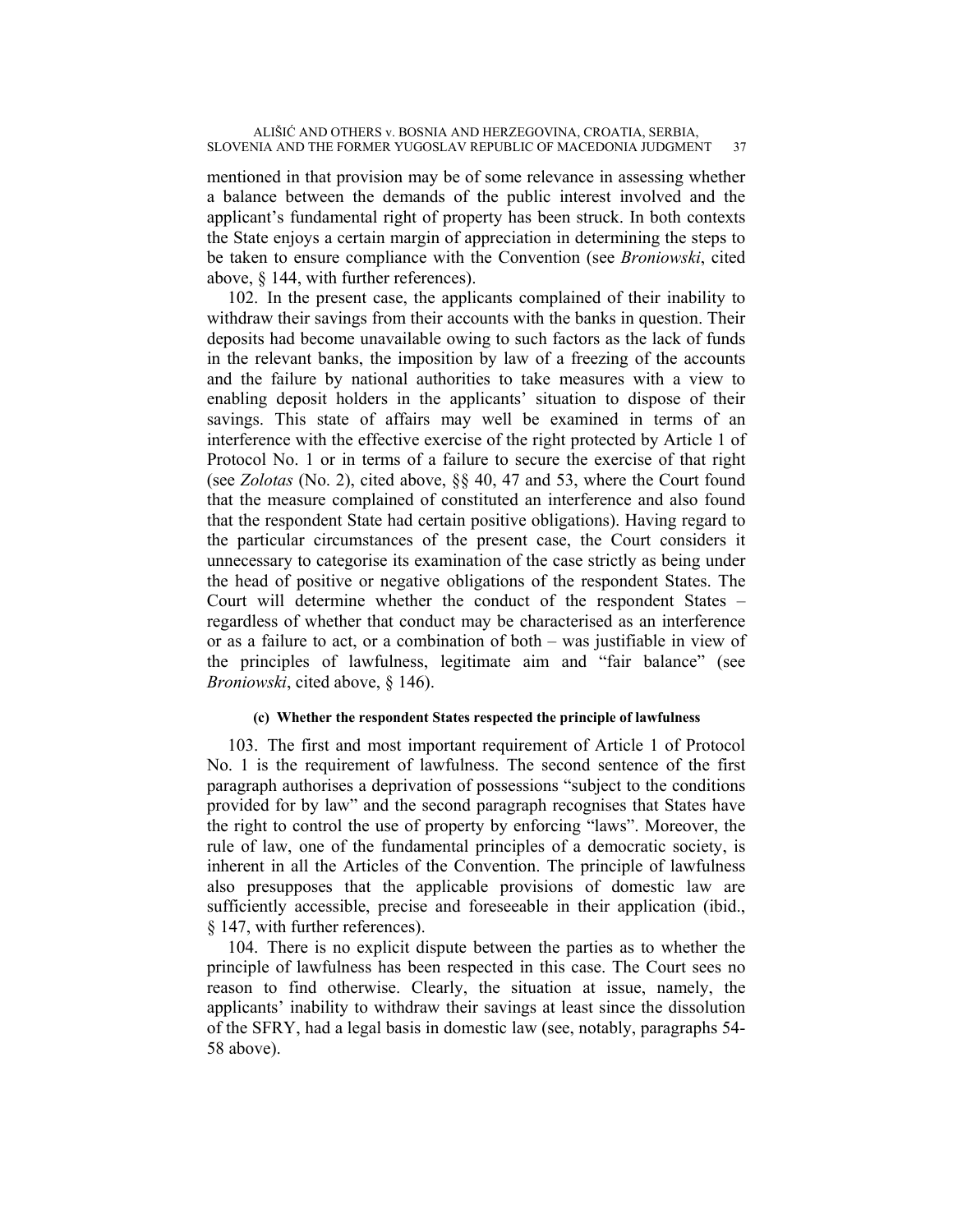mentioned in that provision may be of some relevance in assessing whether a balance between the demands of the public interest involved and the applicant's fundamental right of property has been struck. In both contexts the State enjoys a certain margin of appreciation in determining the steps to be taken to ensure compliance with the Convention (see *Broniowski*, cited above, § 144, with further references).

102. In the present case, the applicants complained of their inability to withdraw their savings from their accounts with the banks in question. Their deposits had become unavailable owing to such factors as the lack of funds in the relevant banks, the imposition by law of a freezing of the accounts and the failure by national authorities to take measures with a view to enabling deposit holders in the applicants' situation to dispose of their savings. This state of affairs may well be examined in terms of an interference with the effective exercise of the right protected by Article 1 of Protocol No. 1 or in terms of a failure to secure the exercise of that right (see *Zolotas* (No. 2), cited above, §§ 40, 47 and 53, where the Court found that the measure complained of constituted an interference and also found that the respondent State had certain positive obligations). Having regard to the particular circumstances of the present case, the Court considers it unnecessary to categorise its examination of the case strictly as being under the head of positive or negative obligations of the respondent States. The Court will determine whether the conduct of the respondent States – regardless of whether that conduct may be characterised as an interference or as a failure to act, or a combination of both – was justifiable in view of the principles of lawfulness, legitimate aim and "fair balance" (see *Broniowski*, cited above, § 146).

#### (c) Whether the respondent States respected the principle of lawfulness

103. The first and most important requirement of Article 1 of Protocol No. 1 is the requirement of lawfulness. The second sentence of the first paragraph authorises a deprivation of possessions "subject to the conditions provided for by law" and the second paragraph recognises that States have the right to control the use of property by enforcing "laws". Moreover, the rule of law, one of the fundamental principles of a democratic society, is inherent in all the Articles of the Convention. The principle of lawfulness also presupposes that the applicable provisions of domestic law are sufficiently accessible, precise and foreseeable in their application (ibid., § 147, with further references).

104. There is no explicit dispute between the parties as to whether the principle of lawfulness has been respected in this case. The Court sees no reason to find otherwise. Clearly, the situation at issue, namely, the applicants' inability to withdraw their savings at least since the dissolution of the SFRY, had a legal basis in domestic law (see, notably, paragraphs 54-58 above).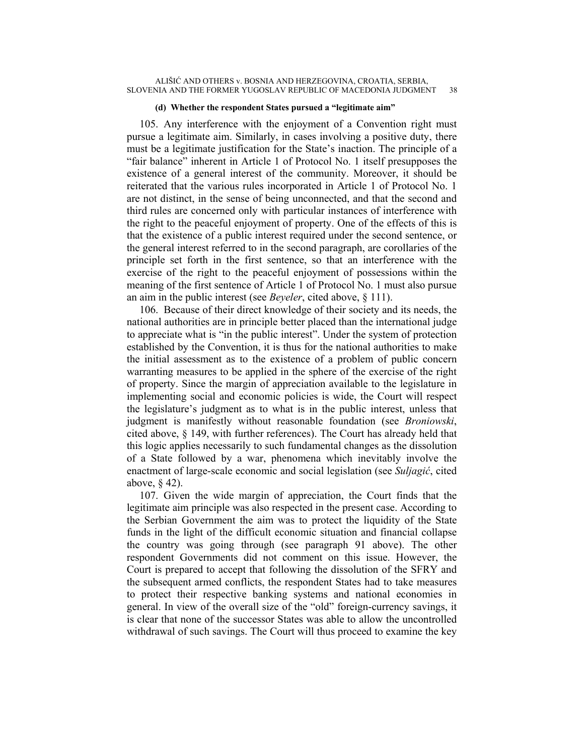#### (d) Whether the respondent States pursued a "legitimate aim"

105. Any interference with the enjoyment of a Convention right must pursue a legitimate aim. Similarly, in cases involving a positive duty, there must be a legitimate justification for the State's inaction. The principle of a "fair balance" inherent in Article 1 of Protocol No. 1 itself presupposes the existence of a general interest of the community. Moreover, it should be reiterated that the various rules incorporated in Article 1 of Protocol No. 1 are not distinct, in the sense of being unconnected, and that the second and third rules are concerned only with particular instances of interference with the right to the peaceful enjoyment of property. One of the effects of this is that the existence of a public interest required under the second sentence, or the general interest referred to in the second paragraph, are corollaries of the principle set forth in the first sentence, so that an interference with the exercise of the right to the peaceful enjoyment of possessions within the meaning of the first sentence of Article 1 of Protocol No. 1 must also pursue an aim in the public interest (see *Beyeler*, cited above, § 111).

106. Because of their direct knowledge of their society and its needs, the national authorities are in principle better placed than the international judge to appreciate what is "in the public interest". Under the system of protection established by the Convention, it is thus for the national authorities to make the initial assessment as to the existence of a problem of public concern warranting measures to be applied in the sphere of the exercise of the right of property. Since the margin of appreciation available to the legislature in implementing social and economic policies is wide, the Court will respect the legislature's judgment as to what is in the public interest, unless that judgment is manifestly without reasonable foundation (see *Broniowski*, cited above, § 149, with further references). The Court has already held that this logic applies necessarily to such fundamental changes as the dissolution of a State followed by a war, phenomena which inevitably involve the enactment of large-scale economic and social legislation (see *Suljagić*, cited above, § 42).

107. Given the wide margin of appreciation, the Court finds that the legitimate aim principle was also respected in the present case. According to the Serbian Government the aim was to protect the liquidity of the State funds in the light of the difficult economic situation and financial collapse the country was going through (see paragraph 91 above). The other respondent Governments did not comment on this issue. However, the Court is prepared to accept that following the dissolution of the SFRY and the subsequent armed conflicts, the respondent States had to take measures to protect their respective banking systems and national economies in general. In view of the overall size of the "old" foreign-currency savings, it is clear that none of the successor States was able to allow the uncontrolled withdrawal of such savings. The Court will thus proceed to examine the key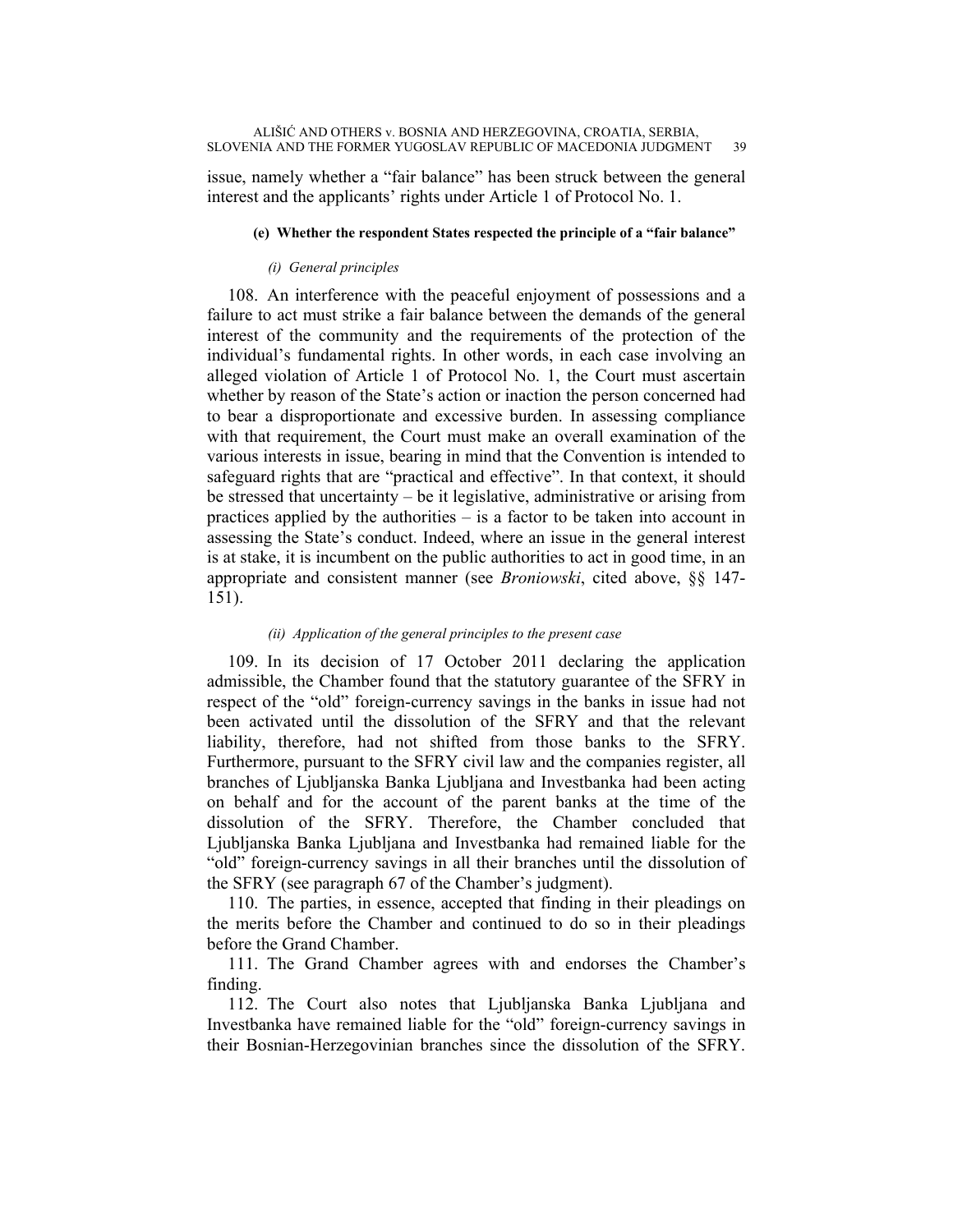issue, namely whether a "fair balance" has been struck between the general interest and the applicants' rights under Article 1 of Protocol No. 1.

#### (e) Whether the respondent States respected the principle of a "fair balance"

##### *(i) General principles*

108. An interference with the peaceful enjoyment of possessions and a failure to act must strike a fair balance between the demands of the general interest of the community and the requirements of the protection of the individual's fundamental rights. In other words, in each case involving an alleged violation of Article 1 of Protocol No. 1, the Court must ascertain whether by reason of the State's action or inaction the person concerned had to bear a disproportionate and excessive burden. In assessing compliance with that requirement, the Court must make an overall examination of the various interests in issue, bearing in mind that the Convention is intended to safeguard rights that are "practical and effective". In that context, it should be stressed that uncertainty – be it legislative, administrative or arising from practices applied by the authorities – is a factor to be taken into account in assessing the State's conduct. Indeed, where an issue in the general interest is at stake, it is incumbent on the public authorities to act in good time, in an appropriate and consistent manner (see *Broniowski*, cited above, §§ 147-151).

##### *(ii) Application of the general principles to the present case*

109. In its decision of 17 October 2011 declaring the application admissible, the Chamber found that the statutory guarantee of the SFRY in respect of the "old" foreign-currency savings in the banks in issue had not been activated until the dissolution of the SFRY and that the relevant liability, therefore, had not shifted from those banks to the SFRY. Furthermore, pursuant to the SFRY civil law and the companies register, all branches of Ljubljanska Banka Ljubljana and Investbanka had been acting on behalf and for the account of the parent banks at the time of the dissolution of the SFRY. Therefore, the Chamber concluded that Ljubljanska Banka Ljubljana and Investbanka had remained liable for the "old" foreign-currency savings in all their branches until the dissolution of the SFRY (see paragraph 67 of the Chamber's judgment).

110. The parties, in essence, accepted that finding in their pleadings on the merits before the Chamber and continued to do so in their pleadings before the Grand Chamber.

111. The Grand Chamber agrees with and endorses the Chamber's finding.

112. The Court also notes that Ljubljanska Banka Ljubljana and Investbanka have remained liable for the "old" foreign-currency savings in their Bosnian-Herzegovinian branches since the dissolution of the SFRY.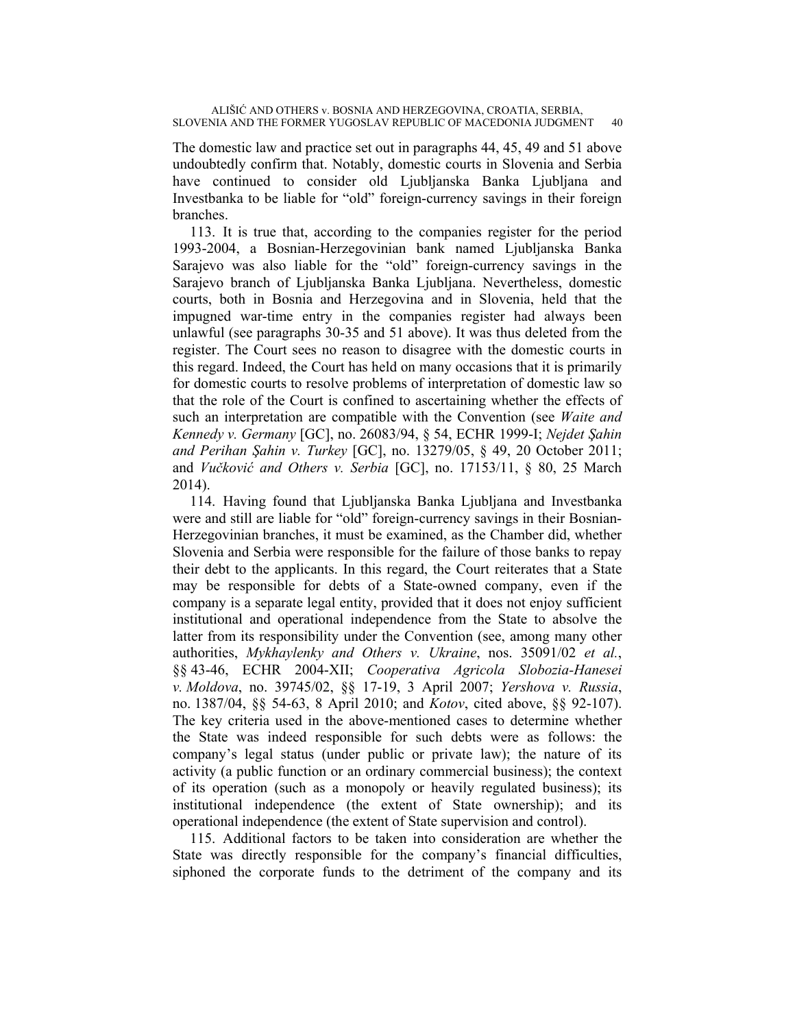The domestic law and practice set out in paragraphs 44, 45, 49 and 51 above undoubtedly confirm that. Notably, domestic courts in Slovenia and Serbia have continued to consider old Ljubljanska Banka Ljubljana and Investbanka to be liable for "old" foreign-currency savings in their foreign branches.

113. It is true that, according to the companies register for the period 1993-2004, a Bosnian-Herzegovinian bank named Ljubljanska Banka Sarajevo was also liable for the "old" foreign-currency savings in the Sarajevo branch of Ljubljanska Banka Ljubljana. Nevertheless, domestic courts, both in Bosnia and Herzegovina and in Slovenia, held that the impugned war-time entry in the companies register had always been unlawful (see paragraphs 30-35 and 51 above). It was thus deleted from the register. The Court sees no reason to disagree with the domestic courts in this regard. Indeed, the Court has held on many occasions that it is primarily for domestic courts to resolve problems of interpretation of domestic law so that the role of the Court is confined to ascertaining whether the effects of such an interpretation are compatible with the Convention (see *Waite and Kennedy v. Germany* [GC], no. 26083/94, § 54, ECHR 1999-I; *Nejdet Şahin and Perihan Şahin v. Turkey* [GC], no. 13279/05, § 49, 20 October 2011; and *Vučković and Others v. Serbia* [GC], no. 17153/11, § 80, 25 March 2014).

114. Having found that Ljubljanska Banka Ljubljana and Investbanka were and still are liable for "old" foreign-currency savings in their Bosnian-Herzegovinian branches, it must be examined, as the Chamber did, whether Slovenia and Serbia were responsible for the failure of those banks to repay their debt to the applicants. In this regard, the Court reiterates that a State may be responsible for debts of a State-owned company, even if the company is a separate legal entity, provided that it does not enjoy sufficient institutional and operational independence from the State to absolve the latter from its responsibility under the Convention (see, among many other authorities, *Mykhaylenky and Others v. Ukraine*, nos. 35091/02 *et al.*, §§ 43-46, ECHR 2004-XII; *Cooperativa Agricola Slobozia-Hanesei v. Moldova*, no. 39745/02, §§ 17-19, 3 April 2007; *Yershova v. Russia*, no. 1387/04, §§ 54-63, 8 April 2010; and *Kotov*, cited above, §§ 92-107). The key criteria used in the above-mentioned cases to determine whether the State was indeed responsible for such debts were as follows: the company's legal status (under public or private law); the nature of its activity (a public function or an ordinary commercial business); the context of its operation (such as a monopoly or heavily regulated business); its institutional independence (the extent of State ownership); and its operational independence (the extent of State supervision and control).

115. Additional factors to be taken into consideration are whether the State was directly responsible for the company's financial difficulties, siphoned the corporate funds to the detriment of the company and its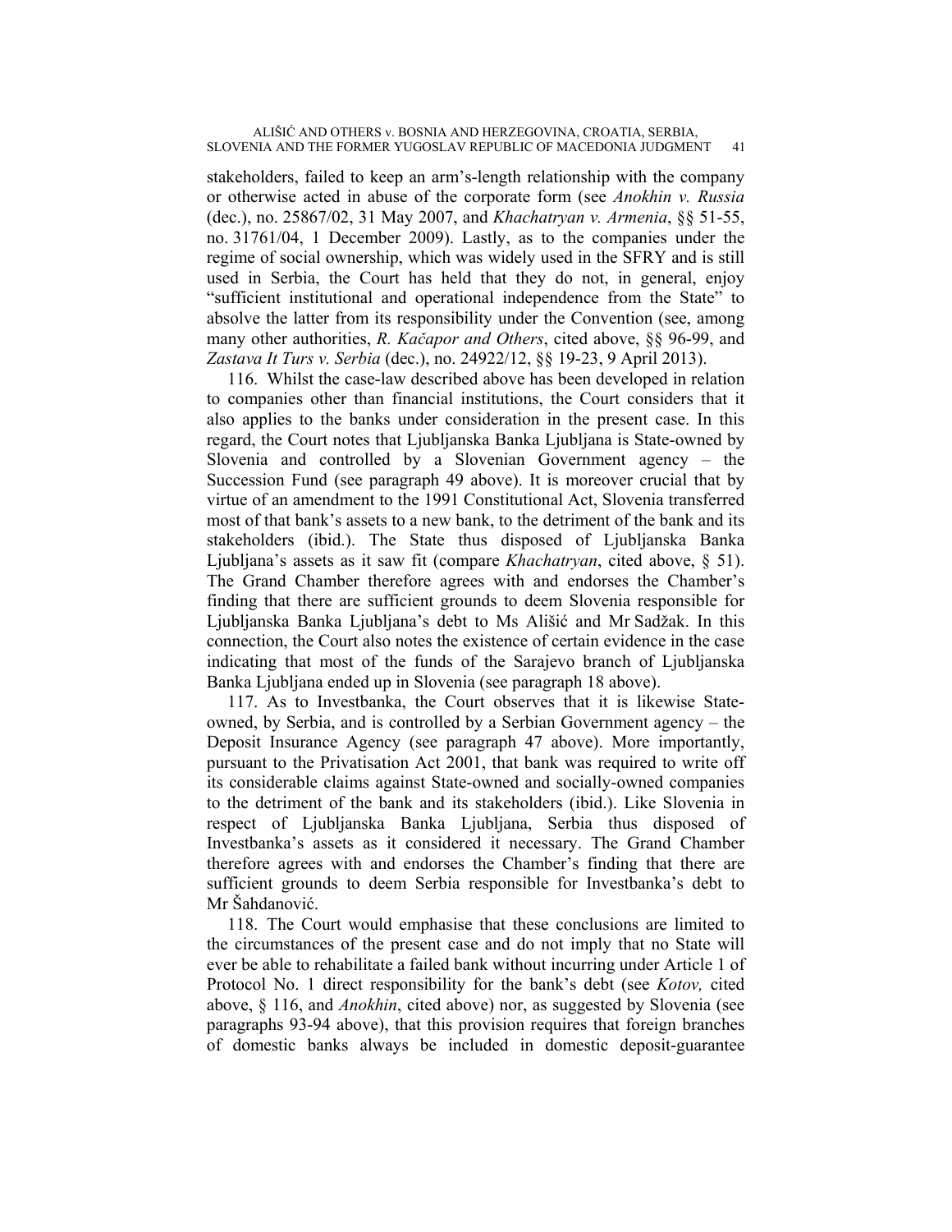stakeholders, failed to keep an arm's-length relationship with the company or otherwise acted in abuse of the corporate form (see *Anokhin v. Russia* (dec.), no. 25867/02, 31 May 2007, and *Khachatryan v. Armenia*, §§ 51-55, no. 31761/04, 1 December 2009). Lastly, as to the companies under the regime of social ownership, which was widely used in the SFRY and is still used in Serbia, the Court has held that they do not, in general, enjoy "sufficient institutional and operational independence from the State" to absolve the latter from its responsibility under the Convention (see, among many other authorities, *R. Kačapor and Others*, cited above, §§ 96-99, and *Zastava It Turs v. Serbia* (dec.), no. 24922/12, §§ 19-23, 9 April 2013).

116. Whilst the case-law described above has been developed in relation to companies other than financial institutions, the Court considers that it also applies to the banks under consideration in the present case. In this regard, the Court notes that Ljubljanska Banka Ljubljana is State-owned by Slovenia and controlled by a Slovenian Government agency – the Succession Fund (see paragraph 49 above). It is moreover crucial that by virtue of an amendment to the 1991 Constitutional Act, Slovenia transferred most of that bank's assets to a new bank, to the detriment of the bank and its stakeholders (ibid.). The State thus disposed of Ljubljanska Banka Ljubljana's assets as it saw fit (compare *Khachatryan*, cited above, § 51). The Grand Chamber therefore agrees with and endorses the Chamber's finding that there are sufficient grounds to deem Slovenia responsible for Ljubljanska Banka Ljubljana's debt to Ms13ališić and Mr Sadžak. In this connection, the Court also notes the existence of certain evidence in the case indicating that most of the funds of the Sarajevo branch of Ljubljanska Banka Ljubljana ended up in Slovenia (see paragraph 18 above).

117. As to Investbanka, the Court observes that it is likewise State-owned, by Serbia, and is controlled by a Serbian Government agency – the Deposit Insurance Agency (see paragraph 47 above). More importantly, pursuant to the Privatisation Act 2001, that bank was required to write off its considerable claims against State-owned and socially-owned companies to the detriment of the bank and its stakeholders (ibid.). Like Slovenia in respect of Ljubljanska Banka Ljubljana, Serbia thus disposed of Investbanka's assets as it considered it necessary. The Grand Chamber therefore agrees with and endorses the Chamber's finding that there are sufficient grounds to deem Serbia responsible for Investbanka's debt to Mr Šahdanović.

118. The Court would emphasise that these conclusions are limited to the circumstances of the present case and do not imply that no State will ever be able to rehabilitate a failed bank without incurring under Article 1 of Protocol No. 1 direct responsibility for the bank's debt (see *Kotov,* cited above, § 116, and *Anokhin*, cited above) nor, as suggested by Slovenia (see paragraphs 93-94 above), that this provision requires that foreign branches of domestic banks always be included in domestic deposit-guarantee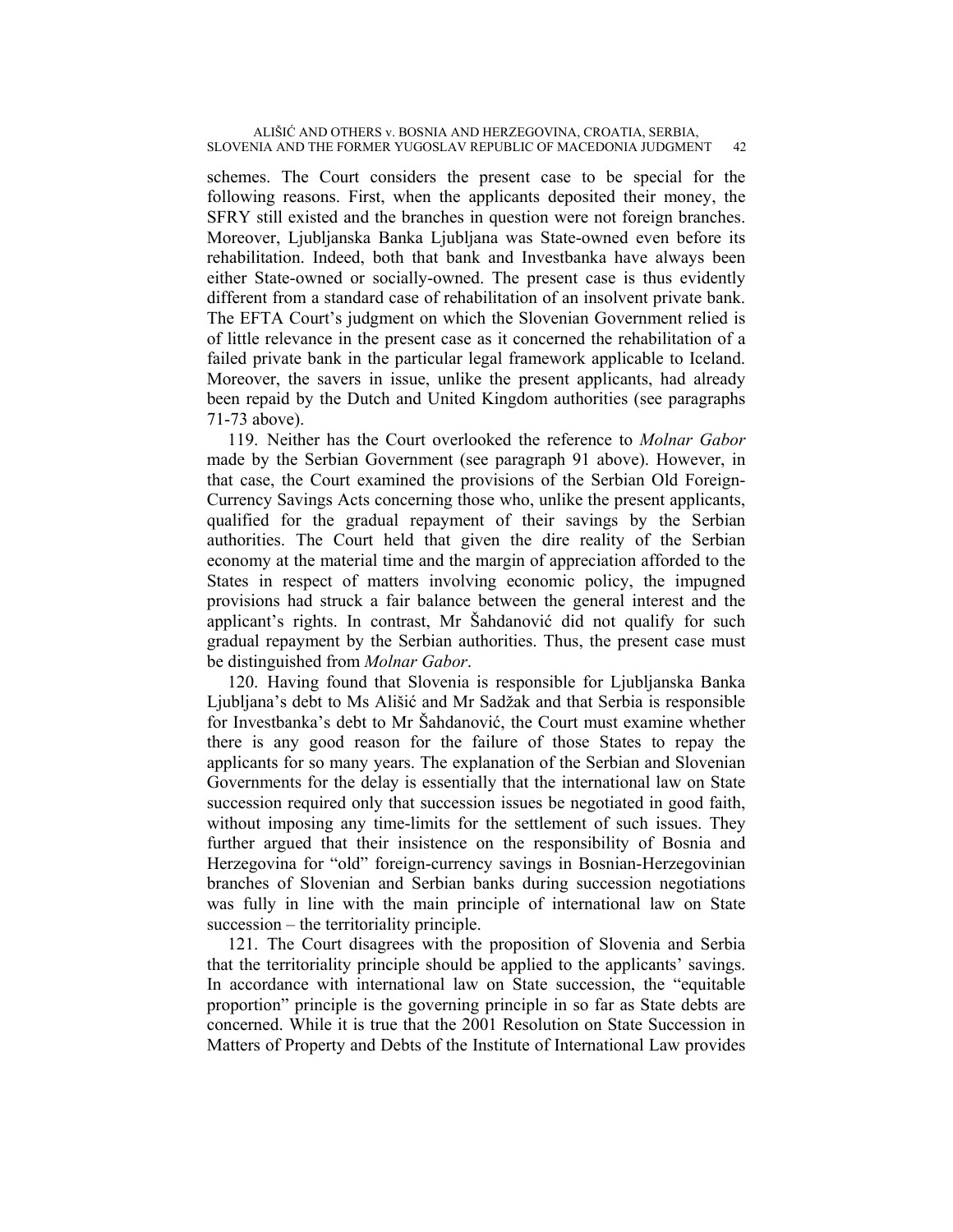schemes. The Court considers the present case to be special for the following reasons. First, when the applicants deposited their money, the SFRY still existed and the branches in question were not foreign branches. Moreover, Ljubljanska Banka Ljubljana was State-owned even before its rehabilitation. Indeed, both that bank and Investbanka have always been either State-owned or socially-owned. The present case is thus evidently different from a standard case of rehabilitation of an insolvent private bank. The EFTA Court's judgment on which the Slovenian Government relied is of little relevance in the present case as it concerned the rehabilitation of a failed private bank in the particular legal framework applicable to Iceland. Moreover, the savers in issue, unlike the present applicants, had already been repaid by the Dutch and United Kingdom authorities (see paragraphs 71-73 above).

119. Neither has the Court overlooked the reference to *Molnar Gabor* made by the Serbian Government (see paragraph 91 above). However, in that case, the Court examined the provisions of the Serbian Old Foreign-Currency Savings Acts concerning those who, unlike the present applicants, qualified for the gradual repayment of their savings by the Serbian authorities. The Court held that given the dire reality of the Serbian economy at the material time and the margin of appreciation afforded to the States in respect of matters involving economic policy, the impugned provisions had struck a fair balance between the general interest and the applicant's rights. In contrast, Mr Šahdanović did not qualify for such gradual repayment by the Serbian authorities. Thus, the present case must be distinguished from *Molnar Gabor*.

120. Having found that Slovenia is responsible for Ljubljanska Banka Ljubljana's debt to Ms Ališić and Mr Sadžak and that Serbia is responsible for Investbanka's debt to Mr Šahdanović, the Court must examine whether there is any good reason for the failure of those States to repay the applicants for so many years. The explanation of the Serbian and Slovenian Governments for the delay is essentially that the international law on State succession required only that succession issues be negotiated in good faith, without imposing any time-limits for the settlement of such issues. They further argued that their insistence on the responsibility of Bosnia and Herzegovina for "old" foreign-currency savings in Bosnian-Herzegovinian branches of Slovenian and Serbian banks during succession negotiations was fully in line with the main principle of international law on State succession – the territoriality principle.

121. The Court disagrees with the proposition of Slovenia and Serbia that the territoriality principle should be applied to the applicants' savings. In accordance with international law on State succession, the "equitable proportion" principle is the governing principle in so far as State debts are concerned. While it is true that the 2001 Resolution on State Succession in Matters of Property and Debts of the Institute of International Law provides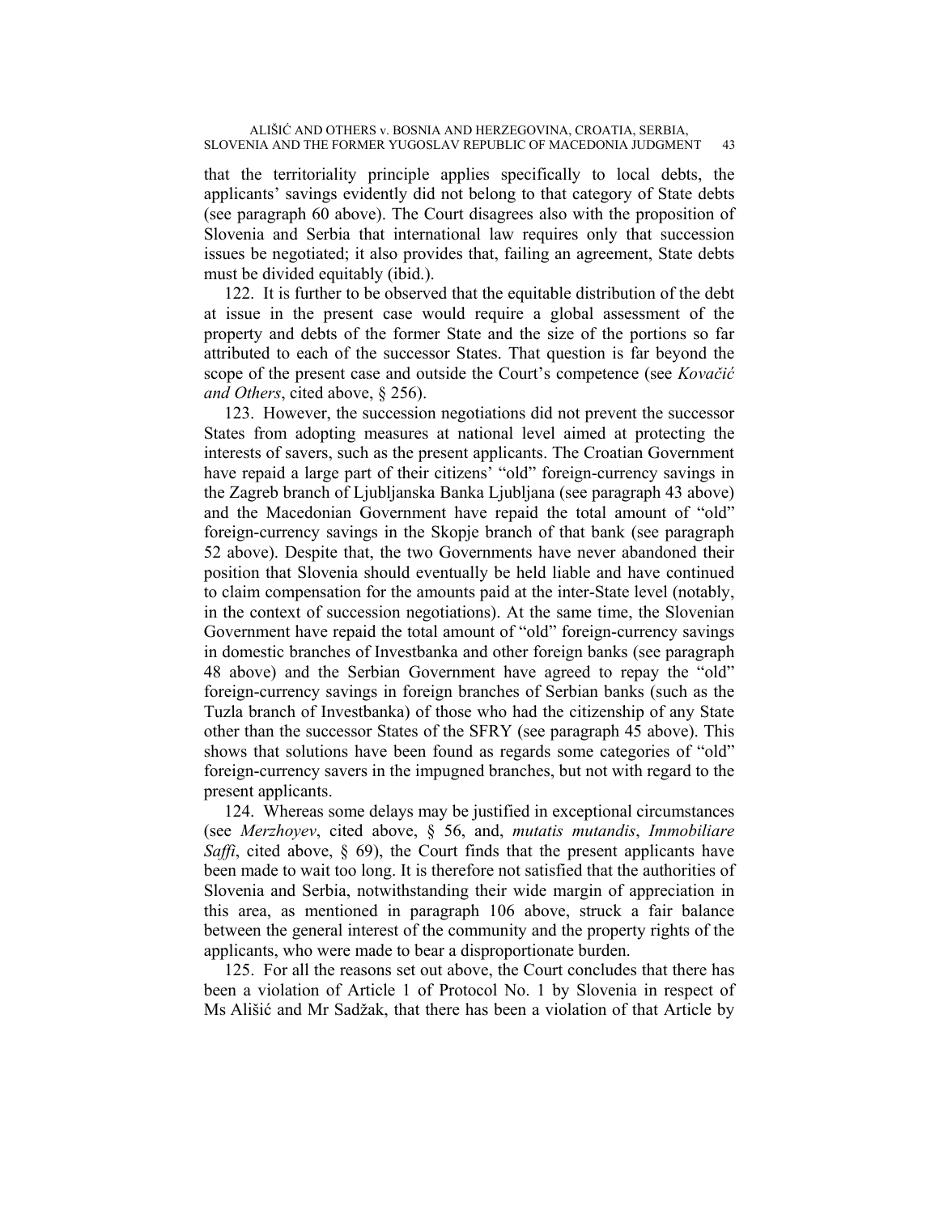that the territoriality principle applies specifically to local debts, the applicants' savings evidently did not belong to that category of State debts (see paragraph 60 above). The Court disagrees also with the proposition of Slovenia and Serbia that international law requires only that succession issues be negotiated; it also provides that, failing an agreement, State debts must be divided equitably (ibid.).

122. It is further to be observed that the equitable distribution of the debt at issue in the present case would require a global assessment of the property and debts of the former State and the size of the portions so far attributed to each of the successor States. That question is far beyond the scope of the present case and outside the Court's competence (see *Kovačić and Others*, cited above, § 256).

123. However, the succession negotiations did not prevent the successor States from adopting measures at national level aimed at protecting the interests of savers, such as the present applicants. The Croatian Government have repaid a large part of their citizens' "old" foreign-currency savings in the Zagreb branch of Ljubljanska Banka Ljubljana (see paragraph 43 above) and the Macedonian Government have repaid the total amount of "old" foreign-currency savings in the Skopje branch of that bank (see paragraph 52 above). Despite that, the two Governments have never abandoned their position that Slovenia should eventually be held liable and have continued to claim compensation for the amounts paid at the inter-State level (notably, in the context of succession negotiations). At the same time, the Slovenian Government have repaid the total amount of "old" foreign-currency savings in domestic branches of Investbanka and other foreign banks (see paragraph 48 above) and the Serbian Government have agreed to repay the "old" foreign-currency savings in foreign branches of Serbian banks (such as the Tuzla branch of Investbanka) of those who had the citizenship of any State other than the successor States of the SFRY (see paragraph 45 above). This shows that solutions have been found as regards some categories of "old" foreign-currency savers in the impugned branches, but not with regard to the present applicants.

124. Whereas some delays may be justified in exceptional circumstances (see *Merzhoyev*, cited above, § 56, and, *mutatis mutandis*, *Immobiliare Saffi*, cited above, § 69), the Court finds that the present applicants have been made to wait too long. It is therefore not satisfied that the authorities of Slovenia and Serbia, notwithstanding their wide margin of appreciation in this area, as mentioned in paragraph 106 above, struck a fair balance between the general interest of the community and the property rights of the applicants, who were made to bear a disproportionate burden.

125. For all the reasons set out above, the Court concludes that there has been a violation of Article 1 of Protocol No. 1 by Slovenia in respect of Ms Ališić and Mr Sadžak, that there has been a violation of that Article by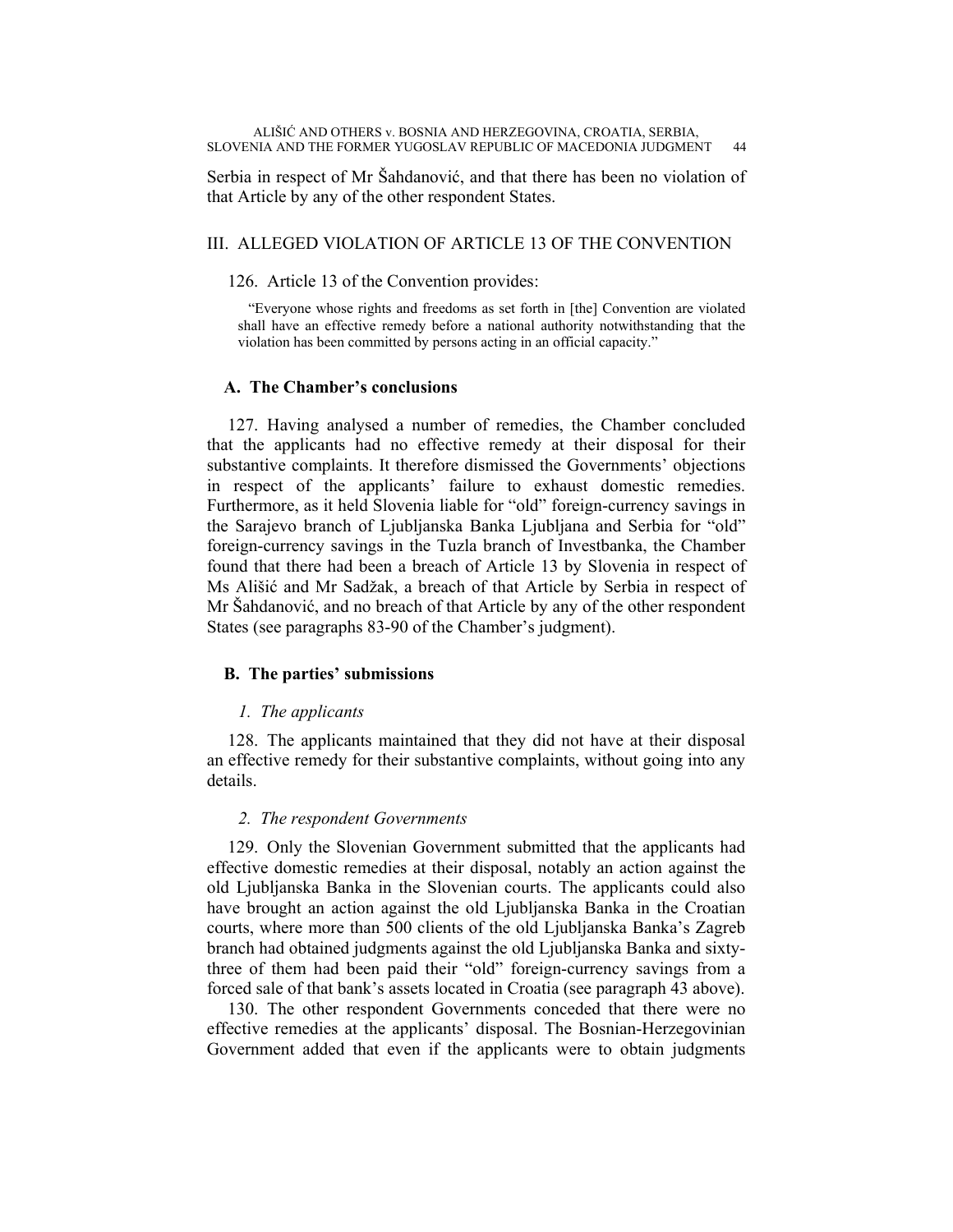Serbia in respect of Mr Šahdanović, and that there has been no violation of that Article by any of the other respondent States.

## III. ALLEGED VIOLATION OF ARTICLE 13 OF THE CONVENTION

126. Article 13 of the Convention provides:

> "Everyone whose rights and freedoms as set forth in [the] Convention are violated shall have an effective remedy before a national authority notwithstanding that the violation has been committed by persons acting in an official capacity."

### A. The Chamber's conclusions

127. Having analysed a number of remedies, the Chamber concluded that the applicants had no effective remedy at their disposal for their substantive complaints. It therefore dismissed the Governments' objections in respect of the applicants' failure to exhaust domestic remedies. Furthermore, as it held Slovenia liable for "old" foreign-currency savings in the Sarajevo branch of Ljubljanska Banka Ljubljana and Serbia for "old" foreign-currency savings in the Tuzla branch of Investbanka, the Chamber found that there had been a breach of Article 13 by Slovenia in respect of Ms Ališić and Mr Sadžak, a breach of that Article by Serbia in respect of Mr Šahdanović, and no breach of that Article by any of the other respondent States (see paragraphs 83-90 of the Chamber's judgment).

### B. The parties' submissions

#### *1. The applicants*

128. The applicants maintained that they did not have at their disposal an effective remedy for their substantive complaints, without going into any details.

#### *2. The respondent Governments*

129. Only the Slovenian Government submitted that the applicants had effective domestic remedies at their disposal, notably an action against the old Ljubljanska Banka in the Slovenian courts. The applicants could also have brought an action against the old Ljubljanska Banka in the Croatian courts, where more than 500 clients of the old Ljubljanska Banka's Zagreb branch had obtained judgments against the old Ljubljanska Banka and sixty-three of them had been paid their "old" foreign-currency savings from a forced sale of that bank's assets located in Croatia (see paragraph 43 above).

130. The other respondent Governments conceded that there were no effective remedies at the applicants' disposal. The Bosnian-Herzegovinian Government added that even if the applicants were to obtain judgments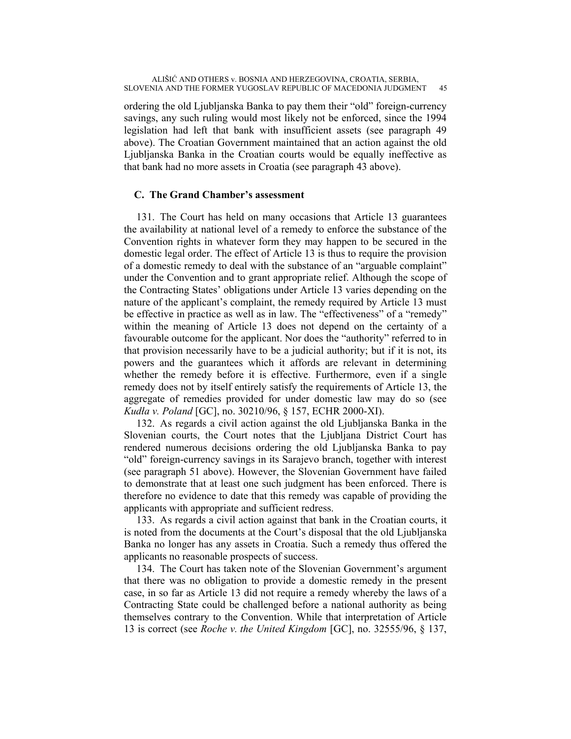ordering the old Ljubljanska Banka to pay them their "old" foreign-currency savings, any such ruling would most likely not be enforced, since the 1994 legislation had left that bank with insufficient assets (see paragraph 49 above). The Croatian Government maintained that an action against the old Ljubljanska Banka in the Croatian courts would be equally ineffective as that bank had no more assets in Croatia (see paragraph 43 above).

### C. The Grand Chamber's assessment

131. The Court has held on many occasions that Article 13 guarantees the availability at national level of a remedy to enforce the substance of the Convention rights in whatever form they may happen to be secured in the domestic legal order. The effect of Article 13 is thus to require the provision of a domestic remedy to deal with the substance of an "arguable complaint" under the Convention and to grant appropriate relief. Although the scope of the Contracting States' obligations under Article 13 varies depending on the nature of the applicant's complaint, the remedy required by Article 13 must be effective in practice as well as in law. The "effectiveness" of a "remedy" within the meaning of Article 13 does not depend on the certainty of a favourable outcome for the applicant. Nor does the "authority" referred to in that provision necessarily have to be a judicial authority; but if it is not, its powers and the guarantees which it affords are relevant in determining whether the remedy before it is effective. Furthermore, even if a single remedy does not by itself entirely satisfy the requirements of Article 13, the aggregate of remedies provided for under domestic law may do so (see *Kudła v. Poland* [GC], no. 30210/96, § 157, ECHR 2000-XI).

132. As regards a civil action against the old Ljubljanska Banka in the Slovenian courts, the Court notes that the Ljubljana District Court has rendered numerous decisions ordering the old Ljubljanska Banka to pay "old" foreign-currency savings in its Sarajevo branch, together with interest (see paragraph 51 above). However, the Slovenian Government have failed to demonstrate that at least one such judgment has been enforced. There is therefore no evidence to date that this remedy was capable of providing the applicants with appropriate and sufficient redress.

133. As regards a civil action against that bank in the Croatian courts, it is noted from the documents at the Court's disposal that the old Ljubljanska Banka no longer has any assets in Croatia. Such a remedy thus offered the applicants no reasonable prospects of success.

134. The Court has taken note of the Slovenian Government's argument that there was no obligation to provide a domestic remedy in the present case, in so far as Article 13 did not require a remedy whereby the laws of a Contracting State could be challenged before a national authority as being themselves contrary to the Convention. While that interpretation of Article 13 is correct (see *Roche v. the United Kingdom* [GC], no. 32555/96, § 137,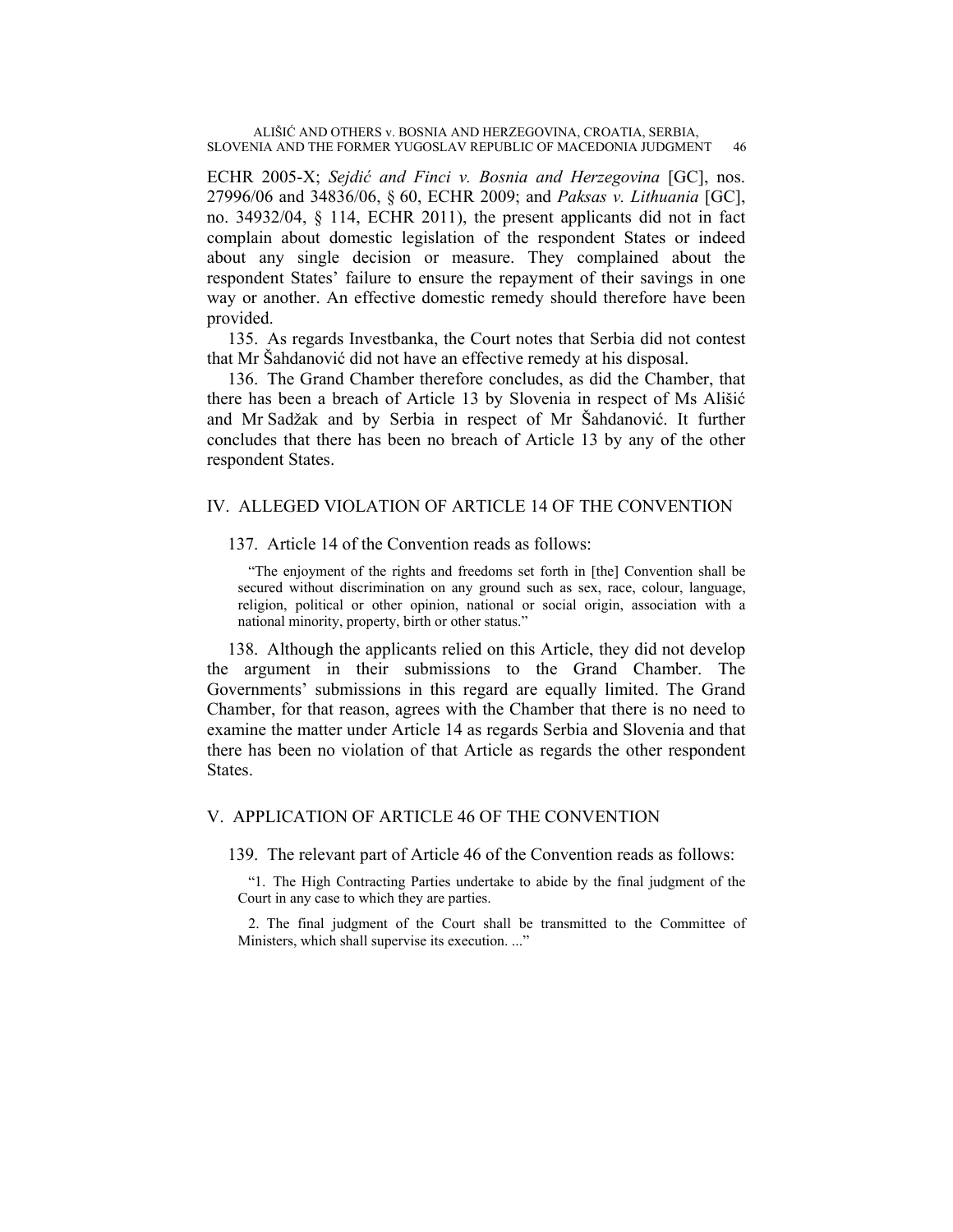ECHR 2005-X; *Sejdić and Finci v. Bosnia and Herzegovina* [GC], nos. 27996/06 and 34836/06, § 60, ECHR 2009; and *Paksas v. Lithuania* [GC], no. 34932/04, § 114, ECHR 2011), the present applicants did not in fact complain about domestic legislation of the respondent States or indeed about any single decision or measure. They complained about the respondent States' failure to ensure the repayment of their savings in one way or another. An effective domestic remedy should therefore have been provided.

135. As regards Investbanka, the Court notes that Serbia did not contest that Mr Šahdanović did not have an effective remedy at his disposal.

136. The Grand Chamber therefore concludes, as did the Chamber, that there has been a breach of Article 13 by Slovenia in respect of Ms Ališić and Mr Sadžak and by Serbia in respect of Mr Šahdanović. It further concludes that there has been no breach of Article 13 by any of the other respondent States.

## IV. ALLEGED VIOLATION OF ARTICLE 14 OF THE CONVENTION

137. Article 14 of the Convention reads as follows:

> "The enjoyment of the rights and freedoms set forth in [the] Convention shall be secured without discrimination on any ground such as sex, race, colour, language, religion, political or other opinion, national or social origin, association with a national minority, property, birth or other status."

138. Although the applicants relied on this Article, they did not develop the argument in their submissions to the Grand Chamber. The Governments' submissions in this regard are equally limited. The Grand Chamber, for that reason, agrees with the Chamber that there is no need to examine the matter under Article 14 as regards Serbia and Slovenia and that there has been no violation of that Article as regards the other respondent States.

## V. APPLICATION OF ARTICLE 46 OF THE CONVENTION

139. The relevant part of Article 46 of the Convention reads as follows:

> "1. The High Contracting Parties undertake to abide by the final judgment of the Court in any case to which they are parties.
>
> 2. The final judgment of the Court shall be transmitted to the Committee of Ministers, which shall supervise its execution. ..."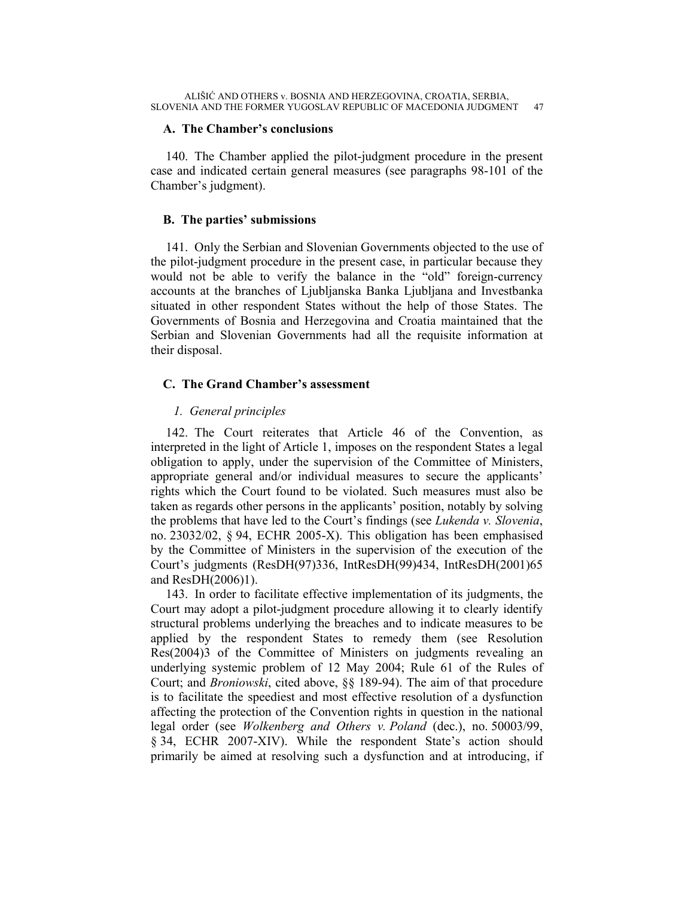### A. The Chamber's conclusions

140. The Chamber applied the pilot-judgment procedure in the present case and indicated certain general measures (see paragraphs 98-101 of the Chamber's judgment).

### B. The parties' submissions

141. Only the Serbian and Slovenian Governments objected to the use of the pilot-judgment procedure in the present case, in particular because they would not be able to verify the balance in the "old" foreign-currency accounts at the branches of Ljubljanska Banka Ljubljana and Investbanka situated in other respondent States without the help of those States. The Governments of Bosnia and Herzegovina and Croatia maintained that the Serbian and Slovenian Governments had all the requisite information at their disposal.

### C. The Grand Chamber's assessment

#### *1. General principles*

142. The Court reiterates that Article 46 of the Convention, as interpreted in the light of Article 1, imposes on the respondent States a legal obligation to apply, under the supervision of the Committee of Ministers, appropriate general and/or individual measures to secure the applicants' rights which the Court found to be violated. Such measures must also be taken as regards other persons in the applicants' position, notably by solving the problems that have led to the Court's findings (see *Lukenda v. Slovenia*, no. 23032/02, § 94, ECHR 2005-X). This obligation has been emphasised by the Committee of Ministers in the supervision of the execution of the Court's judgments (ResDH(97)336, IntResDH(99)434, IntResDH(2001)65 and ResDH(2006)1).

143. In order to facilitate effective implementation of its judgments, the Court may adopt a pilot-judgment procedure allowing it to clearly identify structural problems underlying the breaches and to indicate measures to be applied by the respondent States to remedy them (see Resolution Res(2004)3 of the Committee of Ministers on judgments revealing an underlying systemic problem of 12 May 2004; Rule 61 of the Rules of Court; and *Broniowski*, cited above, §§ 189-94). The aim of that procedure is to facilitate the speediest and most effective resolution of a dysfunction affecting the protection of the Convention rights in question in the national legal order (see *Wolkenberg and Others v. Poland* (dec.), no. 50003/99, § 34, ECHR 2007-XIV). While the respondent State's action should primarily be aimed at resolving such a dysfunction and at introducing, if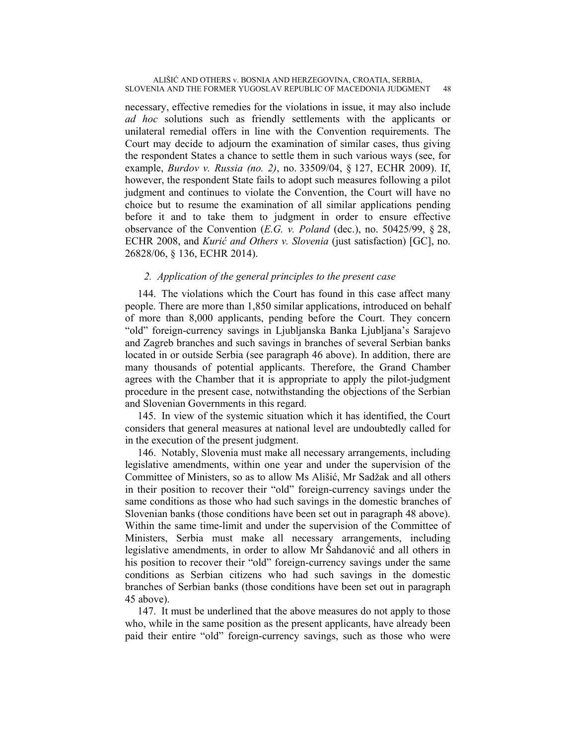necessary, effective remedies for the violations in issue, it may also include *ad hoc* solutions such as friendly settlements with the applicants or unilateral remedial offers in line with the Convention requirements. The Court may decide to adjourn the examination of similar cases, thus giving the respondent States a chance to settle them in such various ways (see, for example, *Burdov v. Russia (no. 2)*, no. 33509/04, § 127, ECHR 2009). If, however, the respondent State fails to adopt such measures following a pilot judgment and continues to violate the Convention, the Court will have no choice but to resume the examination of all similar applications pending before it and to take them to judgment in order to ensure effective observance of the Convention (*E.G. v. Poland* (dec.), no. 50425/99, § 28, ECHR 2008, and *Kurić and Others v. Slovenia* (just satisfaction) [GC], no. 26828/06, § 136, ECHR 2014).

### *2. Application of the general principles to the present case*

144. The violations which the Court has found in this case affect many people. There are more than 1,850 similar applications, introduced on behalf of more than 8,000 applicants, pending before the Court. They concern "old" foreign-currency savings in Ljubljanska Banka Ljubljana's Sarajevo and Zagreb branches and such savings in branches of several Serbian banks located in or outside Serbia (see paragraph 46 above). In addition, there are many thousands of potential applicants. Therefore, the Grand Chamber agrees with the Chamber that it is appropriate to apply the pilot-judgment procedure in the present case, notwithstanding the objections of the Serbian and Slovenian Governments in this regard.

145. In view of the systemic situation which it has identified, the Court considers that general measures at national level are undoubtedly called for in the execution of the present judgment.

146. Notably, Slovenia must make all necessary arrangements, including legislative amendments, within one year and under the supervision of the Committee of Ministers, so as to allow Ms Ališić, Mr Sadžak and all others in their position to recover their "old" foreign-currency savings under the same conditions as those who had such savings in the domestic branches of Slovenian banks (those conditions have been set out in paragraph 48 above). Within the same time-limit and under the supervision of the Committee of Ministers, Serbia must make all necessary arrangements, including legislative amendments, in order to allow Mr Šahdanović and all others in his position to recover their "old" foreign-currency savings under the same conditions as Serbian citizens who had such savings in the domestic branches of Serbian banks (those conditions have been set out in paragraph 45 above).

147. It must be underlined that the above measures do not apply to those who, while in the same position as the present applicants, have already been paid their entire "old" foreign-currency savings, such as those who were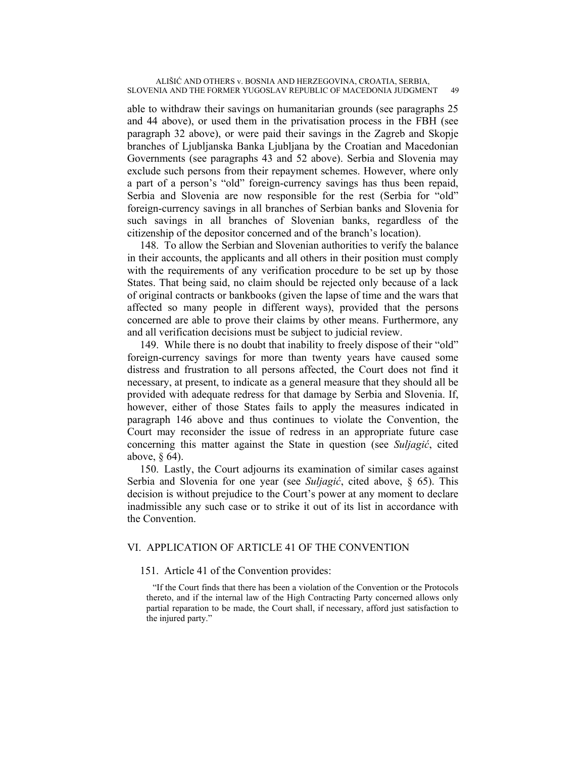able to withdraw their savings on humanitarian grounds (see paragraphs 25 and 44 above), or used them in the privatisation process in the FBH (see paragraph 32 above), or were paid their savings in the Zagreb and Skopje branches of Ljubljanska Banka Ljubljana by the Croatian and Macedonian Governments (see paragraphs 43 and 52 above). Serbia and Slovenia may exclude such persons from their repayment schemes. However, where only a part of a person's "old" foreign-currency savings has thus been repaid, Serbia and Slovenia are now responsible for the rest (Serbia for "old" foreign-currency savings in all branches of Serbian banks and Slovenia for such savings in all branches of Slovenian banks, regardless of the citizenship of the depositor concerned and of the branch's location).

148. To allow the Serbian and Slovenian authorities to verify the balance in their accounts, the applicants and all others in their position must comply with the requirements of any verification procedure to be set up by those States. That being said, no claim should be rejected only because of a lack of original contracts or bankbooks (given the lapse of time and the wars that affected so many people in different ways), provided that the persons concerned are able to prove their claims by other means. Furthermore, any and all verification decisions must be subject to judicial review.

149. While there is no doubt that inability to freely dispose of their "old" foreign-currency savings for more than twenty years have caused some distress and frustration to all persons affected, the Court does not find it necessary, at present, to indicate as a general measure that they should all be provided with adequate redress for that damage by Serbia and Slovenia. If, however, either of those States fails to apply the measures indicated in paragraph 146 above and thus continues to violate the Convention, the Court may reconsider the issue of redress in an appropriate future case concerning this matter against the State in question (see *Suljagić*, cited above, § 64).

150. Lastly, the Court adjourns its examination of similar cases against Serbia and Slovenia for one year (see *Suljagić*, cited above, § 65). This decision is without prejudice to the Court's power at any moment to declare inadmissible any such case or to strike it out of its list in accordance with the Convention.

## VI. APPLICATION OF ARTICLE 41 OF THE CONVENTION

151. Article 41 of the Convention provides:

> "If the Court finds that there has been a violation of the Convention or the Protocols thereto, and if the internal law of the High Contracting Party concerned allows only partial reparation to be made, the Court shall, if necessary, afford just satisfaction to the injured party."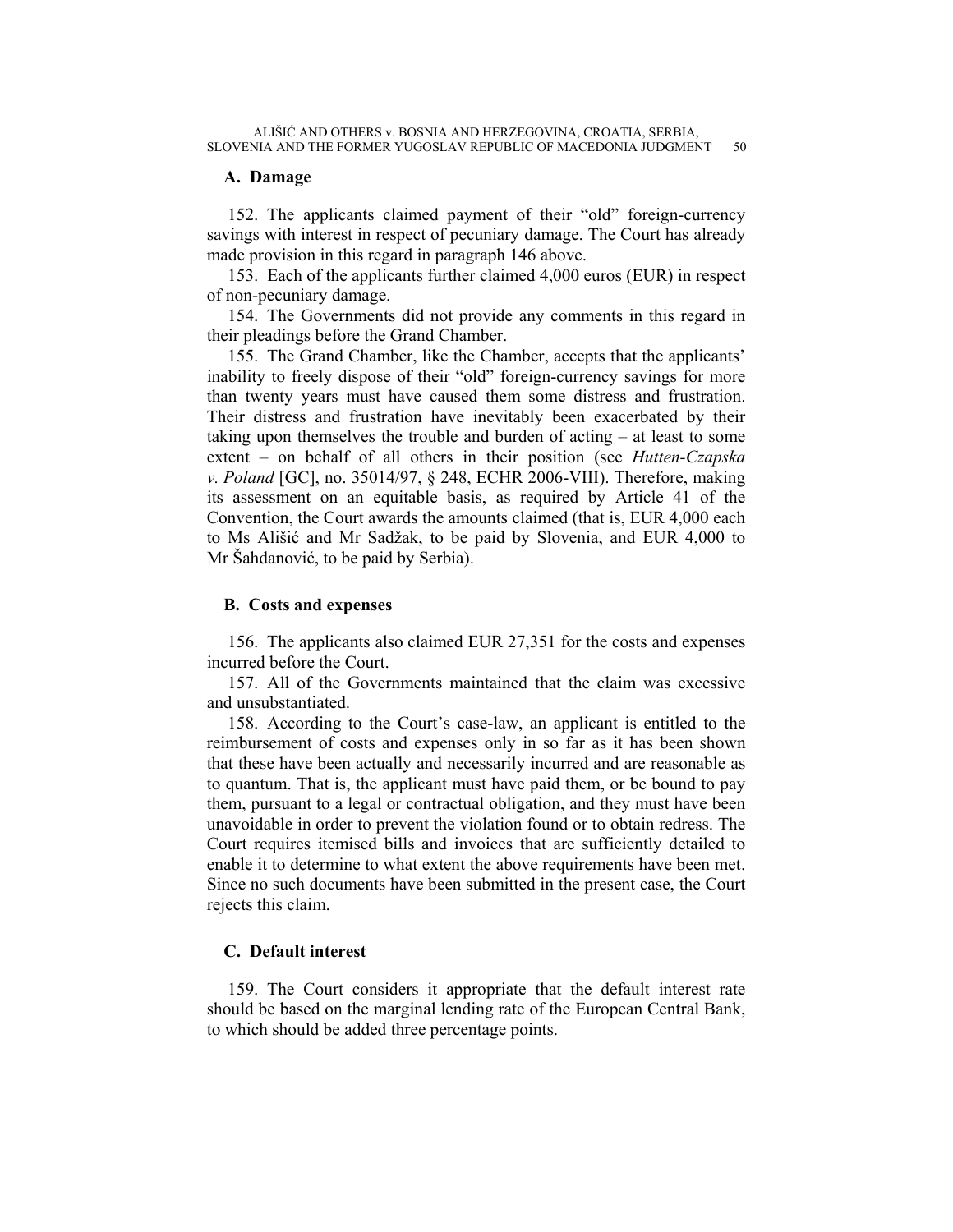### A. Damage

152. The applicants claimed payment of their "old" foreign-currency savings with interest in respect of pecuniary damage. The Court has already made provision in this regard in paragraph 146 above.

153. Each of the applicants further claimed 4,000 euros (EUR) in respect of non-pecuniary damage.

154. The Governments did not provide any comments in this regard in their pleadings before the Grand Chamber.

155. The Grand Chamber, like the Chamber, accepts that the applicants' inability to freely dispose of their "old" foreign-currency savings for more than twenty years must have caused them some distress and frustration. Their distress and frustration have inevitably been exacerbated by their taking upon themselves the trouble and burden of acting – at least to some extent – on behalf of all others in their position (see *Hutten-Czapska v. Poland* [GC], no. 35014/97, § 248, ECHR 2006-VIII). Therefore, making its assessment on an equitable basis, as required by Article 41 of the Convention, the Court awards the amounts claimed (that is, EUR 4,000 each to Ms Ališić and Mr Sadžak, to be paid by Slovenia, and EUR 4,000 to Mr Šahdanović, to be paid by Serbia).

### B. Costs and expenses

156. The applicants also claimed EUR 27,351 for the costs and expenses incurred before the Court.

157. All of the Governments maintained that the claim was excessive and unsubstantiated.

158. According to the Court's case-law, an applicant is entitled to the reimbursement of costs and expenses only in so far as it has been shown that these have been actually and necessarily incurred and are reasonable as to quantum. That is, the applicant must have paid them, or be bound to pay them, pursuant to a legal or contractual obligation, and they must have been unavoidable in order to prevent the violation found or to obtain redress. The Court requires itemised bills and invoices that are sufficiently detailed to enable it to determine to what extent the above requirements have been met. Since no such documents have been submitted in the present case, the Court rejects this claim.

### C. Default interest

159. The Court considers it appropriate that the default interest rate should be based on the marginal lending rate of the European Central Bank, to which should be added three percentage points.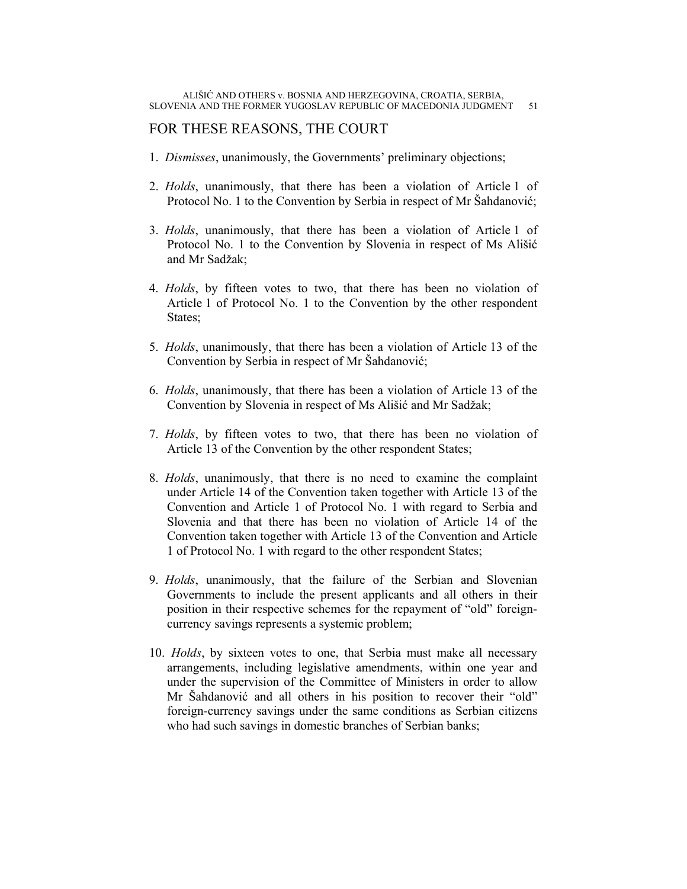## FOR THESE REASONS, THE COURT

1. *Dismisses*, unanimously, the Governments' preliminary objections;

2. *Holds*, unanimously, that there has been a violation of Article 1 of Protocol No. 1 to the Convention by Serbia in respect of Mr Šahdanović;

3. *Holds*, unanimously, that there has been a violation of Article 1 of Protocol No. 1 to the Convention by Slovenia in respect of Ms Ališić and Mr Sadžak;

4. *Holds*, by fifteen votes to two, that there has been no violation of Article 1 of Protocol No. 1 to the Convention by the other respondent States;

5. *Holds*, unanimously, that there has been a violation of Article 13 of the Convention by Serbia in respect of Mr Šahdanović;

6. *Holds*, unanimously, that there has been a violation of Article 13 of the Convention by Slovenia in respect of Ms Ališić and Mr Sadžak;

7. *Holds*, by fifteen votes to two, that there has been no violation of Article 13 of the Convention by the other respondent States;

8. *Holds*, unanimously, that there is no need to examine the complaint under Article 14 of the Convention taken together with Article 13 of the Convention and Article 1 of Protocol No. 1 with regard to Serbia and Slovenia and that there has been no violation of Article 14 of the Convention taken together with Article 13 of the Convention and Article 1 of Protocol No. 1 with regard to the other respondent States;

9. *Holds*, unanimously, that the failure of the Serbian and Slovenian Governments to include the present applicants and all others in their position in their respective schemes for the repayment of "old" foreign-currency savings represents a systemic problem;

10. *Holds*, by sixteen votes to one, that Serbia must make all necessary arrangements, including legislative amendments, within one year and under the supervision of the Committee of Ministers in order to allow Mr Šahdanović and all others in his position to recover their "old" foreign-currency savings under the same conditions as Serbian citizens who had such savings in domestic branches of Serbian banks;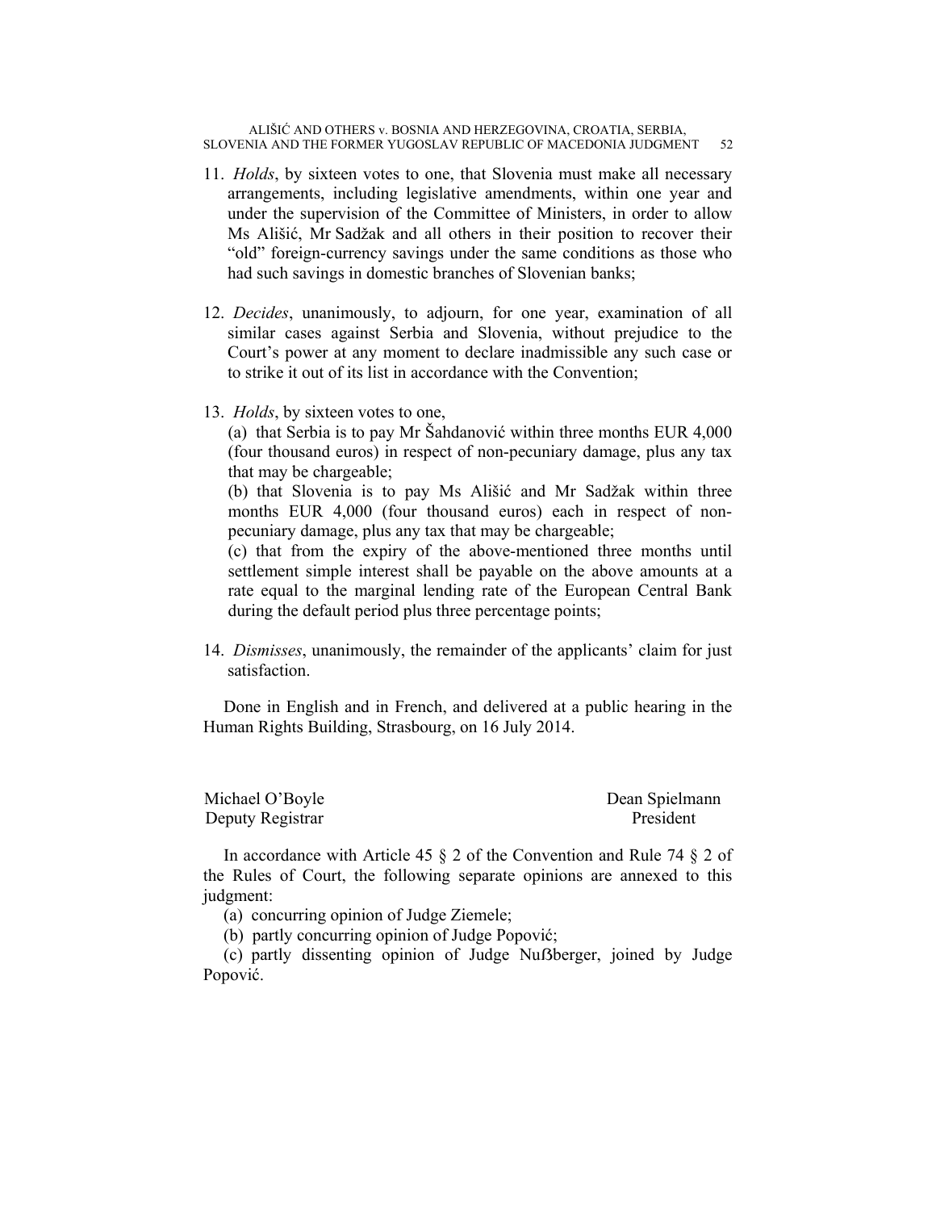11. *Holds*, by sixteen votes to one, that Slovenia must make all necessary arrangements, including legislative amendments, within one year and under the supervision of the Committee of Ministers, in order to allow Ms Ališić, Mr Sadžak and all others in their position to recover their "old" foreign-currency savings under the same conditions as those who had such savings in domestic branches of Slovenian banks;

12. *Decides*, unanimously, to adjourn, for one year, examination of all similar cases against Serbia and Slovenia, without prejudice to the Court's power at any moment to declare inadmissible any such case or to strike it out of its list in accordance with the Convention;

13. *Holds*, by sixteen votes to one,
(a) that Serbia is to pay Mr Šahdanović within three months EUR 4,000 (four thousand euros) in respect of non-pecuniary damage, plus any tax that may be chargeable;
(b) that Slovenia is to pay Ms Ališić and Mr Sadžak within three months EUR 4,000 (four thousand euros) each in respect of non-pecuniary damage, plus any tax that may be chargeable;
(c) that from the expiry of the above-mentioned three months until settlement simple interest shall be payable on the above amounts at a rate equal to the marginal lending rate of the European Central Bank during the default period plus three percentage points;

14. *Dismisses*, unanimously, the remainder of the applicants' claim for just satisfaction.

Done in English and in French, and delivered at a public hearing in the Human Rights Building, Strasbourg, on 16 July 2014.

Michael O'Boyle
Deputy Registrar

Dean Spielmann
President

In accordance with Article 45 § 2 of the Convention and Rule 74 § 2 of the Rules of Court, the following separate opinions are annexed to this judgment:

(a) concurring opinion of Judge Ziemele;

(b) partly concurring opinion of Judge Popović;

(c) partly dissenting opinion of Judge Nußberger, joined by Judge Popović.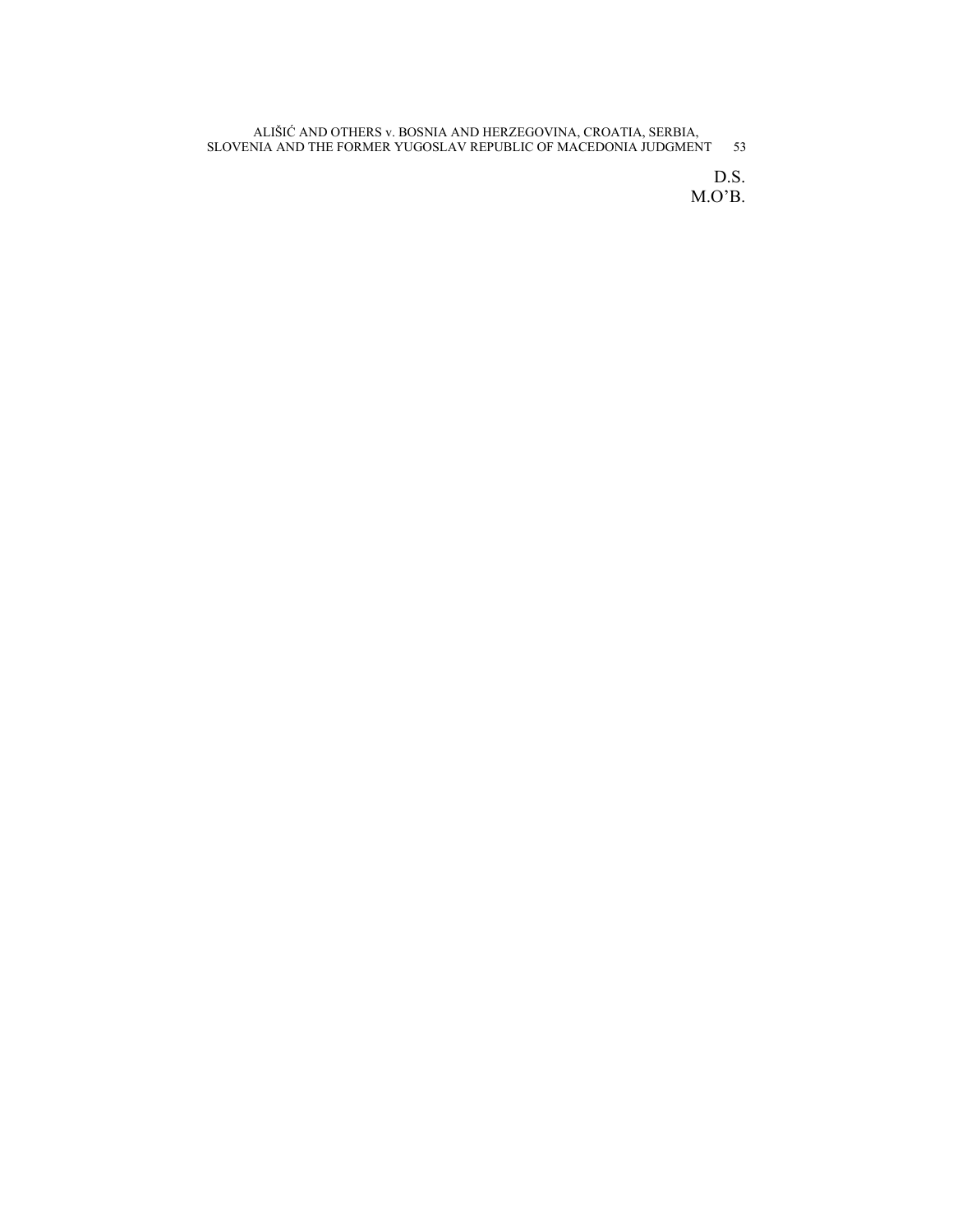D.S.
M.O'B.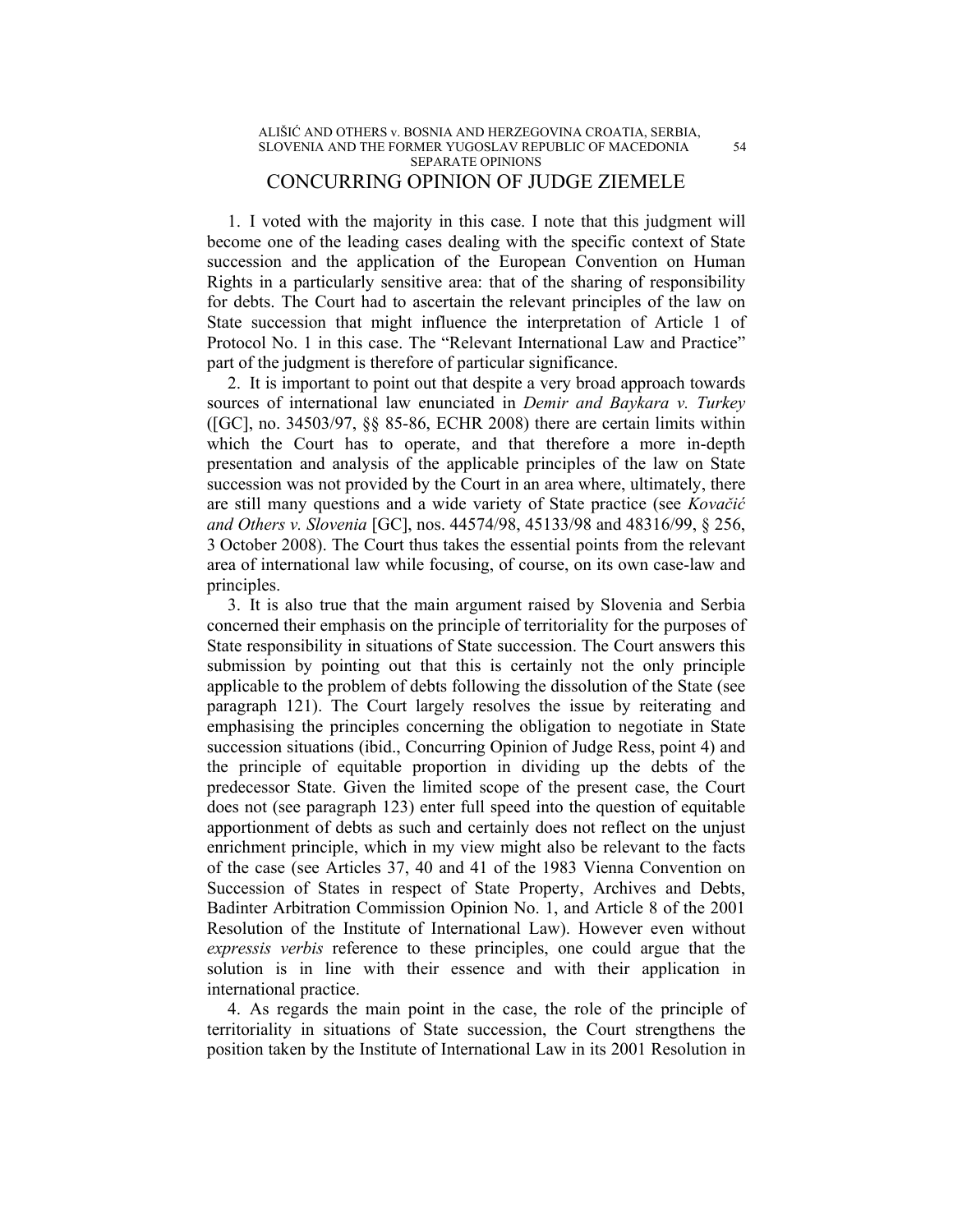## CONCURRING OPINION OF JUDGE ZIEMELE

1. I voted with the majority in this case. I note that this judgment will become one of the leading cases dealing with the specific context of State succession and the application of the European Convention on Human Rights in a particularly sensitive area: that of the sharing of responsibility for debts. The Court had to ascertain the relevant principles of the law on State succession that might influence the interpretation of Article 1 of Protocol No. 1 in this case. The "Relevant International Law and Practice" part of the judgment is therefore of particular significance.

2. It is important to point out that despite a very broad approach towards sources of international law enunciated in *Demir and Baykara v. Turkey* ([GC], no. 34503/97, §§ 85-86, ECHR 2008) there are certain limits within which the Court has to operate, and that therefore a more in-depth presentation and analysis of the applicable principles of the law on State succession was not provided by the Court in an area where, ultimately, there are still many questions and a wide variety of State practice (see *Kovačić and Others v. Slovenia* [GC], nos. 44574/98, 45133/98 and 48316/99, § 256, 3 October 2008). The Court thus takes the essential points from the relevant area of international law while focusing, of course, on its own case-law and principles.

3. It is also true that the main argument raised by Slovenia and Serbia concerned their emphasis on the principle of territoriality for the purposes of State responsibility in situations of State succession. The Court answers this submission by pointing out that this is certainly not the only principle applicable to the problem of debts following the dissolution of the State (see paragraph 121). The Court largely resolves the issue by reiterating and emphasising the principles concerning the obligation to negotiate in State succession situations (ibid., Concurring Opinion of Judge Ress, point 4) and the principle of equitable proportion in dividing up the debts of the predecessor State. Given the limited scope of the present case, the Court does not (see paragraph 123) enter full speed into the question of equitable apportionment of debts as such and certainly does not reflect on the unjust enrichment principle, which in my view might also be relevant to the facts of the case (see Articles 37, 40 and 41 of the 1983 Vienna Convention on Succession of States in respect of State Property, Archives and Debts, Badinter Arbitration Commission Opinion No. 1, and Article 8 of the 2001 Resolution of the Institute of International Law). However even without *expressis verbis* reference to these principles, one could argue that the solution is in line with their essence and with their application in international practice.

4. As regards the main point in the case, the role of the principle of territoriality in situations of State succession, the Court strengthens the position taken by the Institute of International Law in its 2001 Resolution in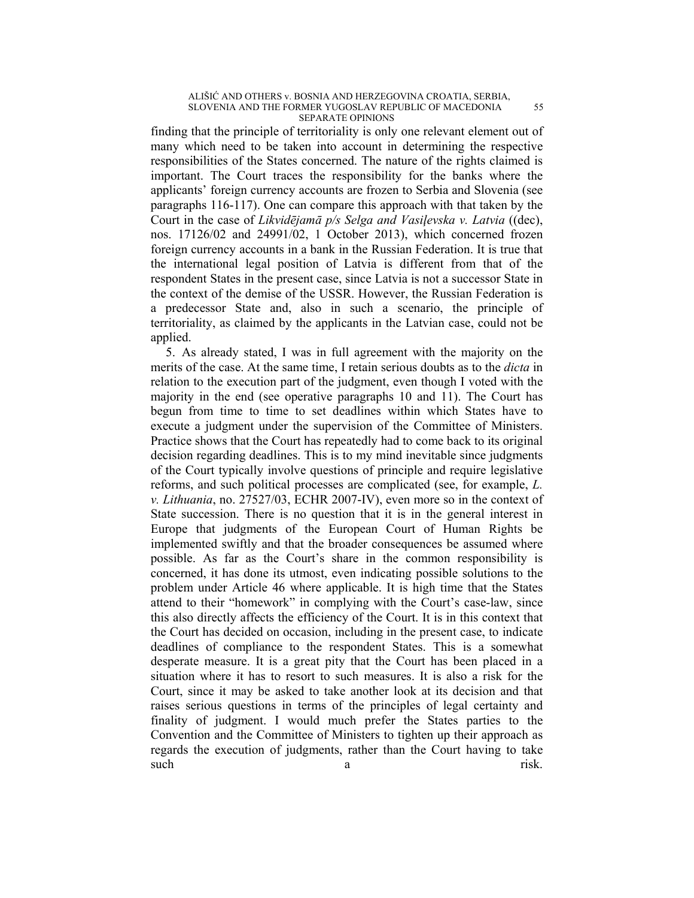finding that the principle of territoriality is only one relevant element out of many which need to be taken into account in determining the respective responsibilities of the States concerned. The nature of the rights claimed is important. The Court traces the responsibility for the banks where the applicants' foreign currency accounts are frozen to Serbia and Slovenia (see paragraphs 116-117). One can compare this approach with that taken by the Court in the case of *Likvidējamā p/s Selga and Vasiļevska v. Latvia* ((dec), nos. 17126/02 and 24991/02, 1 October 2013), which concerned frozen foreign currency accounts in a bank in the Russian Federation. It is true that the international legal position of Latvia is different from that of the respondent States in the present case, since Latvia is not a successor State in the context of the demise of the USSR. However, the Russian Federation is a predecessor State and, also in such a scenario, the principle of territoriality, as claimed by the applicants in the Latvian case, could not be applied.

5. As already stated, I was in full agreement with the majority on the merits of the case. At the same time, I retain serious doubts as to the *dicta* in relation to the execution part of the judgment, even though I voted with the majority in the end (see operative paragraphs 10 and 11). The Court has begun from time to time to set deadlines within which States have to execute a judgment under the supervision of the Committee of Ministers. Practice shows that the Court has repeatedly had to come back to its original decision regarding deadlines. This is to my mind inevitable since judgments of the Court typically involve questions of principle and require legislative reforms, and such political processes are complicated (see, for example, *L. v. Lithuania*, no. 27527/03, ECHR 2007-IV), even more so in the context of State succession. There is no question that it is in the general interest in Europe that judgments of the European Court of Human Rights be implemented swiftly and that the broader consequences be assumed where possible. As far as the Court's share in the common responsibility is concerned, it has done its utmost, even indicating possible solutions to the problem under Article 46 where applicable. It is high time that the States attend to their "homework" in complying with the Court's case-law, since this also directly affects the efficiency of the Court. It is in this context that the Court has decided on occasion, including in the present case, to indicate deadlines of compliance to the respondent States. This is a somewhat desperate measure. It is a great pity that the Court has been placed in a situation where it has to resort to such measures. It is also a risk for the Court, since it may be asked to take another look at its decision and that raises serious questions in terms of the principles of legal certainty and finality of judgment. I would much prefer the States parties to the Convention and the Committee of Ministers to tighten up their approach as regards the execution of judgments, rather than the Court having to take such a risk.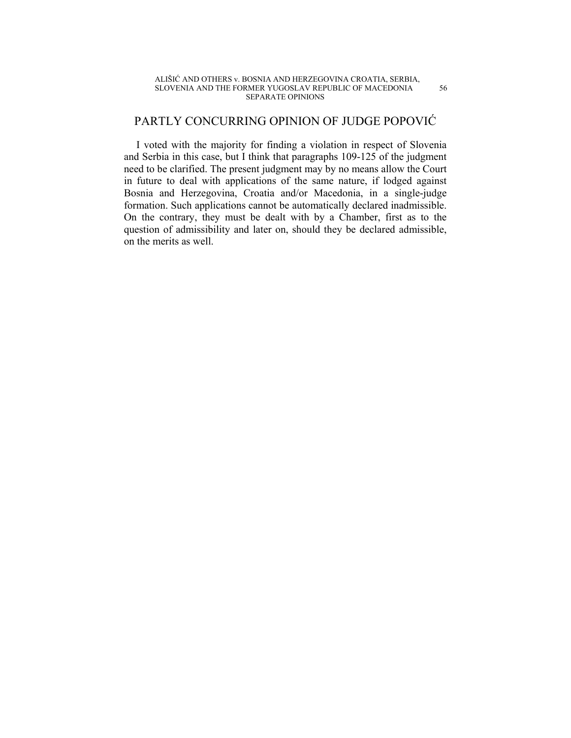# PARTLY CONCURRING OPINION OF JUDGE POPOVIĆ

I voted with the majority for finding a violation in respect of Slovenia and Serbia in this case, but I think that paragraphs 109-125 of the judgment need to be clarified. The present judgment may by no means allow the Court in future to deal with applications of the same nature, if lodged against Bosnia and Herzegovina, Croatia and/or Macedonia, in a single-judge formation. Such applications cannot be automatically declared inadmissible. On the contrary, they must be dealt with by a Chamber, first as to the question of admissibility and later on, should they be declared admissible, on the merits as well.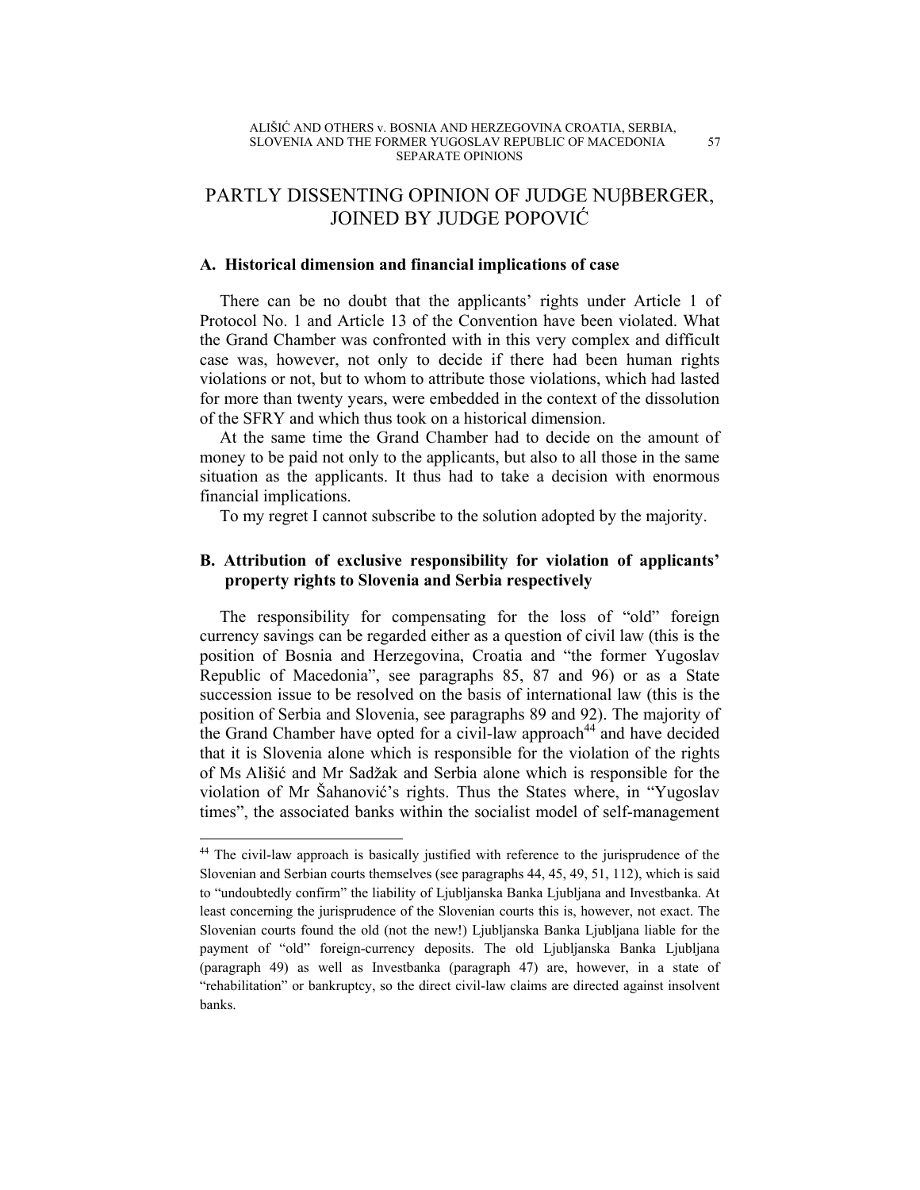# PARTLY DISSENTING OPINION OF JUDGE NUβBERGER, JOINED BY JUDGE POPOVIĆ

### A. Historical dimension and financial implications of case

There can be no doubt that the applicants' rights under Article 1 of Protocol No. 1 and Article 13 of the Convention have been violated. What the Grand Chamber was confronted with in this very complex and difficult case was, however, not only to decide if there had been human rights violations or not, but to whom to attribute those violations, which had lasted for more than twenty years, were embedded in the context of the dissolution of the SFRY and which thus took on a historical dimension.

At the same time the Grand Chamber had to decide on the amount of money to be paid not only to the applicants, but also to all those in the same situation as the applicants. It thus had to take a decision with enormous financial implications.

To my regret I cannot subscribe to the solution adopted by the majority.

### B. Attribution of exclusive responsibility for violation of applicants' property rights to Slovenia and Serbia respectively

The responsibility for compensating for the loss of "old" foreign currency savings can be regarded either as a question of civil law (this is the position of Bosnia and Herzegovina, Croatia and "the former Yugoslav Republic of Macedonia", see paragraphs 85, 87 and 96) or as a State succession issue to be resolved on the basis of international law (this is the position of Serbia and Slovenia, see paragraphs 89 and 92). The majority of the Grand Chamber have opted for a civil-law approach[44] and have decided that it is Slovenia alone which is responsible for the violation of the rights of Ms Ališić and Mr Sadžak and Serbia alone which is responsible for the violation of Mr Šahanović's rights. Thus the States where, in "Yugoslav times", the associated banks within the socialist model of self-management

---

[44] The civil-law approach is basically justified with reference to the jurisprudence of the Slovenian and Serbian courts themselves (see paragraphs 44, 45, 49, 51, 112), which is said to "undoubtedly confirm" the liability of Ljubljanska Banka Ljubljana and Investbanka. At least concerning the jurisprudence of the Slovenian courts this is, however, not exact. The Slovenian courts found the old (not the new!) Ljubljanska Banka Ljubljana liable for the payment of "old" foreign-currency deposits. The old Ljubljanska Banka Ljubljana (paragraph 49) as well as Investbanka (paragraph 47) are, however, in a state of "rehabilitation" or bankruptcy, so the direct civil-law claims are directed against insolvent banks.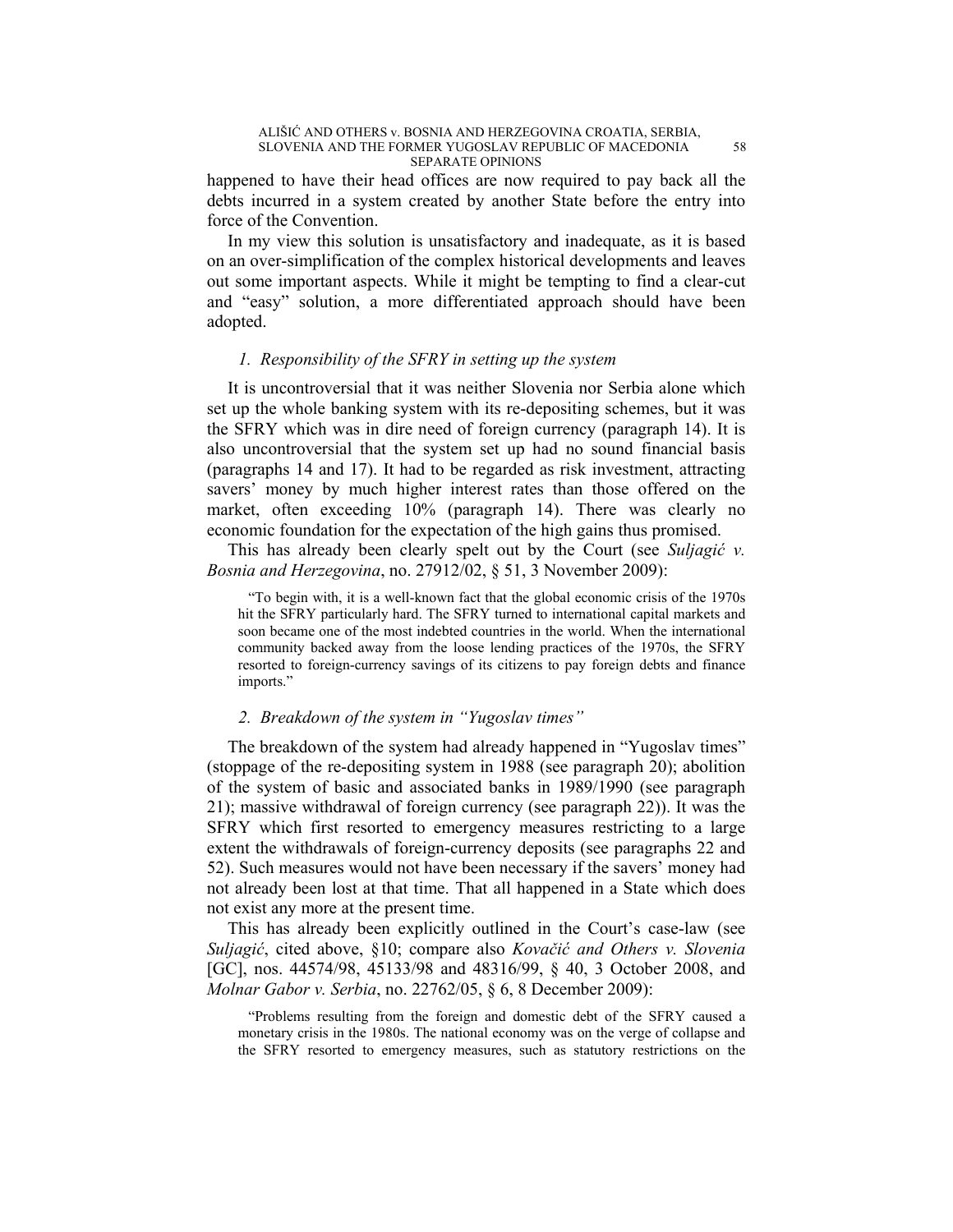happened to have their head offices are now required to pay back all the debts incurred in a system created by another State before the entry into force of the Convention.

In my view this solution is unsatisfactory and inadequate, as it is based on an over-simplification of the complex historical developments and leaves out some important aspects. While it might be tempting to find a clear-cut and "easy" solution, a more differentiated approach should have been adopted.

### *1. Responsibility of the SFRY in setting up the system*

It is uncontroversial that it was neither Slovenia nor Serbia alone which set up the whole banking system with its re-depositing schemes, but it was the SFRY which was in dire need of foreign currency (paragraph 14). It is also uncontroversial that the system set up had no sound financial basis (paragraphs 14 and 17). It had to be regarded as risk investment, attracting savers' money by much higher interest rates than those offered on the market, often exceeding 10% (paragraph 14). There was clearly no economic foundation for the expectation of the high gains thus promised.

This has already been clearly spelt out by the Court (see *Suljagić v. Bosnia and Herzegovina*, no. 27912/02, § 51, 3 November 2009):

> "To begin with, it is a well-known fact that the global economic crisis of the 1970s hit the SFRY particularly hard. The SFRY turned to international capital markets and soon became one of the most indebted countries in the world. When the international community backed away from the loose lending practices of the 1970s, the SFRY resorted to foreign-currency savings of its citizens to pay foreign debts and finance imports."

### *2. Breakdown of the system in "Yugoslav times"*

The breakdown of the system had already happened in "Yugoslav times" (stoppage of the re-depositing system in 1988 (see paragraph 20); abolition of the system of basic and associated banks in 1989/1990 (see paragraph 21); massive withdrawal of foreign currency (see paragraph 22)). It was the SFRY which first resorted to emergency measures restricting to a large extent the withdrawals of foreign-currency deposits (see paragraphs 22 and 52). Such measures would not have been necessary if the savers' money had not already been lost at that time. That all happened in a State which does not exist any more at the present time.

This has already been explicitly outlined in the Court's case-law (see *Suljagić*, cited above, §10; compare also *Kovačić and Others v. Slovenia* [GC], nos. 44574/98, 45133/98 and 48316/99, § 40, 3 October 2008, and *Molnar Gabor v. Serbia*, no. 22762/05, § 6, 8 December 2009):

> "Problems resulting from the foreign and domestic debt of the SFRY caused a monetary crisis in the 1980s. The national economy was on the verge of collapse and the SFRY resorted to emergency measures, such as statutory restrictions on the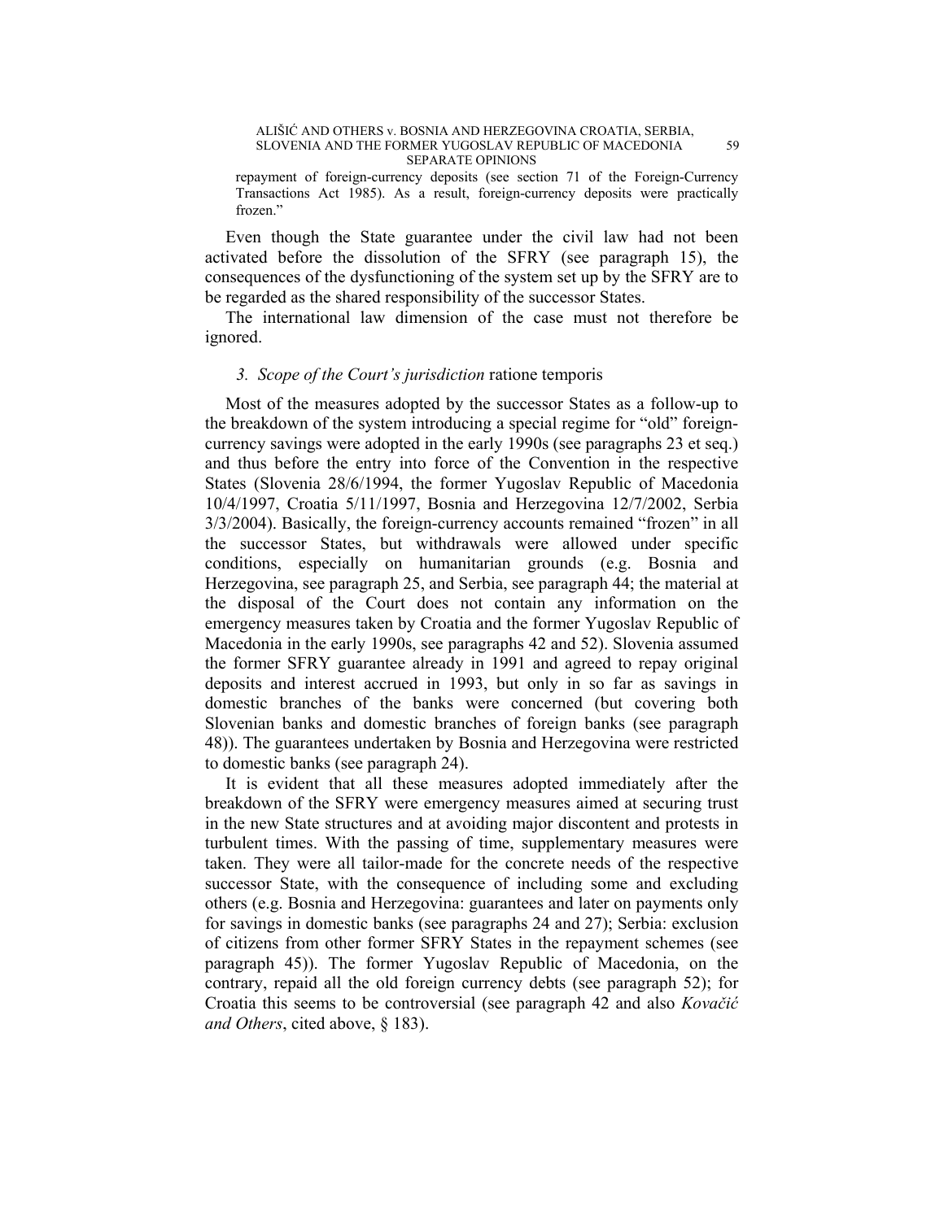repayment of foreign-currency deposits (see section 71 of the Foreign-Currency Transactions Act 1985). As a result, foreign-currency deposits were practically frozen."

Even though the State guarantee under the civil law had not been activated before the dissolution of the SFRY (see paragraph 15), the consequences of the dysfunctioning of the system set up by the SFRY are to be regarded as the shared responsibility of the successor States.

The international law dimension of the case must not therefore be ignored.

### 3. *Scope of the Court's jurisdiction* ratione temporis

Most of the measures adopted by the successor States as a follow-up to the breakdown of the system introducing a special regime for "old" foreign-currency savings were adopted in the early 1990s (see paragraphs 23 et seq.) and thus before the entry into force of the Convention in the respective States (Slovenia 28/6/1994, the former Yugoslav Republic of Macedonia 10/4/1997, Croatia 5/11/1997, Bosnia and Herzegovina 12/7/2002, Serbia 3/3/2004). Basically, the foreign-currency accounts remained "frozen" in all the successor States, but withdrawals were allowed under specific conditions, especially on humanitarian grounds (e.g. Bosnia and Herzegovina, see paragraph 25, and Serbia, see paragraph 44; the material at the disposal of the Court does not contain any information on the emergency measures taken by Croatia and the former Yugoslav Republic of Macedonia in the early 1990s, see paragraphs 42 and 52). Slovenia assumed the former SFRY guarantee already in 1991 and agreed to repay original deposits and interest accrued in 1993, but only in so far as savings in domestic branches of the banks were concerned (but covering both Slovenian banks and domestic branches of foreign banks (see paragraph 48)). The guarantees undertaken by Bosnia and Herzegovina were restricted to domestic banks (see paragraph 24).

It is evident that all these measures adopted immediately after the breakdown of the SFRY were emergency measures aimed at securing trust in the new State structures and at avoiding major discontent and protests in turbulent times. With the passing of time, supplementary measures were taken. They were all tailor-made for the concrete needs of the respective successor State, with the consequence of including some and excluding others (e.g. Bosnia and Herzegovina: guarantees and later on payments only for savings in domestic banks (see paragraphs 24 and 27); Serbia: exclusion of citizens from other former SFRY States in the repayment schemes (see paragraph 45)). The former Yugoslav Republic of Macedonia, on the contrary, repaid all the old foreign currency debts (see paragraph 52); for Croatia this seems to be controversial (see paragraph 42 and also *Kovačić and Others*, cited above, § 183).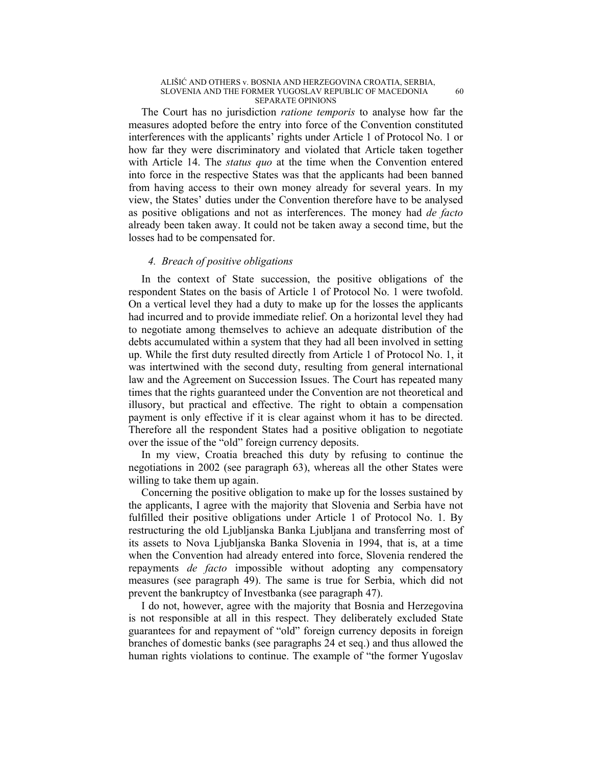The Court has no jurisdiction *ratione temporis* to analyse how far the measures adopted before the entry into force of the Convention constituted interferences with the applicants' rights under Article 1 of Protocol No. 1 or how far they were discriminatory and violated that Article taken together with Article 14. The *status quo* at the time when the Convention entered into force in the respective States was that the applicants had been banned from having access to their own money already for several years. In my view, the States' duties under the Convention therefore have to be analysed as positive obligations and not as interferences. The money had *de facto* already been taken away. It could not be taken away a second time, but the losses had to be compensated for.

### *4. Breach of positive obligations*

In the context of State succession, the positive obligations of the respondent States on the basis of Article 1 of Protocol No. 1 were twofold. On a vertical level they had a duty to make up for the losses the applicants had incurred and to provide immediate relief. On a horizontal level they had to negotiate among themselves to achieve an adequate distribution of the debts accumulated within a system that they had all been involved in setting up. While the first duty resulted directly from Article 1 of Protocol No. 1, it was intertwined with the second duty, resulting from general international law and the Agreement on Succession Issues. The Court has repeated many times that the rights guaranteed under the Convention are not theoretical and illusory, but practical and effective. The right to obtain a compensation payment is only effective if it is clear against whom it has to be directed. Therefore all the respondent States had a positive obligation to negotiate over the issue of the "old" foreign currency deposits.

In my view, Croatia breached this duty by refusing to continue the negotiations in 2002 (see paragraph 63), whereas all the other States were willing to take them up again.

Concerning the positive obligation to make up for the losses sustained by the applicants, I agree with the majority that Slovenia and Serbia have not fulfilled their positive obligations under Article 1 of Protocol No. 1. By restructuring the old Ljubljanska Banka Ljubljana and transferring most of its assets to Nova Ljubljanska Banka Slovenia in 1994, that is, at a time when the Convention had already entered into force, Slovenia rendered the repayments *de facto* impossible without adopting any compensatory measures (see paragraph 49). The same is true for Serbia, which did not prevent the bankruptcy of Investbanka (see paragraph 47).

I do not, however, agree with the majority that Bosnia and Herzegovina is not responsible at all in this respect. They deliberately excluded State guarantees for and repayment of "old" foreign currency deposits in foreign branches of domestic banks (see paragraphs 24 et seq.) and thus allowed the human rights violations to continue. The example of "the former Yugoslav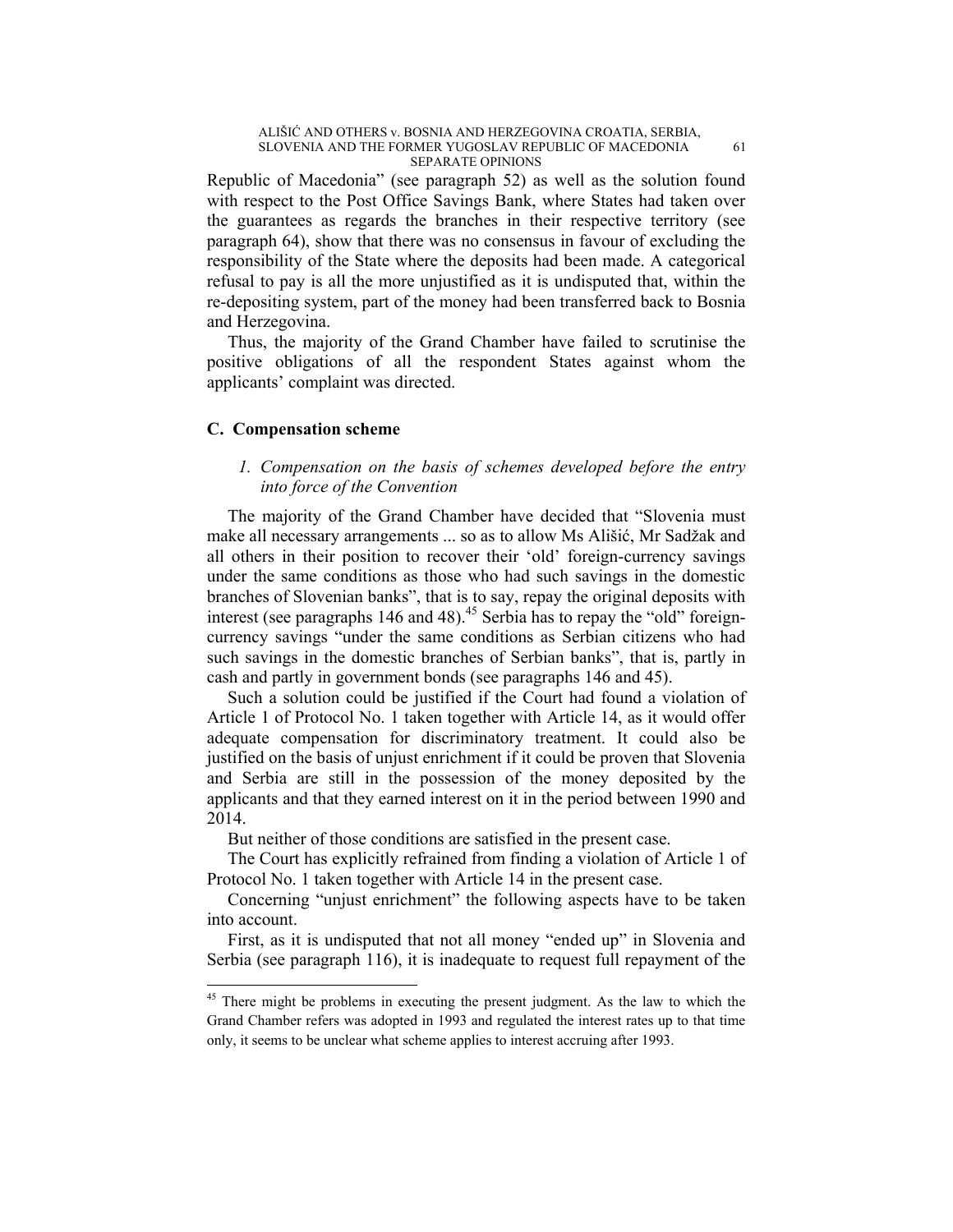Republic of Macedonia" (see paragraph 52) as well as the solution found with respect to the Post Office Savings Bank, where States had taken over the guarantees as regards the branches in their respective territory (see paragraph 64), show that there was no consensus in favour of excluding the responsibility of the State where the deposits had been made. A categorical refusal to pay is all the more unjustified as it is undisputed that, within the re-depositing system, part of the money had been transferred back to Bosnia and Herzegovina.

Thus, the majority of the Grand Chamber have failed to scrutinise the positive obligations of all the respondent States against whom the applicants' complaint was directed.

### C. Compensation scheme

#### 1. *Compensation on the basis of schemes developed before the entry into force of the Convention*

The majority of the Grand Chamber have decided that "Slovenia must make all necessary arrangements ... so as to allow Ms Ališić, Mr Sadžak and all others in their position to recover their 'old' foreign-currency savings under the same conditions as those who had such savings in the domestic branches of Slovenian banks", that is to say, repay the original deposits with interest (see paragraphs 146 and 48).[45] Serbia has to repay the "old" foreign-currency savings "under the same conditions as Serbian citizens who had such savings in the domestic branches of Serbian banks", that is, partly in cash and partly in government bonds (see paragraphs 146 and 45).

Such a solution could be justified if the Court had found a violation of Article 1 of Protocol No. 1 taken together with Article 14, as it would offer adequate compensation for discriminatory treatment. It could also be justified on the basis of unjust enrichment if it could be proven that Slovenia and Serbia are still in the possession of the money deposited by the applicants and that they earned interest on it in the period between 1990 and 2014.

But neither of those conditions are satisfied in the present case.

The Court has explicitly refrained from finding a violation of Article 1 of Protocol No. 1 taken together with Article 14 in the present case.

Concerning "unjust enrichment" the following aspects have to be taken into account.

First, as it is undisputed that not all money "ended up" in Slovenia and Serbia (see paragraph 116), it is inadequate to request full repayment of the

[45] There might be problems in executing the present judgment. As the law to which the Grand Chamber refers was adopted in 1993 and regulated the interest rates up to that time only, it seems to be unclear what scheme applies to interest accruing after 1993.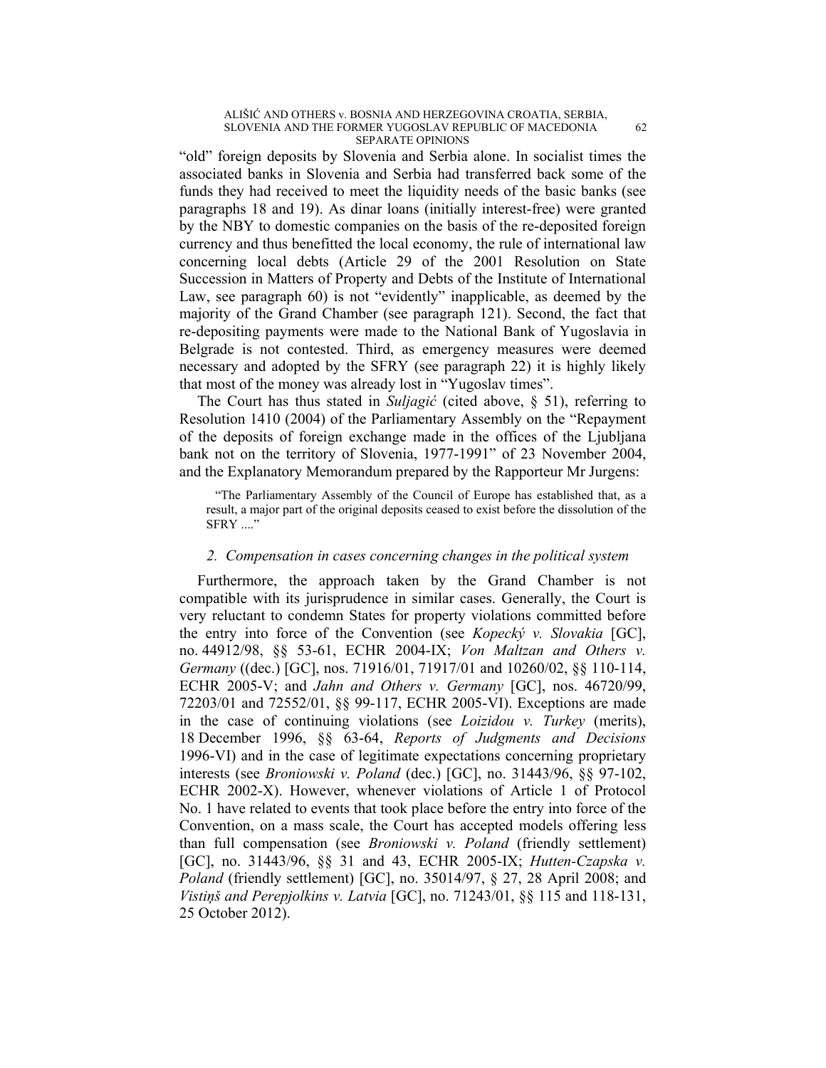"old" foreign deposits by Slovenia and Serbia alone. In socialist times the associated banks in Slovenia and Serbia had transferred back some of the funds they had received to meet the liquidity needs of the basic banks (see paragraphs 18 and 19). As dinar loans (initially interest-free) were granted by the NBY to domestic companies on the basis of the re-deposited foreign currency and thus benefitted the local economy, the rule of international law concerning local debts (Article 29 of the 2001 Resolution on State Succession in Matters of Property and Debts of the Institute of International Law, see paragraph 60) is not "evidently" inapplicable, as deemed by the majority of the Grand Chamber (see paragraph 121). Second, the fact that re-depositing payments were made to the National Bank of Yugoslavia in Belgrade is not contested. Third, as emergency measures were deemed necessary and adopted by the SFRY (see paragraph 22) it is highly likely that most of the money was already lost in "Yugoslav times".

The Court has thus stated in *Suljagić* (cited above, § 51), referring to Resolution 1410 (2004) of the Parliamentary Assembly on the "Repayment of the deposits of foreign exchange made in the offices of the Ljubljana bank not on the territory of Slovenia, 1977-1991" of 23 November 2004, and the Explanatory Memorandum prepared by the Rapporteur Mr Jurgens:

> "The Parliamentary Assembly of the Council of Europe has established that, as a result, a major part of the original deposits ceased to exist before the dissolution of the SFRY ...."

### *2. Compensation in cases concerning changes in the political system*

Furthermore, the approach taken by the Grand Chamber is not compatible with its jurisprudence in similar cases. Generally, the Court is very reluctant to condemn States for property violations committed before the entry into force of the Convention (see *Kopecký v. Slovakia* [GC], no. 44912/98, §§ 53-61, ECHR 2004-IX; *Von Maltzan and Others v. Germany* ((dec.) [GC], nos. 71916/01, 71917/01 and 10260/02, §§ 110-114, ECHR 2005-V; and *Jahn and Others v. Germany* [GC], nos. 46720/99, 72203/01 and 72552/01, §§ 99-117, ECHR 2005-VI). Exceptions are made in the case of continuing violations (see *Loizidou v. Turkey* (merits), 18 December 1996, §§ 63-64, *Reports of Judgments and Decisions* 1996-VI) and in the case of legitimate expectations concerning proprietary interests (see *Broniowski v. Poland* (dec.) [GC], no. 31443/96, §§ 97-102, ECHR 2002-X). However, whenever violations of Article 1 of Protocol No. 1 have related to events that took place before the entry into force of the Convention, on a mass scale, the Court has accepted models offering less than full compensation (see *Broniowski v. Poland* (friendly settlement) [GC], no. 31443/96, §§ 31 and 43, ECHR 2005-IX; *Hutten-Czapska v. Poland* (friendly settlement) [GC], no. 35014/97, § 27, 28 April 2008; and *Vistiņš and Perepjolkins v. Latvia* [GC], no. 71243/01, §§ 115 and 118-131, 25 October 2012).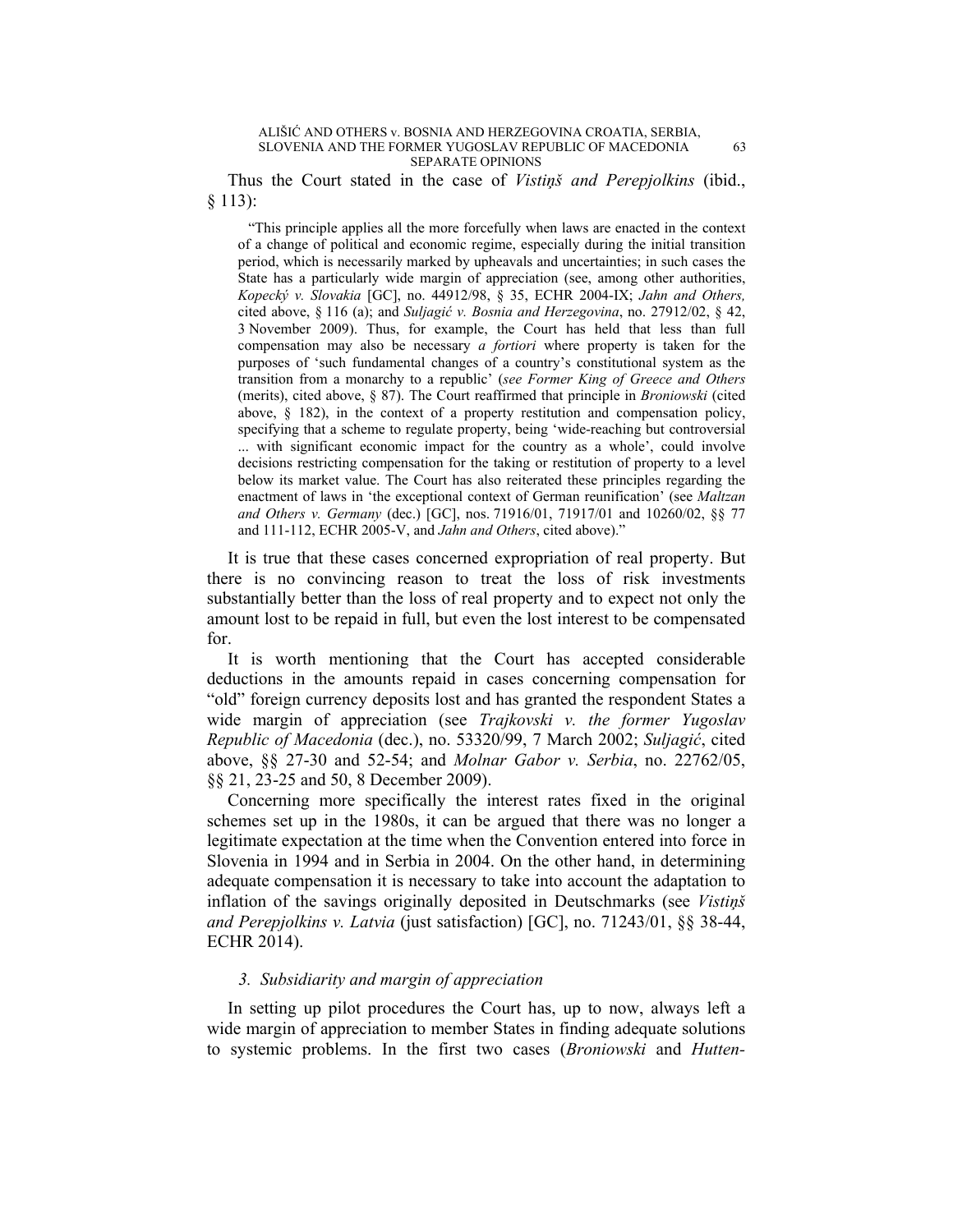Thus the Court stated in the case of *Vistiņš and Perepjolkins* (ibid., § 113):

> "This principle applies all the more forcefully when laws are enacted in the context of a change of political and economic regime, especially during the initial transition period, which is necessarily marked by upheavals and uncertainties; in such cases the State has a particularly wide margin of appreciation (see, among other authorities, *Kopecký v. Slovakia* [GC], no. 44912/98, § 35, ECHR 2004-IX; *Jahn and Others,* cited above, § 116 (a); and *Suljagić v. Bosnia and Herzegovina*, no. 27912/02, § 42, 3 November 2009). Thus, for example, the Court has held that less than full compensation may also be necessary *a fortiori* where property is taken for the purposes of 'such fundamental changes of a country's constitutional system as the transition from a monarchy to a republic' (*see Former King of Greece and Others* (merits), cited above, § 87). The Court reaffirmed that principle in *Broniowski* (cited above, § 182), in the context of a property restitution and compensation policy, specifying that a scheme to regulate property, being 'wide-reaching but controversial ... with significant economic impact for the country as a whole', could involve decisions restricting compensation for the taking or restitution of property to a level below its market value. The Court has also reiterated these principles regarding the enactment of laws in 'the exceptional context of German reunification' (see *Maltzan and Others v. Germany* (dec.) [GC], nos. 71916/01, 71917/01 and 10260/02, §§ 77 and 111-112, ECHR 2005-V, and *Jahn and Others*, cited above)."

It is true that these cases concerned expropriation of real property. But there is no convincing reason to treat the loss of risk investments substantially better than the loss of real property and to expect not only the amount lost to be repaid in full, but even the lost interest to be compensated for.

It is worth mentioning that the Court has accepted considerable deductions in the amounts repaid in cases concerning compensation for "old" foreign currency deposits lost and has granted the respondent States a wide margin of appreciation (see *Trajkovski v. the former Yugoslav Republic of Macedonia* (dec.), no. 53320/99, 7 March 2002; *Suljagić*, cited above, §§ 27-30 and 52-54; and *Molnar Gabor v. Serbia*, no. 22762/05, §§ 21, 23-25 and 50, 8 December 2009).

Concerning more specifically the interest rates fixed in the original schemes set up in the 1980s, it can be argued that there was no longer a legitimate expectation at the time when the Convention entered into force in Slovenia in 1994 and in Serbia in 2004. On the other hand, in determining adequate compensation it is necessary to take into account the adaptation to inflation of the savings originally deposited in Deutschmarks (see *Vistiņš and Perepjolkins v. Latvia* (just satisfaction) [GC], no. 71243/01, §§ 38-44, ECHR 2014).

### *3. Subsidiarity and margin of appreciation*

In setting up pilot procedures the Court has, up to now, always left a wide margin of appreciation to member States in finding adequate solutions to systemic problems. In the first two cases (*Broniowski* and *Hutten-*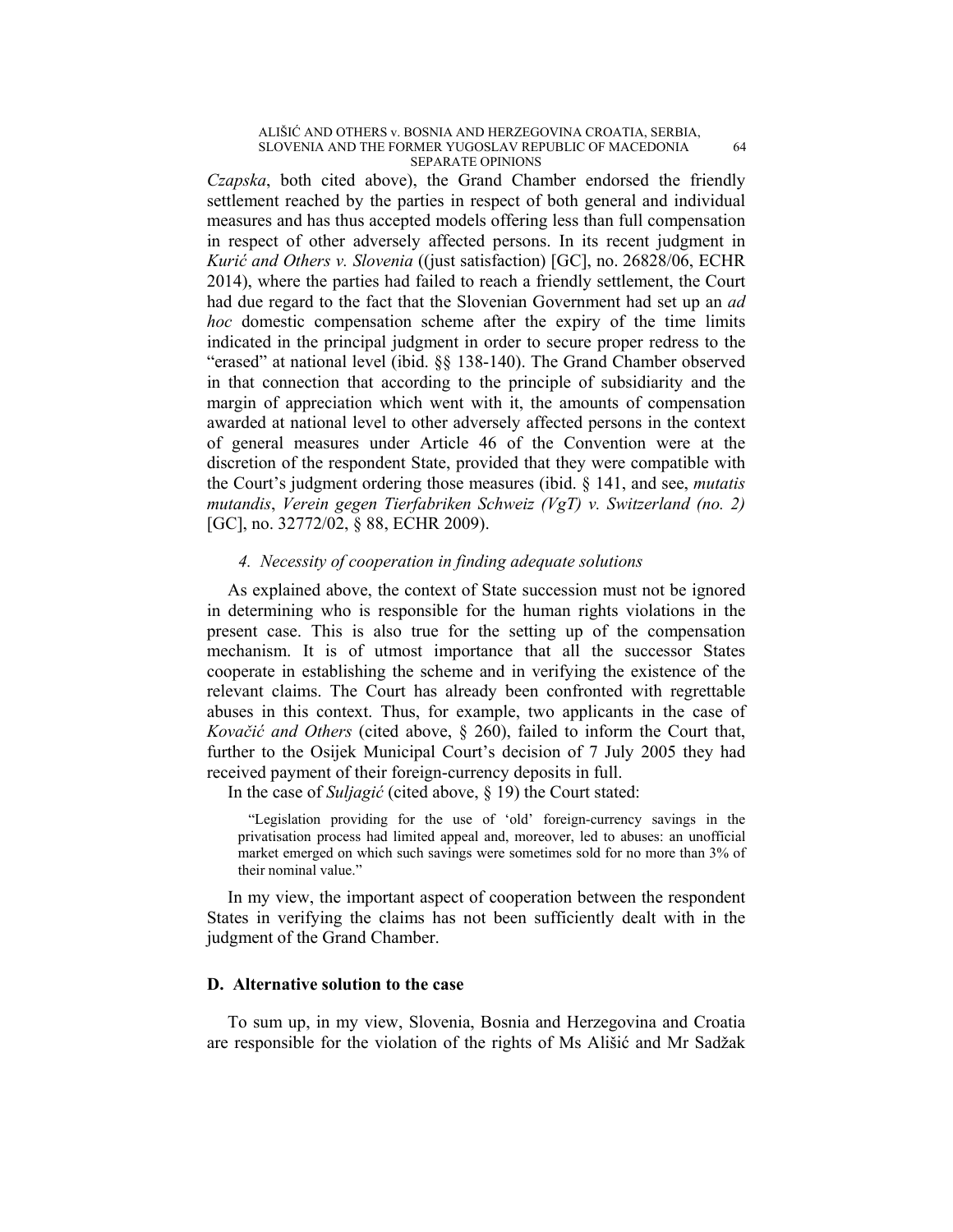*Czapska*, both cited above), the Grand Chamber endorsed the friendly settlement reached by the parties in respect of both general and individual measures and has thus accepted models offering less than full compensation in respect of other adversely affected persons. In its recent judgment in *Kurić and Others v. Slovenia* ((just satisfaction) [GC], no. 26828/06, ECHR 2014), where the parties had failed to reach a friendly settlement, the Court had due regard to the fact that the Slovenian Government had set up an *ad hoc* domestic compensation scheme after the expiry of the time limits indicated in the principal judgment in order to secure proper redress to the "erased" at national level (ibid. §§ 138-140). The Grand Chamber observed in that connection that according to the principle of subsidiarity and the margin of appreciation which went with it, the amounts of compensation awarded at national level to other adversely affected persons in the context of general measures under Article 46 of the Convention were at the discretion of the respondent State, provided that they were compatible with the Court's judgment ordering those measures (ibid. § 141, and see, *mutatis mutandis*, *Verein gegen Tierfabriken Schweiz (VgT) v. Switzerland (no. 2)* [GC], no. 32772/02, § 88, ECHR 2009).

#### *4. Necessity of cooperation in finding adequate solutions*

As explained above, the context of State succession must not be ignored in determining who is responsible for the human rights violations in the present case. This is also true for the setting up of the compensation mechanism. It is of utmost importance that all the successor States cooperate in establishing the scheme and in verifying the existence of the relevant claims. The Court has already been confronted with regrettable abuses in this context. Thus, for example, two applicants in the case of *Kovačić and Others* (cited above, § 260), failed to inform the Court that, further to the Osijek Municipal Court's decision of 7 July 2005 they had received payment of their foreign-currency deposits in full.

In the case of *Suljagić* (cited above, § 19) the Court stated:

> "Legislation providing for the use of 'old' foreign-currency savings in the privatisation process had limited appeal and, moreover, led to abuses: an unofficial market emerged on which such savings were sometimes sold for no more than 3% of their nominal value."

In my view, the important aspect of cooperation between the respondent States in verifying the claims has not been sufficiently dealt with in the judgment of the Grand Chamber.

### D. Alternative solution to the case

To sum up, in my view, Slovenia, Bosnia and Herzegovina and Croatia are responsible for the violation of the rights of Ms Ališić and Mr Sadžak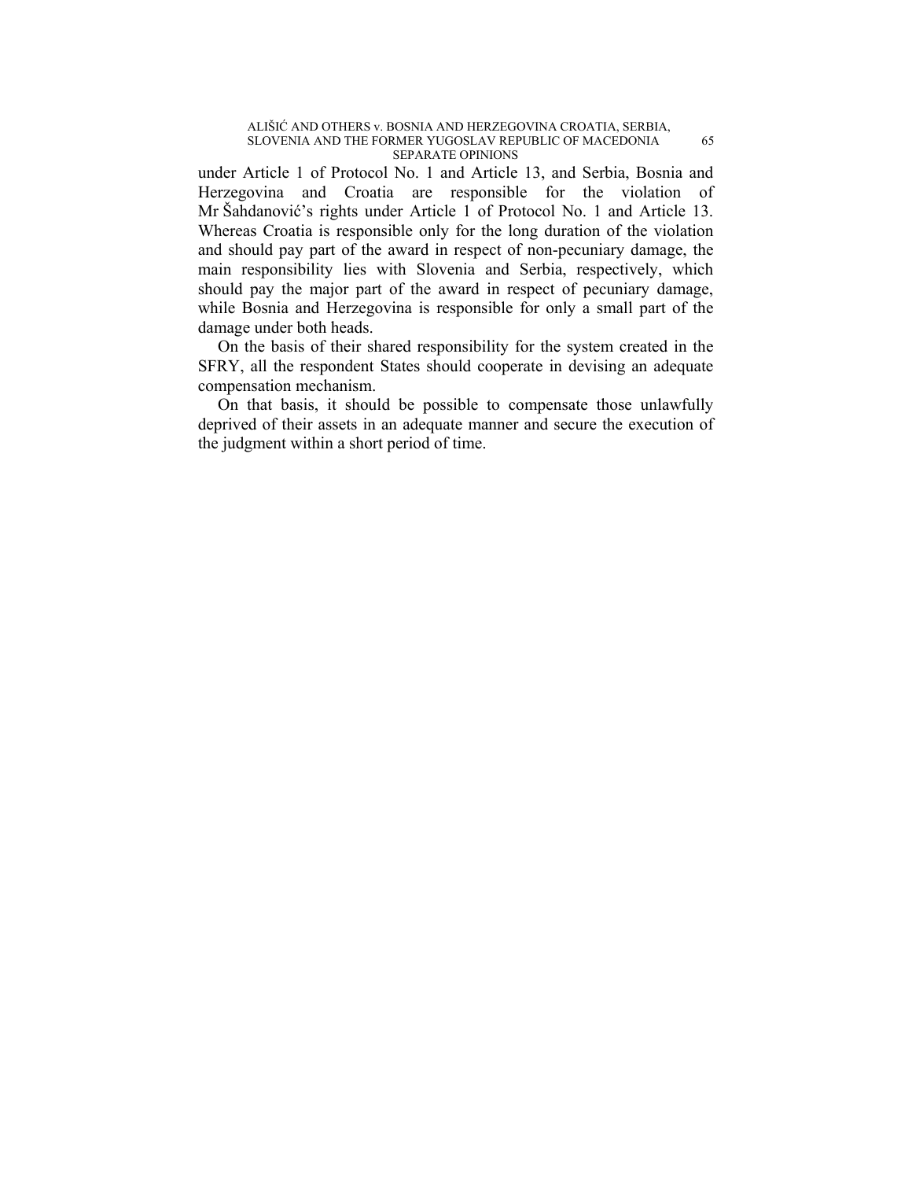under Article 1 of Protocol No. 1 and Article 13, and Serbia, Bosnia and Herzegovina and Croatia are responsible for the violation of Mr Šahdanović's rights under Article 1 of Protocol No. 1 and Article 13. Whereas Croatia is responsible only for the long duration of the violation and should pay part of the award in respect of non-pecuniary damage, the main responsibility lies with Slovenia and Serbia, respectively, which should pay the major part of the award in respect of pecuniary damage, while Bosnia and Herzegovina is responsible for only a small part of the damage under both heads.

On the basis of their shared responsibility for the system created in the SFRY, all the respondent States should cooperate in devising an adequate compensation mechanism.

On that basis, it should be possible to compensate those unlawfully deprived of their assets in an adequate manner and secure the execution of the judgment within a short period of time.